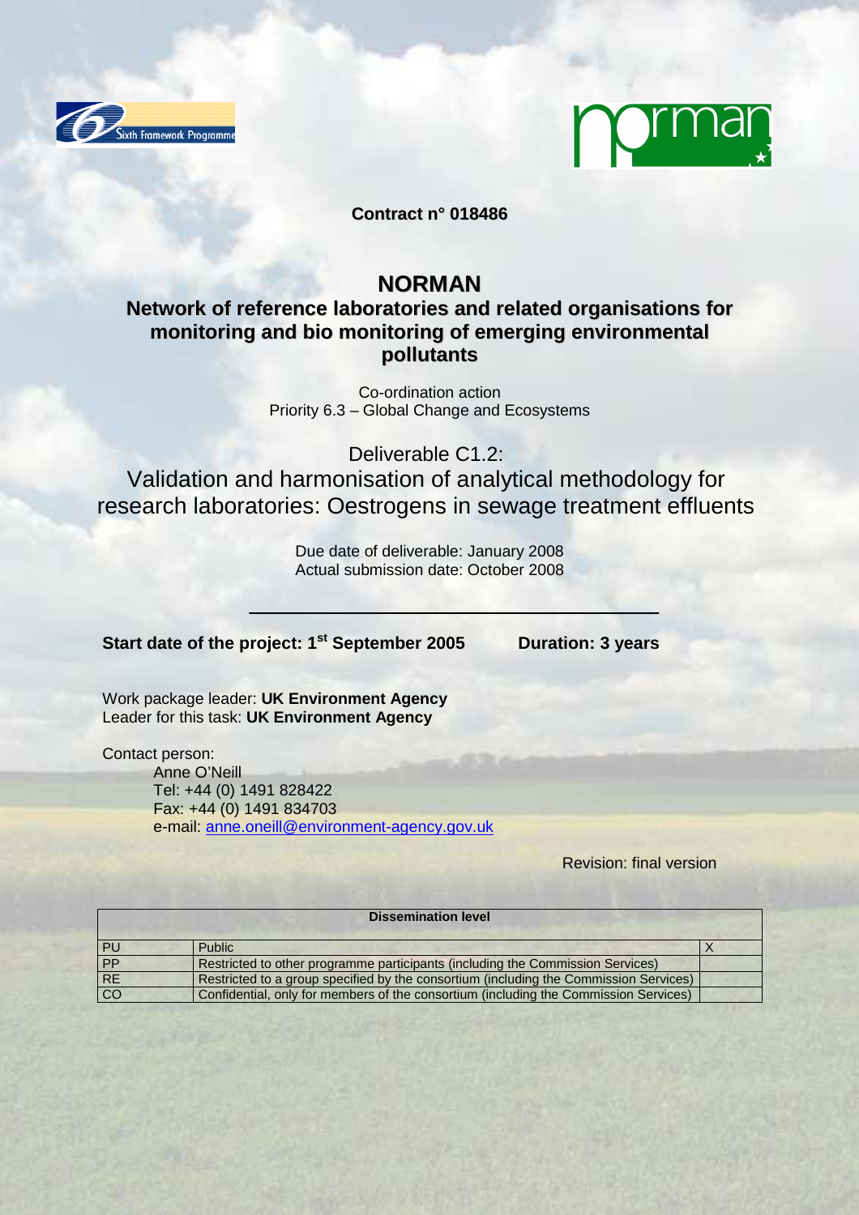**Contract n° 018486**

# NORMAN

## Network of reference laboratories and related organisations for monitoring and bio monitoring of emerging environmental pollutants

Co-ordination action
Priority 6.3 – Global Change and Ecosystems

Deliverable C1.2:
Validation and harmonisation of analytical methodology for research laboratories: Oestrogens in sewage treatment effluents

Due date of deliverable: January 2008
Actual submission date: October 2008

**Start date of the project: 1st September 2005** **Duration: 3 years**

Work package leader: **UK Environment Agency**
Leader for this task: **UK Environment Agency**

Contact person:
Anne O'Neill
Tel: +44 (0) 1491 828422
Fax: +44 (0) 1491 834703
e-mail: anne.oneill@environment-agency.gov.uk

Revision: final version

| Dissemination level | | |
|---|---|---|
| PU | Public | X |
| PP | Restricted to other programme participants (including the Commission Services) | |
| RE | Restricted to a group specified by the consortium (including the Commission Services) | |
| CO | Confidential, only for members of the consortium (including the Commission Services) | |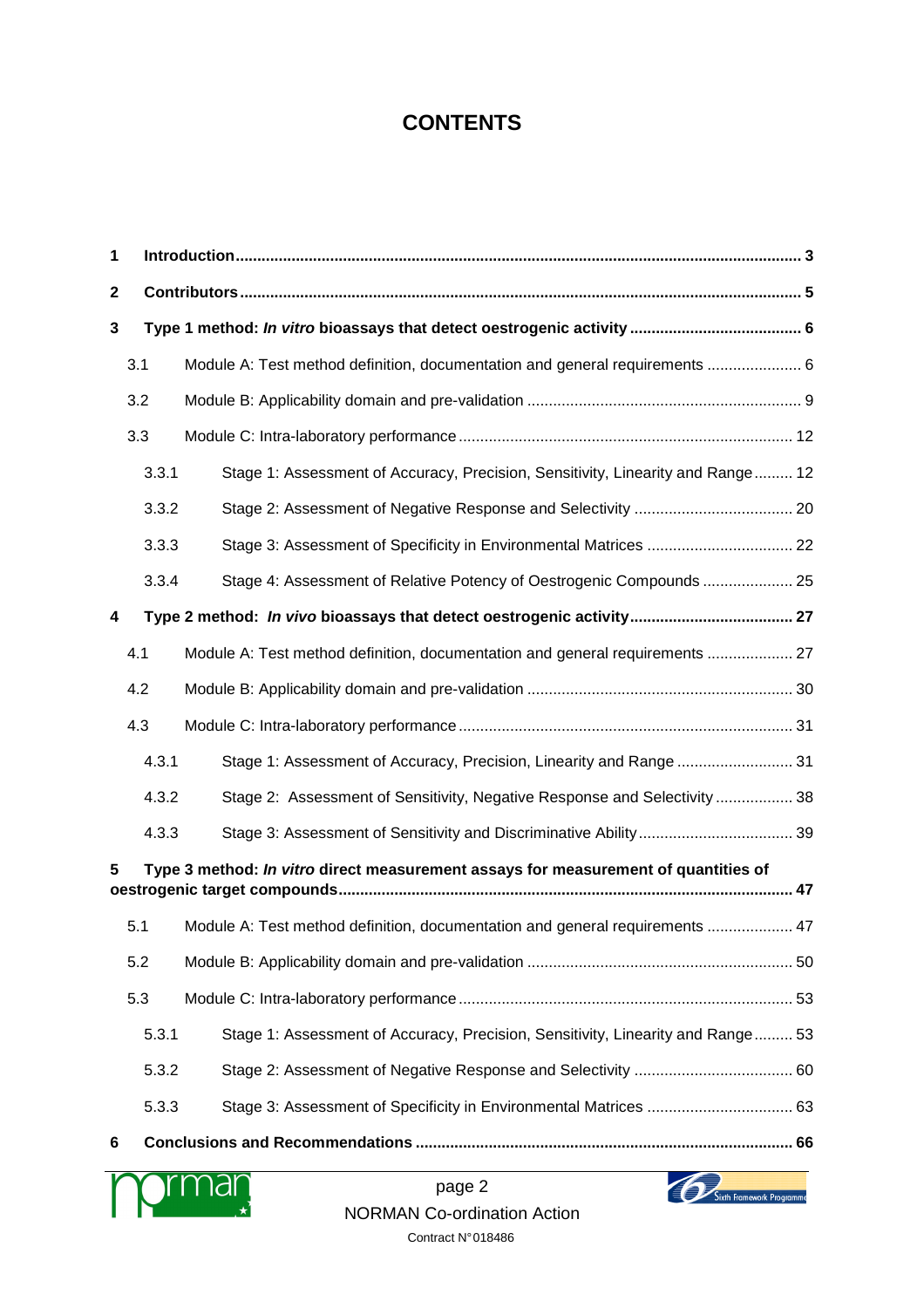# CONTENTS

**1 Introduction ... 3**

**2 Contributors ... 5**

**3 Type 1 method: *In vitro* bioassays that detect oestrogenic activity ... 6**

- 3.1 Module A: Test method definition, documentation and general requirements ... 6
- 3.2 Module B: Applicability domain and pre-validation ... 9
- 3.3 Module C: Intra-laboratory performance ... 12
  - 3.3.1 Stage 1: Assessment of Accuracy, Precision, Sensitivity, Linearity and Range ... 12
  - 3.3.2 Stage 2: Assessment of Negative Response and Selectivity ... 20
  - 3.3.3 Stage 3: Assessment of Specificity in Environmental Matrices ... 22
  - 3.3.4 Stage 4: Assessment of Relative Potency of Oestrogenic Compounds ... 25

**4 Type 2 method: *In vivo* bioassays that detect oestrogenic activity ... 27**

- 4.1 Module A: Test method definition, documentation and general requirements ... 27
- 4.2 Module B: Applicability domain and pre-validation ... 30
- 4.3 Module C: Intra-laboratory performance ... 31
  - 4.3.1 Stage 1: Assessment of Accuracy, Precision, Linearity and Range ... 31
  - 4.3.2 Stage 2: Assessment of Sensitivity, Negative Response and Selectivity ... 38
  - 4.3.3 Stage 3: Assessment of Sensitivity and Discriminative Ability ... 39

**5 Type 3 method: *In vitro* direct measurement assays for measurement of quantities of oestrogenic target compounds ... 47**

- 5.1 Module A: Test method definition, documentation and general requirements ... 47
- 5.2 Module B: Applicability domain and pre-validation ... 50
- 5.3 Module C: Intra-laboratory performance ... 53
  - 5.3.1 Stage 1: Assessment of Accuracy, Precision, Sensitivity, Linearity and Range ... 53
  - 5.3.2 Stage 2: Assessment of Negative Response and Selectivity ... 60
  - 5.3.3 Stage 3: Assessment of Specificity in Environmental Matrices ... 63

**6 Conclusions and Recommendations ... 66**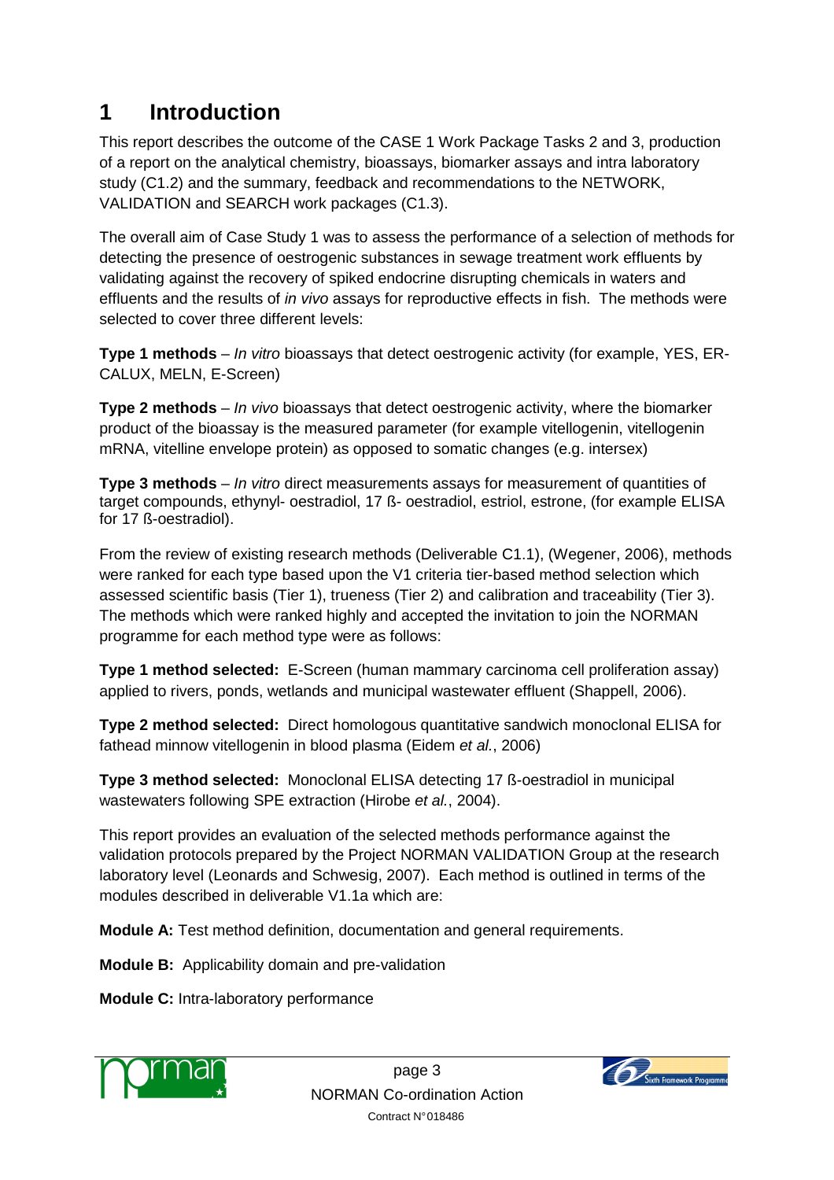# 1 Introduction

This report describes the outcome of the CASE 1 Work Package Tasks 2 and 3, production of a report on the analytical chemistry, bioassays, biomarker assays and intra laboratory study (C1.2) and the summary, feedback and recommendations to the NETWORK, VALIDATION and SEARCH work packages (C1.3).

The overall aim of Case Study 1 was to assess the performance of a selection of methods for detecting the presence of oestrogenic substances in sewage treatment work effluents by validating against the recovery of spiked endocrine disrupting chemicals in waters and effluents and the results of *in vivo* assays for reproductive effects in fish. The methods were selected to cover three different levels:

**Type 1 methods** – *In vitro* bioassays that detect oestrogenic activity (for example, YES, ER-CALUX, MELN, E-Screen)

**Type 2 methods** – *In vivo* bioassays that detect oestrogenic activity, where the biomarker product of the bioassay is the measured parameter (for example vitellogenin, vitellogenin mRNA, vitelline envelope protein) as opposed to somatic changes (e.g. intersex)

**Type 3 methods** – *In vitro* direct measurements assays for measurement of quantities of target compounds, ethynyl- oestradiol, 17 ß- oestradiol, estriol, estrone, (for example ELISA for 17 ß-oestradiol).

From the review of existing research methods (Deliverable C1.1), (Wegener, 2006), methods were ranked for each type based upon the V1 criteria tier-based method selection which assessed scientific basis (Tier 1), trueness (Tier 2) and calibration and traceability (Tier 3). The methods which were ranked highly and accepted the invitation to join the NORMAN programme for each method type were as follows:

**Type 1 method selected:** E-Screen (human mammary carcinoma cell proliferation assay) applied to rivers, ponds, wetlands and municipal wastewater effluent (Shappell, 2006).

**Type 2 method selected:** Direct homologous quantitative sandwich monoclonal ELISA for fathead minnow vitellogenin in blood plasma (Eidem *et al.*, 2006)

**Type 3 method selected:** Monoclonal ELISA detecting 17 ß-oestradiol in municipal wastewaters following SPE extraction (Hirobe *et al.*, 2004).

This report provides an evaluation of the selected methods performance against the validation protocols prepared by the Project NORMAN VALIDATION Group at the research laboratory level (Leonards and Schwesig, 2007). Each method is outlined in terms of the modules described in deliverable V1.1a which are:

**Module A:** Test method definition, documentation and general requirements.

**Module B:** Applicability domain and pre-validation

**Module C:** Intra-laboratory performance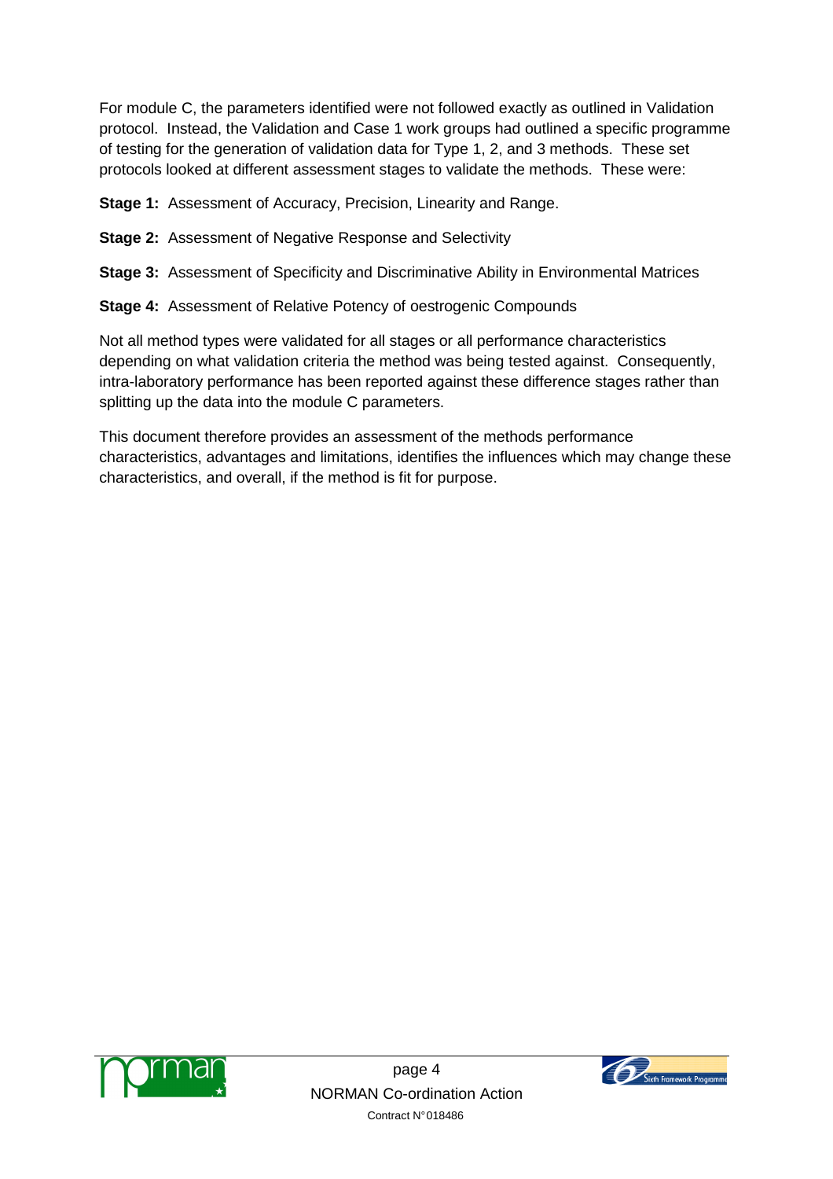For module C, the parameters identified were not followed exactly as outlined in Validation protocol. Instead, the Validation and Case 1 work groups had outlined a specific programme of testing for the generation of validation data for Type 1, 2, and 3 methods. These set protocols looked at different assessment stages to validate the methods. These were:

**Stage 1:** Assessment of Accuracy, Precision, Linearity and Range.

**Stage 2:** Assessment of Negative Response and Selectivity

**Stage 3:** Assessment of Specificity and Discriminative Ability in Environmental Matrices

**Stage 4:** Assessment of Relative Potency of oestrogenic Compounds

Not all method types were validated for all stages or all performance characteristics depending on what validation criteria the method was being tested against. Consequently, intra-laboratory performance has been reported against these difference stages rather than splitting up the data into the module C parameters.

This document therefore provides an assessment of the methods performance characteristics, advantages and limitations, identifies the influences which may change these characteristics, and overall, if the method is fit for purpose.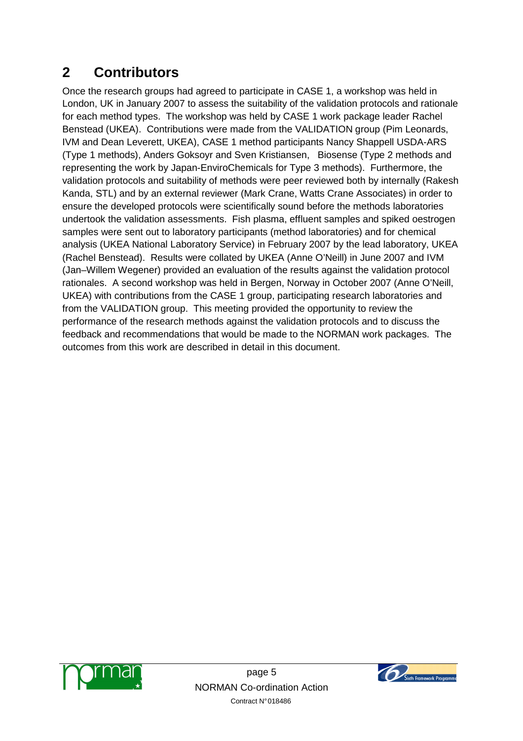## 2 Contributors

Once the research groups had agreed to participate in CASE 1, a workshop was held in London, UK in January 2007 to assess the suitability of the validation protocols and rationale for each method types. The workshop was held by CASE 1 work package leader Rachel Benstead (UKEA). Contributions were made from the VALIDATION group (Pim Leonards, IVM and Dean Leverett, UKEA), CASE 1 method participants Nancy Shappell USDA-ARS (Type 1 methods), Anders Goksoyr and Sven Kristiansen, Biosense (Type 2 methods and representing the work by Japan-EnviroChemicals for Type 3 methods). Furthermore, the validation protocols and suitability of methods were peer reviewed both by internally (Rakesh Kanda, STL) and by an external reviewer (Mark Crane, Watts Crane Associates) in order to ensure the developed protocols were scientifically sound before the methods laboratories undertook the validation assessments. Fish plasma, effluent samples and spiked oestrogen samples were sent out to laboratory participants (method laboratories) and for chemical analysis (UKEA National Laboratory Service) in February 2007 by the lead laboratory, UKEA (Rachel Benstead). Results were collated by UKEA (Anne O'Neill) in June 2007 and IVM (Jan–Willem Wegener) provided an evaluation of the results against the validation protocol rationales. A second workshop was held in Bergen, Norway in October 2007 (Anne O'Neill, UKEA) with contributions from the CASE 1 group, participating research laboratories and from the VALIDATION group. This meeting provided the opportunity to review the performance of the research methods against the validation protocols and to discuss the feedback and recommendations that would be made to the NORMAN work packages. The outcomes from this work are described in detail in this document.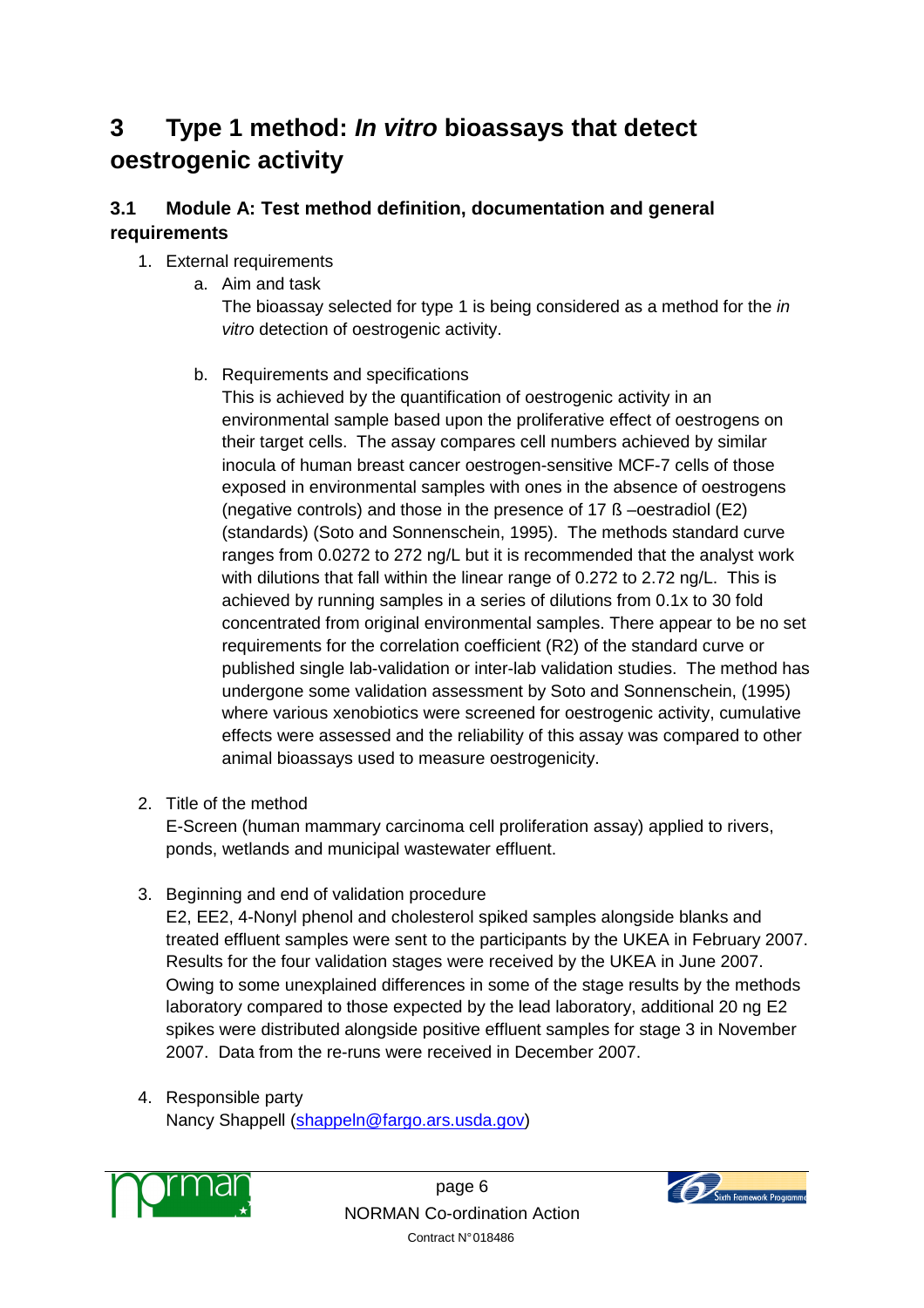# 3 Type 1 method: *In vitro* bioassays that detect oestrogenic activity

## 3.1 Module A: Test method definition, documentation and general requirements

1. External requirements
   a. Aim and task
      The bioassay selected for type 1 is being considered as a method for the *in vitro* detection of oestrogenic activity.

   b. Requirements and specifications
      This is achieved by the quantification of oestrogenic activity in an environmental sample based upon the proliferative effect of oestrogens on their target cells. The assay compares cell numbers achieved by similar inocula of human breast cancer oestrogen-sensitive MCF-7 cells of those exposed in environmental samples with ones in the absence of oestrogens (negative controls) and those in the presence of 17 ß –oestradiol (E2) (standards) (Soto and Sonnenschein, 1995). The methods standard curve ranges from 0.0272 to 272 ng/L but it is recommended that the analyst work with dilutions that fall within the linear range of 0.272 to 2.72 ng/L. This is achieved by running samples in a series of dilutions from 0.1x to 30 fold concentrated from original environmental samples. There appear to be no set requirements for the correlation coefficient ($R^2$) of the standard curve or published single lab-validation or inter-lab validation studies. The method has undergone some validation assessment by Soto and Sonnenschein, (1995) where various xenobiotics were screened for oestrogenic activity, cumulative effects were assessed and the reliability of this assay was compared to other animal bioassays used to measure oestrogenicity.

2. Title of the method
   E-Screen (human mammary carcinoma cell proliferation assay) applied to rivers, ponds, wetlands and municipal wastewater effluent.

3. Beginning and end of validation procedure
   E2, EE2, 4-Nonyl phenol and cholesterol spiked samples alongside blanks and treated effluent samples were sent to the participants by the UKEA in February 2007. Results for the four validation stages were received by the UKEA in June 2007. Owing to some unexplained differences in some of the stage results by the methods laboratory compared to those expected by the lead laboratory, additional 20 ng E2 spikes were distributed alongside positive effluent samples for stage 3 in November 2007. Data from the re-runs were received in December 2007.

4. Responsible party
   Nancy Shappell (shappeln@fargo.ars.usda.gov)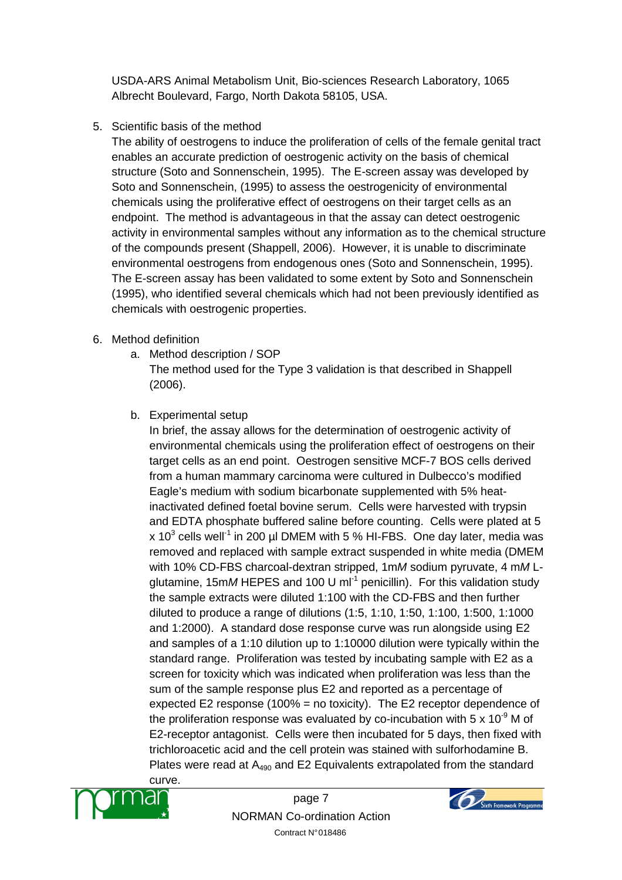USDA-ARS Animal Metabolism Unit, Bio-sciences Research Laboratory, 1065 Albrecht Boulevard, Fargo, North Dakota 58105, USA.

5. Scientific basis of the method

   The ability of oestrogens to induce the proliferation of cells of the female genital tract enables an accurate prediction of oestrogenic activity on the basis of chemical structure (Soto and Sonnenschein, 1995). The E-screen assay was developed by Soto and Sonnenschein, (1995) to assess the oestrogenicity of environmental chemicals using the proliferative effect of oestrogens on their target cells as an endpoint. The method is advantageous in that the assay can detect oestrogenic activity in environmental samples without any information as to the chemical structure of the compounds present (Shappell, 2006). However, it is unable to discriminate environmental oestrogens from endogenous ones (Soto and Sonnenschein, 1995). The E-screen assay has been validated to some extent by Soto and Sonnenschein (1995), who identified several chemicals which had not been previously identified as chemicals with oestrogenic properties.

6. Method definition

   a. Method description / SOP

      The method used for the Type 3 validation is that described in Shappell (2006).

   b. Experimental setup

      In brief, the assay allows for the determination of oestrogenic activity of environmental chemicals using the proliferation effect of oestrogens on their target cells as an end point. Oestrogen sensitive MCF-7 BOS cells derived from a human mammary carcinoma were cultured in Dulbecco's modified Eagle's medium with sodium bicarbonate supplemented with 5% heat-inactivated defined foetal bovine serum. Cells were harvested with trypsin and EDTA phosphate buffered saline before counting. Cells were plated at $5 \times 10^3$ cells well$^{-1}$ in 200 µl DMEM with 5 % HI-FBS. One day later, media was removed and replaced with sample extract suspended in white media (DMEM with 10% CD-FBS charcoal-dextran stripped, 1m*M* sodium pyruvate, 4 m*M* L-glutamine, 15m*M* HEPES and 100 U ml$^{-1}$ penicillin). For this validation study the sample extracts were diluted 1:100 with the CD-FBS and then further diluted to produce a range of dilutions (1:5, 1:10, 1:50, 1:100, 1:500, 1:1000 and 1:2000). A standard dose response curve was run alongside using E2 and samples of a 1:10 dilution up to 1:10000 dilution were typically within the standard range. Proliferation was tested by incubating sample with E2 as a screen for toxicity which was indicated when proliferation was less than the sum of the sample response plus E2 and reported as a percentage of expected E2 response (100% = no toxicity). The E2 receptor dependence of the proliferation response was evaluated by co-incubation with $5 \times 10^{-9}$ M of E2-receptor antagonist. Cells were then incubated for 5 days, then fixed with trichloroacetic acid and the cell protein was stained with sulforhodamine B. Plates were read at $A_{490}$ and E2 Equivalents extrapolated from the standard curve.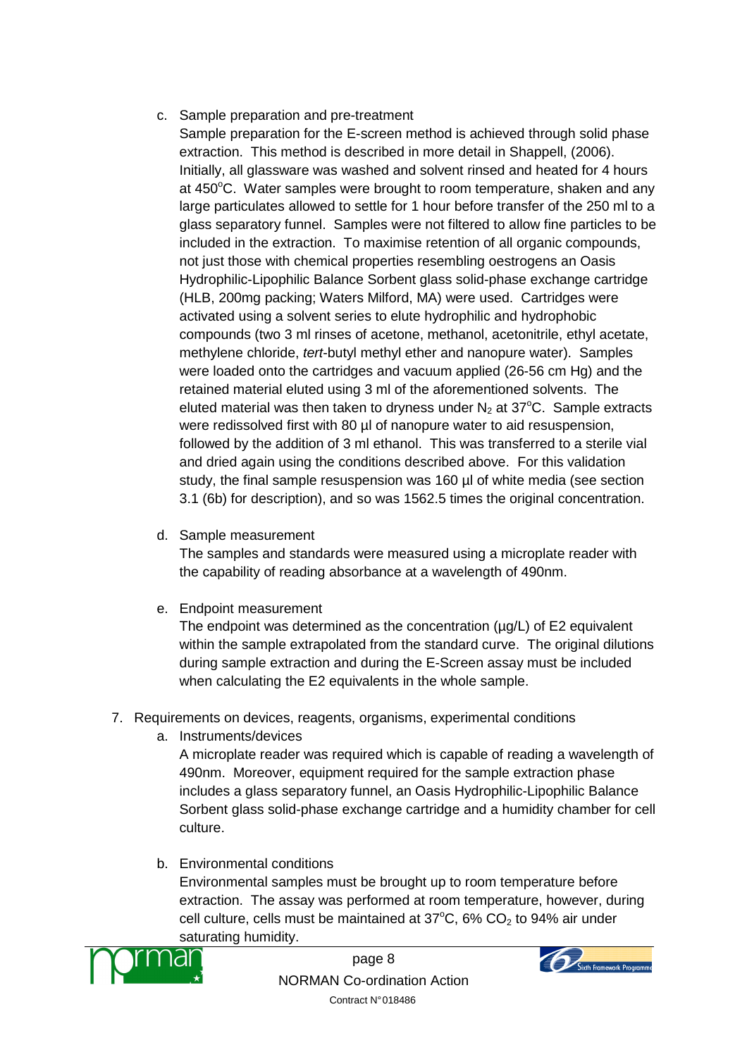c. Sample preparation and pre-treatment

   Sample preparation for the E-screen method is achieved through solid phase extraction. This method is described in more detail in Shappell, (2006). Initially, all glassware was washed and solvent rinsed and heated for 4 hours at 450°C. Water samples were brought to room temperature, shaken and any large particulates allowed to settle for 1 hour before transfer of the 250 ml to a glass separatory funnel. Samples were not filtered to allow fine particles to be included in the extraction. To maximise retention of all organic compounds, not just those with chemical properties resembling oestrogens an Oasis Hydrophilic-Lipophilic Balance Sorbent glass solid-phase exchange cartridge (HLB, 200mg packing; Waters Milford, MA) were used. Cartridges were activated using a solvent series to elute hydrophilic and hydrophobic compounds (two 3 ml rinses of acetone, methanol, acetonitrile, ethyl acetate, methylene chloride, *tert*-butyl methyl ether and nanopure water). Samples were loaded onto the cartridges and vacuum applied (26-56 cm Hg) and the retained material eluted using 3 ml of the aforementioned solvents. The eluted material was then taken to dryness under $N_2$ at 37°C. Sample extracts were redissolved first with 80 µl of nanopure water to aid resuspension, followed by the addition of 3 ml ethanol. This was transferred to a sterile vial and dried again using the conditions described above. For this validation study, the final sample resuspension was 160 µl of white media (see section 3.1 (6b) for description), and so was 1562.5 times the original concentration.

d. Sample measurement

   The samples and standards were measured using a microplate reader with the capability of reading absorbance at a wavelength of 490nm.

e. Endpoint measurement

   The endpoint was determined as the concentration (µg/L) of E2 equivalent within the sample extrapolated from the standard curve. The original dilutions during sample extraction and during the E-Screen assay must be included when calculating the E2 equivalents in the whole sample.

7. Requirements on devices, reagents, organisms, experimental conditions

   a. Instruments/devices

      A microplate reader was required which is capable of reading a wavelength of 490nm. Moreover, equipment required for the sample extraction phase includes a glass separatory funnel, an Oasis Hydrophilic-Lipophilic Balance Sorbent glass solid-phase exchange cartridge and a humidity chamber for cell culture.

   b. Environmental conditions

      Environmental samples must be brought up to room temperature before extraction. The assay was performed at room temperature, however, during cell culture, cells must be maintained at 37°C, 6% $CO_2$ to 94% air under saturating humidity.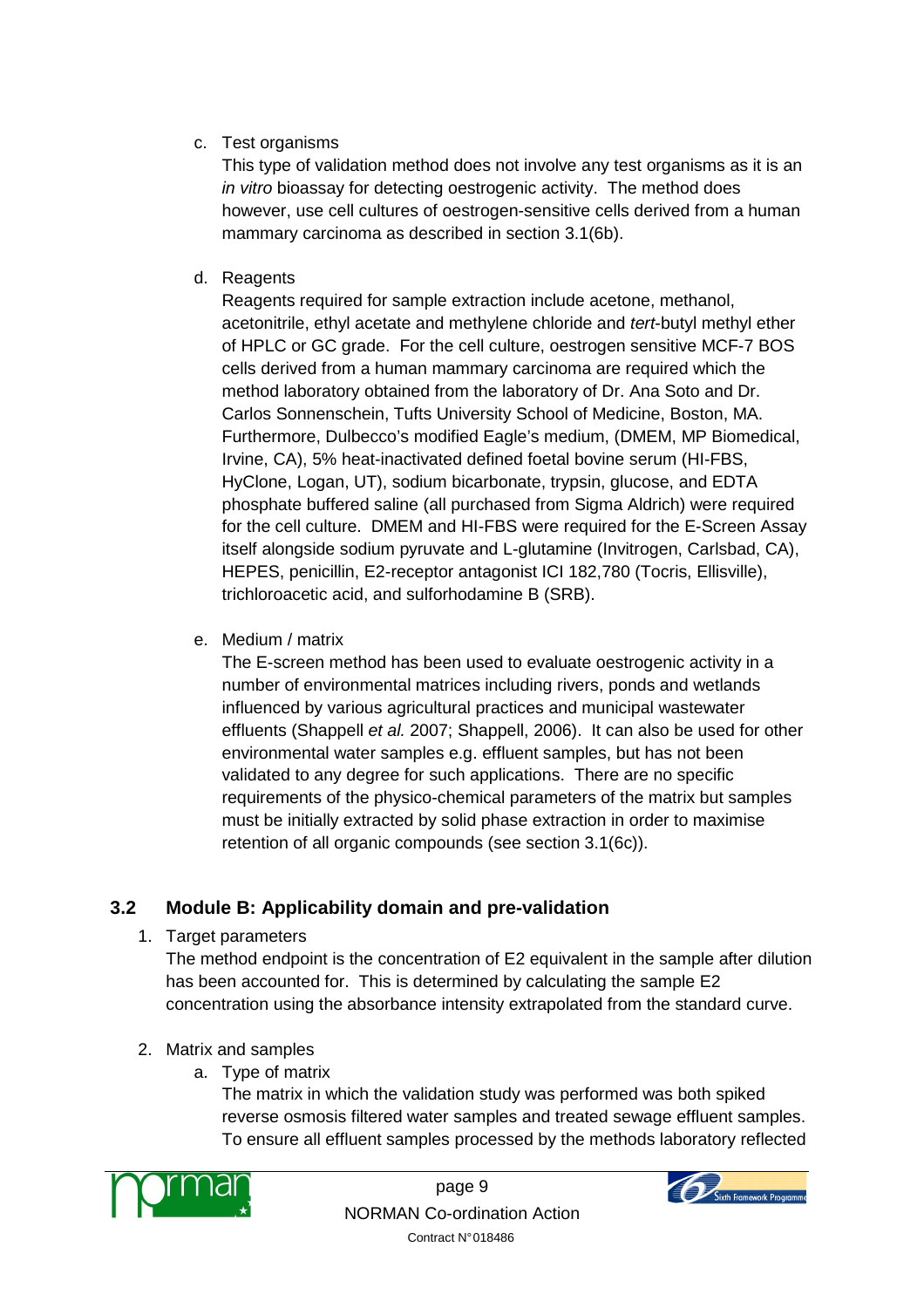c. Test organisms

   This type of validation method does not involve any test organisms as it is an *in vitro* bioassay for detecting oestrogenic activity. The method does however, use cell cultures of oestrogen-sensitive cells derived from a human mammary carcinoma as described in section 3.1(6b).

d. Reagents

   Reagents required for sample extraction include acetone, methanol, acetonitrile, ethyl acetate and methylene chloride and *tert*-butyl methyl ether of HPLC or GC grade. For the cell culture, oestrogen sensitive MCF-7 BOS cells derived from a human mammary carcinoma are required which the method laboratory obtained from the laboratory of Dr. Ana Soto and Dr. Carlos Sonnenschein, Tufts University School of Medicine, Boston, MA. Furthermore, Dulbecco's modified Eagle's medium, (DMEM, MP Biomedical, Irvine, CA), 5% heat-inactivated defined foetal bovine serum (HI-FBS, HyClone, Logan, UT), sodium bicarbonate, trypsin, glucose, and EDTA phosphate buffered saline (all purchased from Sigma Aldrich) were required for the cell culture. DMEM and HI-FBS were required for the E-Screen Assay itself alongside sodium pyruvate and L-glutamine (Invitrogen, Carlsbad, CA), HEPES, penicillin, E2-receptor antagonist ICI 182,780 (Tocris, Ellisville), trichloroacetic acid, and sulforhodamine B (SRB).

e. Medium / matrix

   The E-screen method has been used to evaluate oestrogenic activity in a number of environmental matrices including rivers, ponds and wetlands influenced by various agricultural practices and municipal wastewater effluents (Shappell *et al.* 2007; Shappell, 2006). It can also be used for other environmental water samples e.g. effluent samples, but has not been validated to any degree for such applications. There are no specific requirements of the physico-chemical parameters of the matrix but samples must be initially extracted by solid phase extraction in order to maximise retention of all organic compounds (see section 3.1(6c)).

## 3.2 Module B: Applicability domain and pre-validation

1. Target parameters

   The method endpoint is the concentration of E2 equivalent in the sample after dilution has been accounted for. This is determined by calculating the sample E2 concentration using the absorbance intensity extrapolated from the standard curve.

2. Matrix and samples

   a. Type of matrix

      The matrix in which the validation study was performed was both spiked reverse osmosis filtered water samples and treated sewage effluent samples. To ensure all effluent samples processed by the methods laboratory reflected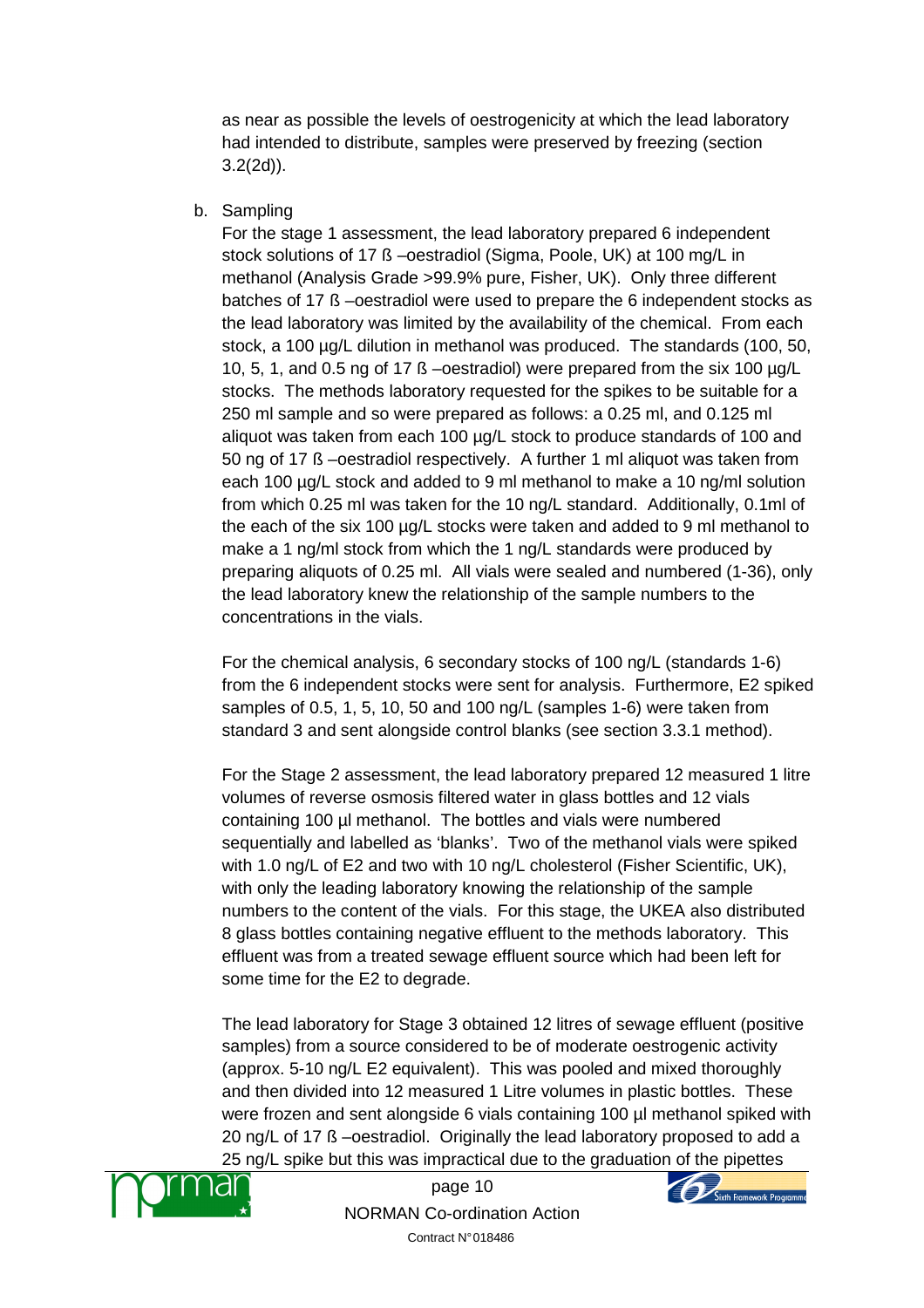as near as possible the levels of oestrogenicity at which the lead laboratory had intended to distribute, samples were preserved by freezing (section 3.2(2d)).

b. Sampling

For the stage 1 assessment, the lead laboratory prepared 6 independent stock solutions of 17 ß –oestradiol (Sigma, Poole, UK) at 100 mg/L in methanol (Analysis Grade >99.9% pure, Fisher, UK). Only three different batches of 17 ß –oestradiol were used to prepare the 6 independent stocks as the lead laboratory was limited by the availability of the chemical. From each stock, a 100 µg/L dilution in methanol was produced. The standards (100, 50, 10, 5, 1, and 0.5 ng of 17 ß –oestradiol) were prepared from the six 100 µg/L stocks. The methods laboratory requested for the spikes to be suitable for a 250 ml sample and so were prepared as follows: a 0.25 ml, and 0.125 ml aliquot was taken from each 100 µg/L stock to produce standards of 100 and 50 ng of 17 ß –oestradiol respectively. A further 1 ml aliquot was taken from each 100 µg/L stock and added to 9 ml methanol to make a 10 ng/ml solution from which 0.25 ml was taken for the 10 ng/L standard. Additionally, 0.1ml of the each of the six 100 µg/L stocks were taken and added to 9 ml methanol to make a 1 ng/ml stock from which the 1 ng/L standards were produced by preparing aliquots of 0.25 ml. All vials were sealed and numbered (1-36), only the lead laboratory knew the relationship of the sample numbers to the concentrations in the vials.

For the chemical analysis, 6 secondary stocks of 100 ng/L (standards 1-6) from the 6 independent stocks were sent for analysis. Furthermore, E2 spiked samples of 0.5, 1, 5, 10, 50 and 100 ng/L (samples 1-6) were taken from standard 3 and sent alongside control blanks (see section 3.3.1 method).

For the Stage 2 assessment, the lead laboratory prepared 12 measured 1 litre volumes of reverse osmosis filtered water in glass bottles and 12 vials containing 100 µl methanol. The bottles and vials were numbered sequentially and labelled as 'blanks'. Two of the methanol vials were spiked with 1.0 ng/L of E2 and two with 10 ng/L cholesterol (Fisher Scientific, UK), with only the leading laboratory knowing the relationship of the sample numbers to the content of the vials. For this stage, the UKEA also distributed 8 glass bottles containing negative effluent to the methods laboratory. This effluent was from a treated sewage effluent source which had been left for some time for the E2 to degrade.

The lead laboratory for Stage 3 obtained 12 litres of sewage effluent (positive samples) from a source considered to be of moderate oestrogenic activity (approx. 5-10 ng/L E2 equivalent). This was pooled and mixed thoroughly and then divided into 12 measured 1 Litre volumes in plastic bottles. These were frozen and sent alongside 6 vials containing 100 µl methanol spiked with 20 ng/L of 17 ß –oestradiol. Originally the lead laboratory proposed to add a 25 ng/L spike but this was impractical due to the graduation of the pipettes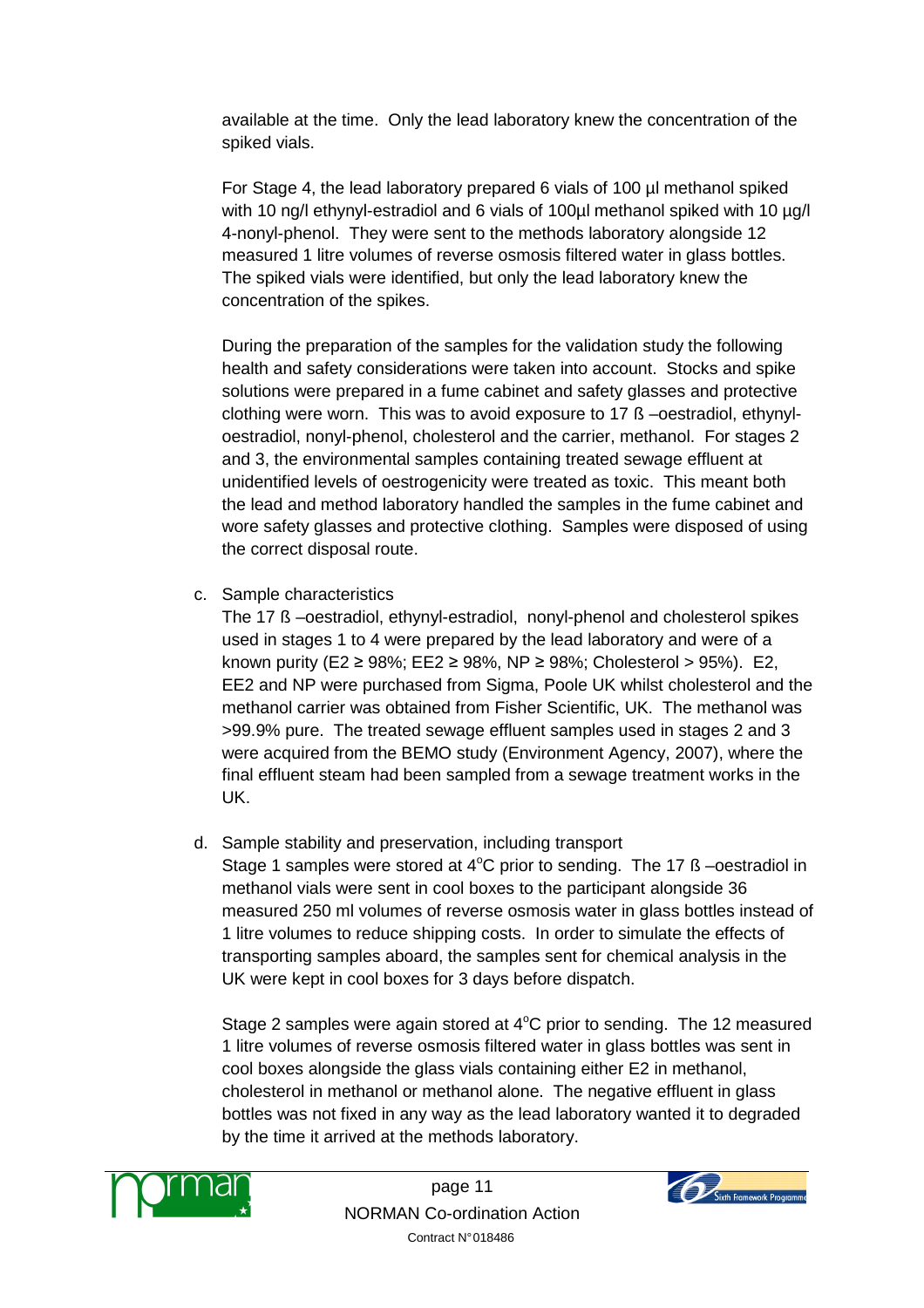available at the time. Only the lead laboratory knew the concentration of the spiked vials.

For Stage 4, the lead laboratory prepared 6 vials of 100 µl methanol spiked with 10 ng/l ethynyl-estradiol and 6 vials of 100µl methanol spiked with 10 µg/l 4-nonyl-phenol. They were sent to the methods laboratory alongside 12 measured 1 litre volumes of reverse osmosis filtered water in glass bottles. The spiked vials were identified, but only the lead laboratory knew the concentration of the spikes.

During the preparation of the samples for the validation study the following health and safety considerations were taken into account. Stocks and spike solutions were prepared in a fume cabinet and safety glasses and protective clothing were worn. This was to avoid exposure to 17 ß –oestradiol, ethynyl-oestradiol, nonyl-phenol, cholesterol and the carrier, methanol. For stages 2 and 3, the environmental samples containing treated sewage effluent at unidentified levels of oestrogenicity were treated as toxic. This meant both the lead and method laboratory handled the samples in the fume cabinet and wore safety glasses and protective clothing. Samples were disposed of using the correct disposal route.

c. Sample characteristics

The 17 ß –oestradiol, ethynyl-estradiol, nonyl-phenol and cholesterol spikes used in stages 1 to 4 were prepared by the lead laboratory and were of a known purity (E2 ≥ 98%; EE2 ≥ 98%, NP ≥ 98%; Cholesterol > 95%). E2, EE2 and NP were purchased from Sigma, Poole UK whilst cholesterol and the methanol carrier was obtained from Fisher Scientific, UK. The methanol was >99.9% pure. The treated sewage effluent samples used in stages 2 and 3 were acquired from the BEMO study (Environment Agency, 2007), where the final effluent steam had been sampled from a sewage treatment works in the UK.

d. Sample stability and preservation, including transport

Stage 1 samples were stored at 4°C prior to sending. The 17 ß –oestradiol in methanol vials were sent in cool boxes to the participant alongside 36 measured 250 ml volumes of reverse osmosis water in glass bottles instead of 1 litre volumes to reduce shipping costs. In order to simulate the effects of transporting samples aboard, the samples sent for chemical analysis in the UK were kept in cool boxes for 3 days before dispatch.

Stage 2 samples were again stored at 4°C prior to sending. The 12 measured 1 litre volumes of reverse osmosis filtered water in glass bottles was sent in cool boxes alongside the glass vials containing either E2 in methanol, cholesterol in methanol or methanol alone. The negative effluent in glass bottles was not fixed in any way as the lead laboratory wanted it to degraded by the time it arrived at the methods laboratory.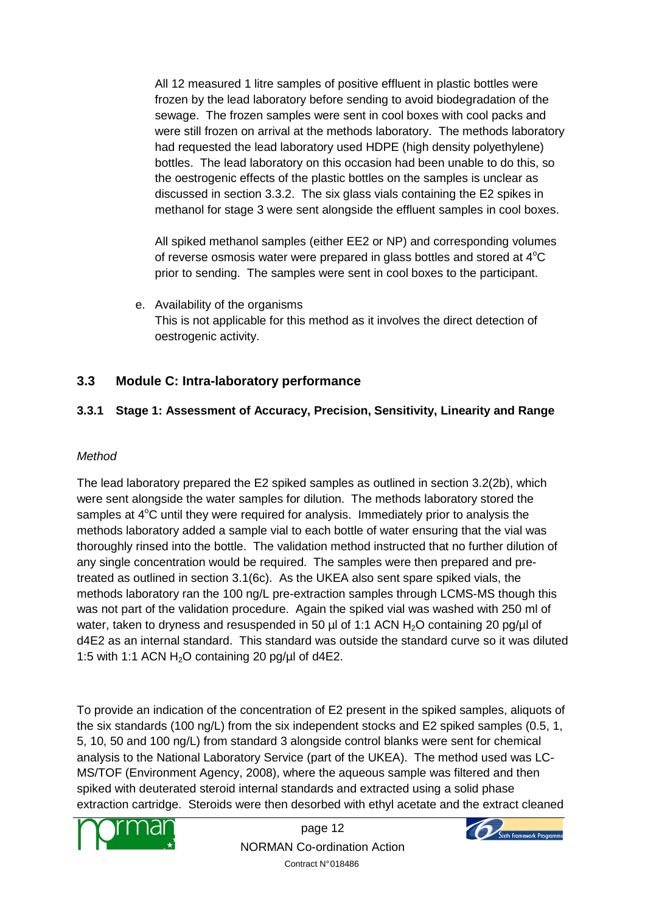All 12 measured 1 litre samples of positive effluent in plastic bottles were frozen by the lead laboratory before sending to avoid biodegradation of the sewage. The frozen samples were sent in cool boxes with cool packs and were still frozen on arrival at the methods laboratory. The methods laboratory had requested the lead laboratory used HDPE (high density polyethylene) bottles. The lead laboratory on this occasion had been unable to do this, so the oestrogenic effects of the plastic bottles on the samples is unclear as discussed in section 3.3.2. The six glass vials containing the E2 spikes in methanol for stage 3 were sent alongside the effluent samples in cool boxes.

All spiked methanol samples (either EE2 or NP) and corresponding volumes of reverse osmosis water were prepared in glass bottles and stored at 4°C prior to sending. The samples were sent in cool boxes to the participant.

e. Availability of the organisms
   This is not applicable for this method as it involves the direct detection of oestrogenic activity.

## 3.3 Module C: Intra-laboratory performance

### 3.3.1 Stage 1: Assessment of Accuracy, Precision, Sensitivity, Linearity and Range

*Method*

The lead laboratory prepared the E2 spiked samples as outlined in section 3.2(2b), which were sent alongside the water samples for dilution. The methods laboratory stored the samples at 4°C until they were required for analysis. Immediately prior to analysis the methods laboratory added a sample vial to each bottle of water ensuring that the vial was thoroughly rinsed into the bottle. The validation method instructed that no further dilution of any single concentration would be required. The samples were then prepared and pre-treated as outlined in section 3.1(6c). As the UKEA also sent spare spiked vials, the methods laboratory ran the 100 ng/L pre-extraction samples through LCMS-MS though this was not part of the validation procedure. Again the spiked vial was washed with 250 ml of water, taken to dryness and resuspended in 50 µl of 1:1 ACN $H_2O$ containing 20 pg/µl of d4E2 as an internal standard. This standard was outside the standard curve so it was diluted 1:5 with 1:1 ACN $H_2O$ containing 20 pg/µl of d4E2.

To provide an indication of the concentration of E2 present in the spiked samples, aliquots of the six standards (100 ng/L) from the six independent stocks and E2 spiked samples (0.5, 1, 5, 10, 50 and 100 ng/L) from standard 3 alongside control blanks were sent for chemical analysis to the National Laboratory Service (part of the UKEA). The method used was LC-MS/TOF (Environment Agency, 2008), where the aqueous sample was filtered and then spiked with deuterated steroid internal standards and extracted using a solid phase extraction cartridge. Steroids were then desorbed with ethyl acetate and the extract cleaned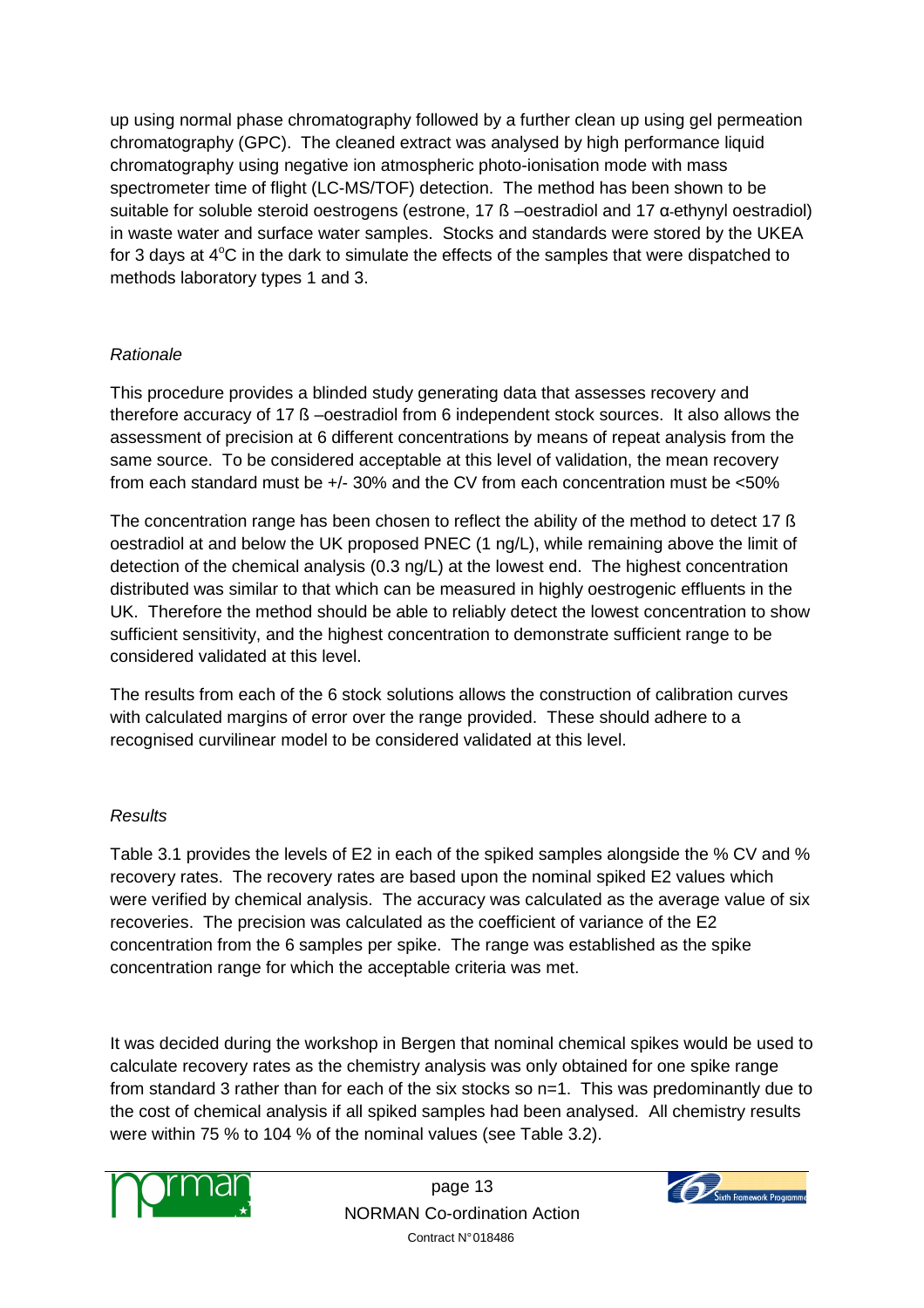up using normal phase chromatography followed by a further clean up using gel permeation chromatography (GPC). The cleaned extract was analysed by high performance liquid chromatography using negative ion atmospheric photo-ionisation mode with mass spectrometer time of flight (LC-MS/TOF) detection. The method has been shown to be suitable for soluble steroid oestrogens (estrone, 17 ß –oestradiol and 17 α-ethynyl oestradiol) in waste water and surface water samples. Stocks and standards were stored by the UKEA for 3 days at 4°C in the dark to simulate the effects of the samples that were dispatched to methods laboratory types 1 and 3.

*Rationale*

This procedure provides a blinded study generating data that assesses recovery and therefore accuracy of 17 ß –oestradiol from 6 independent stock sources. It also allows the assessment of precision at 6 different concentrations by means of repeat analysis from the same source. To be considered acceptable at this level of validation, the mean recovery from each standard must be +/- 30% and the CV from each concentration must be <50%

The concentration range has been chosen to reflect the ability of the method to detect 17 ß oestradiol at and below the UK proposed PNEC (1 ng/L), while remaining above the limit of detection of the chemical analysis (0.3 ng/L) at the lowest end. The highest concentration distributed was similar to that which can be measured in highly oestrogenic effluents in the UK. Therefore the method should be able to reliably detect the lowest concentration to show sufficient sensitivity, and the highest concentration to demonstrate sufficient range to be considered validated at this level.

The results from each of the 6 stock solutions allows the construction of calibration curves with calculated margins of error over the range provided. These should adhere to a recognised curvilinear model to be considered validated at this level.

*Results*

Table 3.1 provides the levels of E2 in each of the spiked samples alongside the % CV and % recovery rates. The recovery rates are based upon the nominal spiked E2 values which were verified by chemical analysis. The accuracy was calculated as the average value of six recoveries. The precision was calculated as the coefficient of variance of the E2 concentration from the 6 samples per spike. The range was established as the spike concentration range for which the acceptable criteria was met.

It was decided during the workshop in Bergen that nominal chemical spikes would be used to calculate recovery rates as the chemistry analysis was only obtained for one spike range from standard 3 rather than for each of the six stocks so n=1. This was predominantly due to the cost of chemical analysis if all spiked samples had been analysed. All chemistry results were within 75 % to 104 % of the nominal values (see Table 3.2).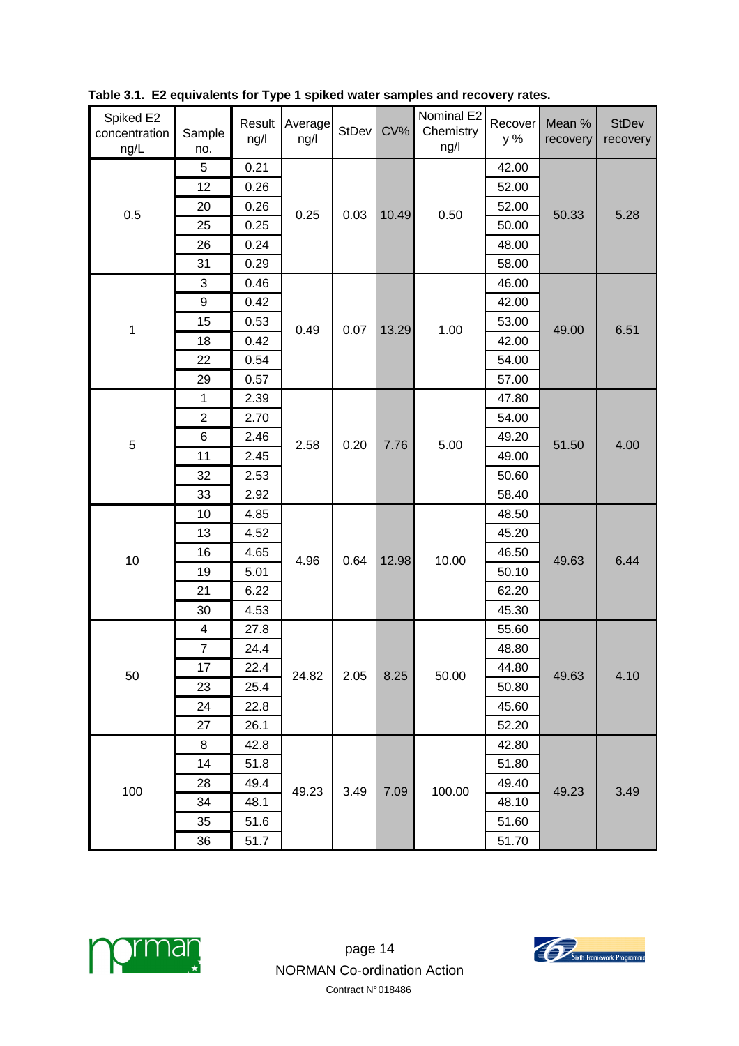**Table 3.1. E2 equivalents for Type 1 spiked water samples and recovery rates.**

| Spiked E2 concentration ng/L | Sample no. | Result ng/l | Average ng/l | StDev | CV% | Nominal E2 Chemistry ng/l | Recovery % | Mean % recovery | StDev recovery |
|---|---|---|---|---|---|---|---|---|---|
| 0.5 | 5 | 0.21 | 0.25 | 0.03 | 10.49 | 0.50 | 42.00 | 50.33 | 5.28 |
| | 12 | 0.26 | | | | | 52.00 | | |
| | 20 | 0.26 | | | | | 52.00 | | |
| | 25 | 0.25 | | | | | 50.00 | | |
| | 26 | 0.24 | | | | | 48.00 | | |
| | 31 | 0.29 | | | | | 58.00 | | |
| 1 | 3 | 0.46 | 0.49 | 0.07 | 13.29 | 1.00 | 46.00 | 49.00 | 6.51 |
| | 9 | 0.42 | | | | | 42.00 | | |
| | 15 | 0.53 | | | | | 53.00 | | |
| | 18 | 0.42 | | | | | 42.00 | | |
| | 22 | 0.54 | | | | | 54.00 | | |
| | 29 | 0.57 | | | | | 57.00 | | |
| 5 | 1 | 2.39 | 2.58 | 0.20 | 7.76 | 5.00 | 47.80 | 51.50 | 4.00 |
| | 2 | 2.70 | | | | | 54.00 | | |
| | 6 | 2.46 | | | | | 49.20 | | |
| | 11 | 2.45 | | | | | 49.00 | | |
| | 32 | 2.53 | | | | | 50.60 | | |
| | 33 | 2.92 | | | | | 58.40 | | |
| 10 | 10 | 4.85 | 4.96 | 0.64 | 12.98 | 10.00 | 48.50 | 49.63 | 6.44 |
| | 13 | 4.52 | | | | | 45.20 | | |
| | 16 | 4.65 | | | | | 46.50 | | |
| | 19 | 5.01 | | | | | 50.10 | | |
| | 21 | 6.22 | | | | | 62.20 | | |
| | 30 | 4.53 | | | | | 45.30 | | |
| 50 | 4 | 27.8 | 24.82 | 2.05 | 8.25 | 50.00 | 55.60 | 49.63 | 4.10 |
| | 7 | 24.4 | | | | | 48.80 | | |
| | 17 | 22.4 | | | | | 44.80 | | |
| | 23 | 25.4 | | | | | 50.80 | | |
| | 24 | 22.8 | | | | | 45.60 | | |
| | 27 | 26.1 | | | | | 52.20 | | |
| 100 | 8 | 42.8 | 49.23 | 3.49 | 7.09 | 100.00 | 42.80 | 49.23 | 3.49 |
| | 14 | 51.8 | | | | | 51.80 | | |
| | 28 | 49.4 | | | | | 49.40 | | |
| | 34 | 48.1 | | | | | 48.10 | | |
| | 35 | 51.6 | | | | | 51.60 | | |
| | 36 | 51.7 | | | | | 51.70 | | |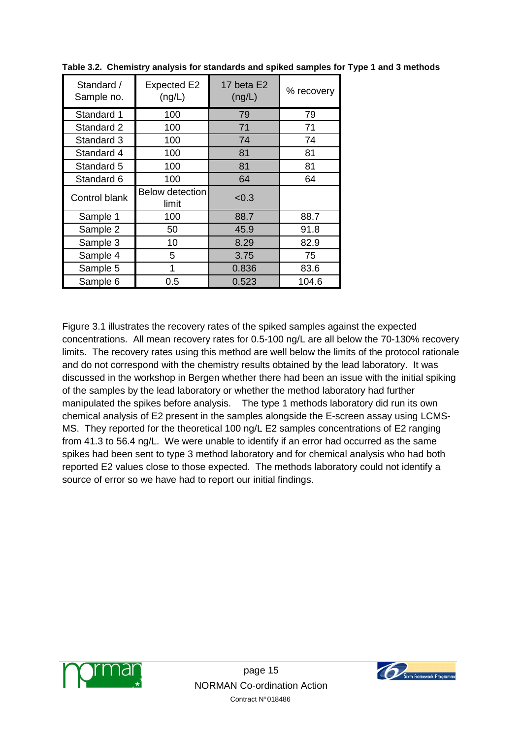**Table 3.2. Chemistry analysis for standards and spiked samples for Type 1 and 3 methods**

| Standard / Sample no. | Expected E2 (ng/L) | 17 beta E2 (ng/L) | % recovery |
|---|---|---|---|
| Standard 1 | 100 | 79 | 79 |
| Standard 2 | 100 | 71 | 71 |
| Standard 3 | 100 | 74 | 74 |
| Standard 4 | 100 | 81 | 81 |
| Standard 5 | 100 | 81 | 81 |
| Standard 6 | 100 | 64 | 64 |
| Control blank | Below detection limit | <0.3 | |
| Sample 1 | 100 | 88.7 | 88.7 |
| Sample 2 | 50 | 45.9 | 91.8 |
| Sample 3 | 10 | 8.29 | 82.9 |
| Sample 4 | 5 | 3.75 | 75 |
| Sample 5 | 1 | 0.836 | 83.6 |
| Sample 6 | 0.5 | 0.523 | 104.6 |

Figure 3.1 illustrates the recovery rates of the spiked samples against the expected concentrations. All mean recovery rates for 0.5-100 ng/L are all below the 70-130% recovery limits. The recovery rates using this method are well below the limits of the protocol rationale and do not correspond with the chemistry results obtained by the lead laboratory. It was discussed in the workshop in Bergen whether there had been an issue with the initial spiking of the samples by the lead laboratory or whether the method laboratory had further manipulated the spikes before analysis. The type 1 methods laboratory did run its own chemical analysis of E2 present in the samples alongside the E-screen assay using LCMS-MS. They reported for the theoretical 100 ng/L E2 samples concentrations of E2 ranging from 41.3 to 56.4 ng/L. We were unable to identify if an error had occurred as the same spikes had been sent to type 3 method laboratory and for chemical analysis who had both reported E2 values close to those expected. The methods laboratory could not identify a source of error so we have had to report our initial findings.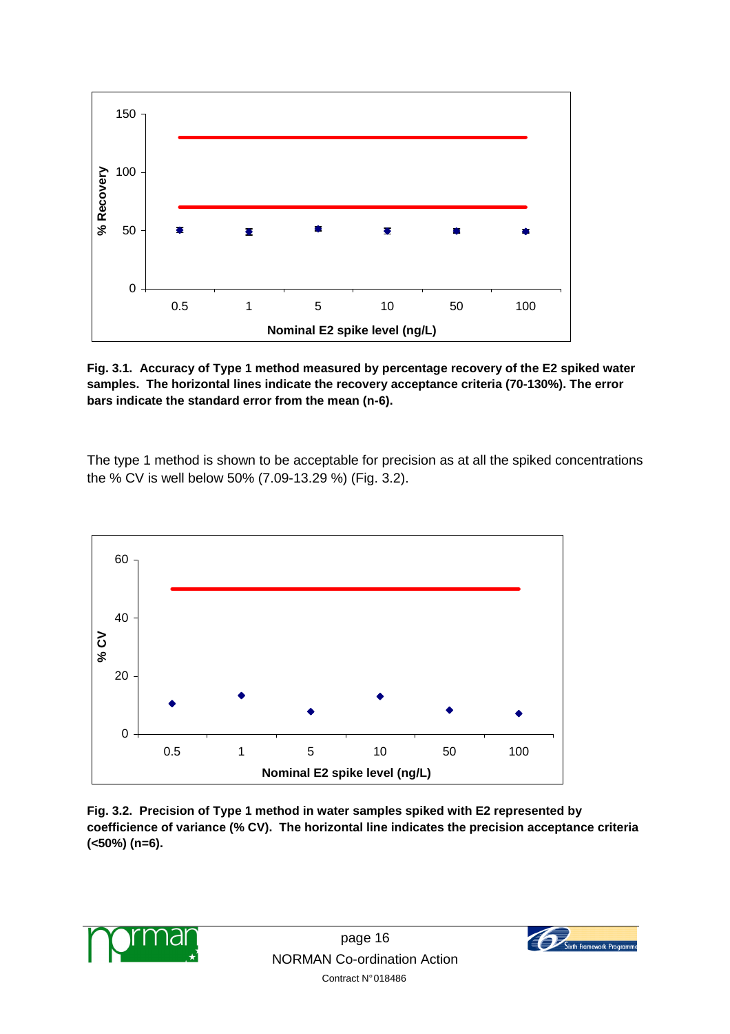**Fig. 3.1. Accuracy of Type 1 method measured by percentage recovery of the E2 spiked water samples. The horizontal lines indicate the recovery acceptance criteria (70-130%). The error bars indicate the standard error from the mean (n-6).**

The type 1 method is shown to be acceptable for precision as at all the spiked concentrations the % CV is well below 50% (7.09-13.29 %) (Fig. 3.2).

**Fig. 3.2. Precision of Type 1 method in water samples spiked with E2 represented by coefficience of variance (% CV). The horizontal line indicates the precision acceptance criteria (<50%) (n=6).**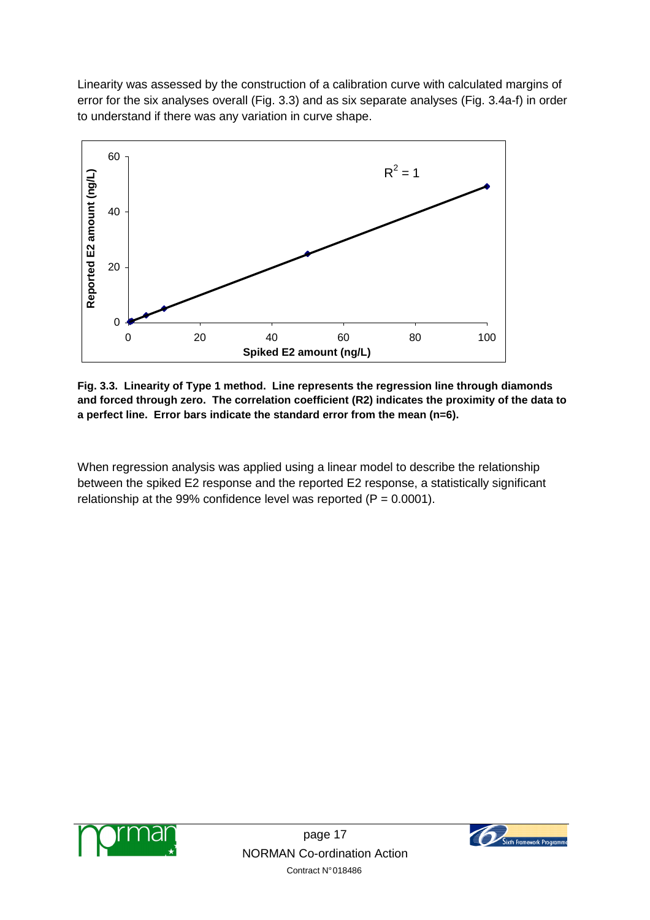Linearity was assessed by the construction of a calibration curve with calculated margins of error for the six analyses overall (Fig. 3.3) and as six separate analyses (Fig. 3.4a-f) in order to understand if there was any variation in curve shape.

**Fig. 3.3. Linearity of Type 1 method. Line represents the regression line through diamonds and forced through zero. The correlation coefficient (R2) indicates the proximity of the data to a perfect line. Error bars indicate the standard error from the mean (n=6).**

When regression analysis was applied using a linear model to describe the relationship between the spiked E2 response and the reported E2 response, a statistically significant relationship at the 99% confidence level was reported ($P = 0.0001$).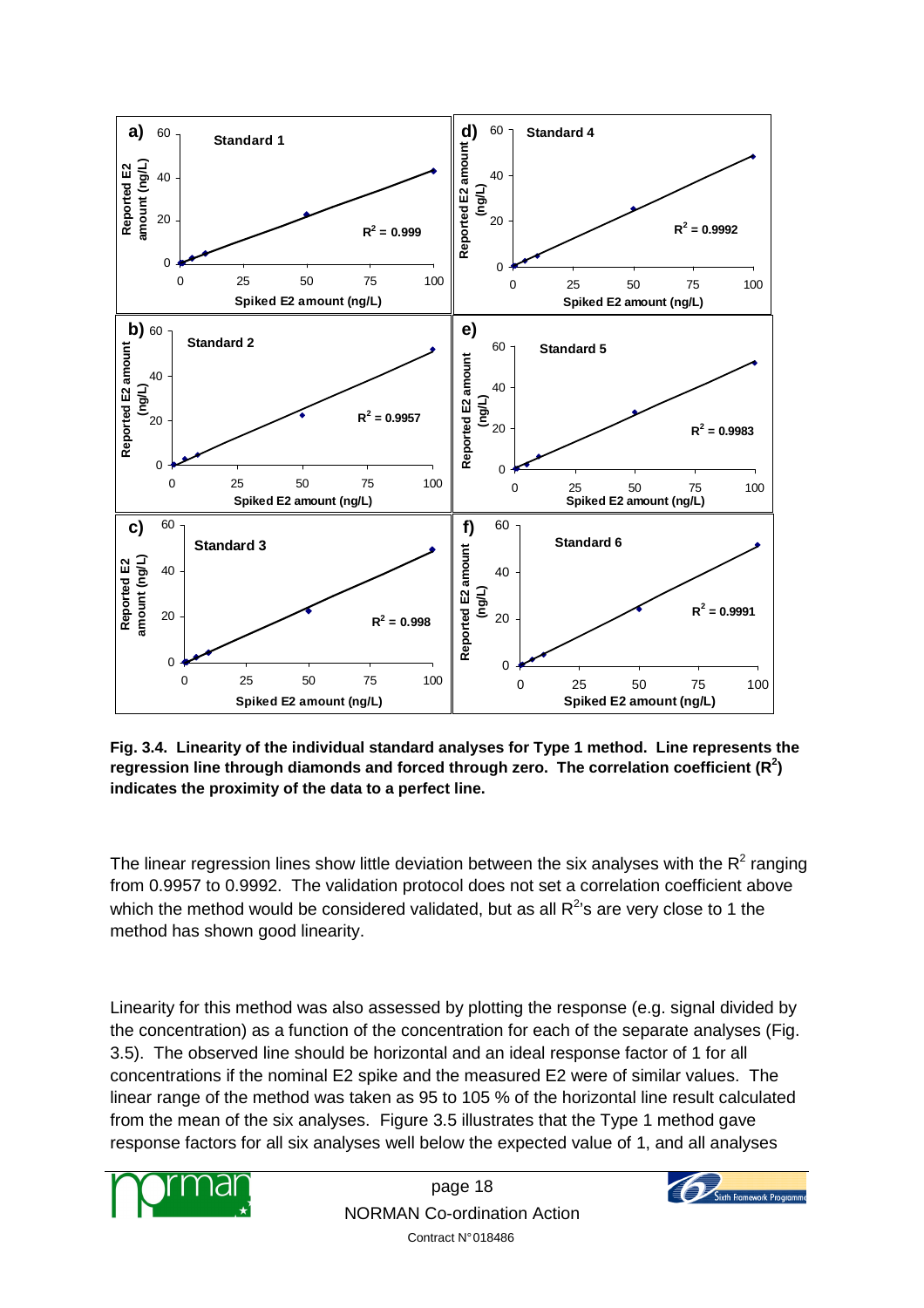**Fig. 3.4. Linearity of the individual standard analyses for Type 1 method. Line represents the regression line through diamonds and forced through zero. The correlation coefficient ($R^2$) indicates the proximity of the data to a perfect line.**

The linear regression lines show little deviation between the six analyses with the $R^2$ ranging from 0.9957 to 0.9992. The validation protocol does not set a correlation coefficient above which the method would be considered validated, but as all $R^2$'s are very close to 1 the method has shown good linearity.

Linearity for this method was also assessed by plotting the response (e.g. signal divided by the concentration) as a function of the concentration for each of the separate analyses (Fig. 3.5). The observed line should be horizontal and an ideal response factor of 1 for all concentrations if the nominal E2 spike and the measured E2 were of similar values. The linear range of the method was taken as 95 to 105 % of the horizontal line result calculated from the mean of the six analyses. Figure 3.5 illustrates that the Type 1 method gave response factors for all six analyses well below the expected value of 1, and all analyses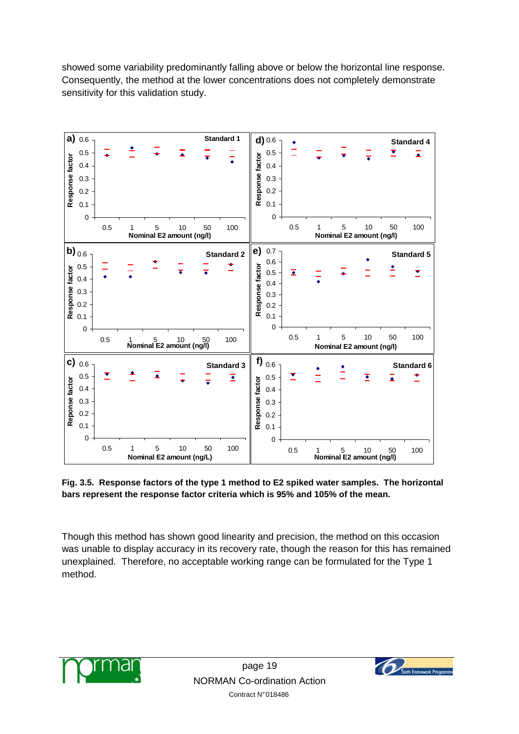showed some variability predominantly falling above or below the horizontal line response. Consequently, the method at the lower concentrations does not completely demonstrate sensitivity for this validation study.

**Fig. 3.5. Response factors of the type 1 method to E2 spiked water samples. The horizontal bars represent the response factor criteria which is 95% and 105% of the mean.**

Though this method has shown good linearity and precision, the method on this occasion was unable to display accuracy in its recovery rate, though the reason for this has remained unexplained. Therefore, no acceptable working range can be formulated for the Type 1 method.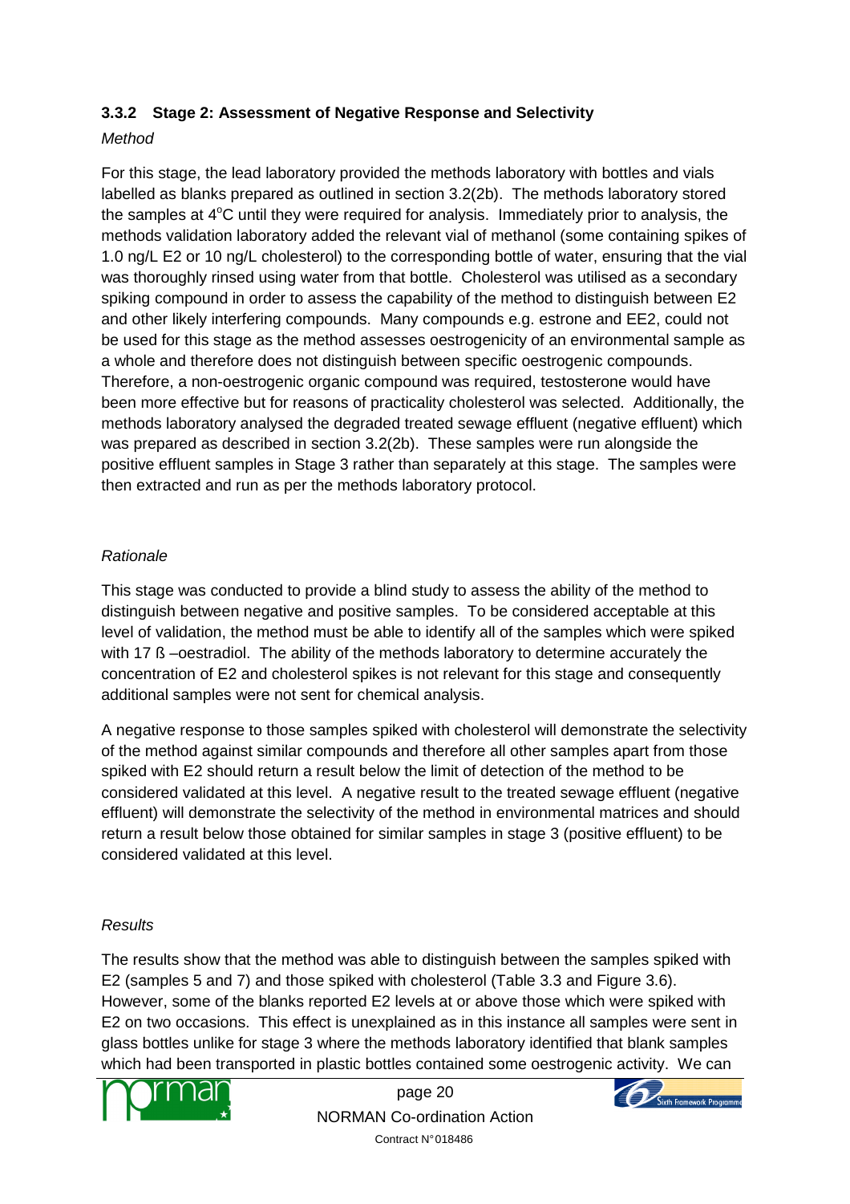### 3.3.2 Stage 2: Assessment of Negative Response and Selectivity

*Method*

For this stage, the lead laboratory provided the methods laboratory with bottles and vials labelled as blanks prepared as outlined in section 3.2(2b). The methods laboratory stored the samples at 4$^{o}$C until they were required for analysis. Immediately prior to analysis, the methods validation laboratory added the relevant vial of methanol (some containing spikes of 1.0 ng/L E2 or 10 ng/L cholesterol) to the corresponding bottle of water, ensuring that the vial was thoroughly rinsed using water from that bottle. Cholesterol was utilised as a secondary spiking compound in order to assess the capability of the method to distinguish between E2 and other likely interfering compounds. Many compounds e.g. estrone and EE2, could not be used for this stage as the method assesses oestrogenicity of an environmental sample as a whole and therefore does not distinguish between specific oestrogenic compounds. Therefore, a non-oestrogenic organic compound was required, testosterone would have been more effective but for reasons of practicality cholesterol was selected. Additionally, the methods laboratory analysed the degraded treated sewage effluent (negative effluent) which was prepared as described in section 3.2(2b). These samples were run alongside the positive effluent samples in Stage 3 rather than separately at this stage. The samples were then extracted and run as per the methods laboratory protocol.

*Rationale*

This stage was conducted to provide a blind study to assess the ability of the method to distinguish between negative and positive samples. To be considered acceptable at this level of validation, the method must be able to identify all of the samples which were spiked with 17 ß –oestradiol. The ability of the methods laboratory to determine accurately the concentration of E2 and cholesterol spikes is not relevant for this stage and consequently additional samples were not sent for chemical analysis.

A negative response to those samples spiked with cholesterol will demonstrate the selectivity of the method against similar compounds and therefore all other samples apart from those spiked with E2 should return a result below the limit of detection of the method to be considered validated at this level. A negative result to the treated sewage effluent (negative effluent) will demonstrate the selectivity of the method in environmental matrices and should return a result below those obtained for similar samples in stage 3 (positive effluent) to be considered validated at this level.

*Results*

The results show that the method was able to distinguish between the samples spiked with E2 (samples 5 and 7) and those spiked with cholesterol (Table 3.3 and Figure 3.6). However, some of the blanks reported E2 levels at or above those which were spiked with E2 on two occasions. This effect is unexplained as in this instance all samples were sent in glass bottles unlike for stage 3 where the methods laboratory identified that blank samples which had been transported in plastic bottles contained some oestrogenic activity. We can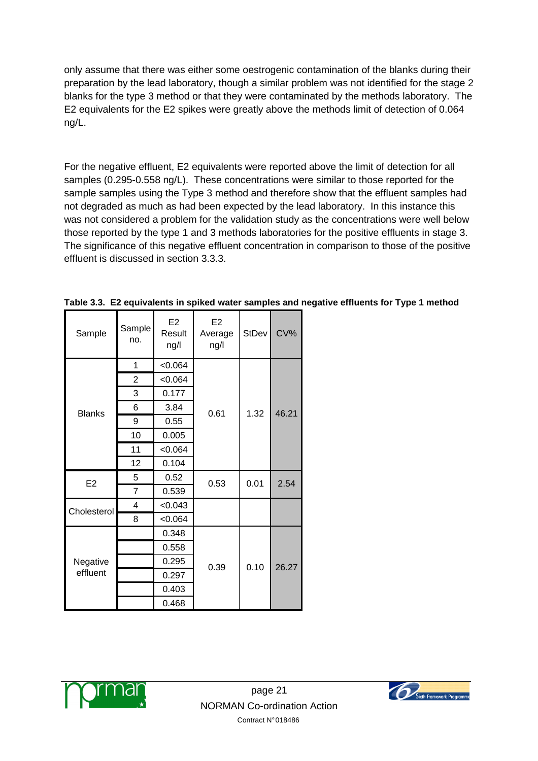only assume that there was either some oestrogenic contamination of the blanks during their preparation by the lead laboratory, though a similar problem was not identified for the stage 2 blanks for the type 3 method or that they were contaminated by the methods laboratory. The E2 equivalents for the E2 spikes were greatly above the methods limit of detection of 0.064 ng/L.

For the negative effluent, E2 equivalents were reported above the limit of detection for all samples (0.295-0.558 ng/L). These concentrations were similar to those reported for the sample samples using the Type 3 method and therefore show that the effluent samples had not degraded as much as had been expected by the lead laboratory. In this instance this was not considered a problem for the validation study as the concentrations were well below those reported by the type 1 and 3 methods laboratories for the positive effluents in stage 3. The significance of this negative effluent concentration in comparison to those of the positive effluent is discussed in section 3.3.3.

**Table 3.3. E2 equivalents in spiked water samples and negative effluents for Type 1 method**

| Sample | Sample no. | E2 Result ng/l | E2 Average ng/l | StDev | CV% |
|---|---|---|---|---|---|
| Blanks | 1 | <0.064 | 0.61 | 1.32 | 46.21 |
| | 2 | <0.064 | | | |
| | 3 | 0.177 | | | |
| | 6 | 3.84 | | | |
| | 9 | 0.55 | | | |
| | 10 | 0.005 | | | |
| | 11 | <0.064 | | | |
| | 12 | 0.104 | | | |
| E2 | 5 | 0.52 | 0.53 | 0.01 | 2.54 |
| | 7 | 0.539 | | | |
| Cholesterol | 4 | <0.043 | | | |
| | 8 | <0.064 | | | |
| Negative effluent | | 0.348 | 0.39 | 0.10 | 26.27 |
| | | 0.558 | | | |
| | | 0.295 | | | |
| | | 0.297 | | | |
| | | 0.403 | | | |
| | | 0.468 | | | |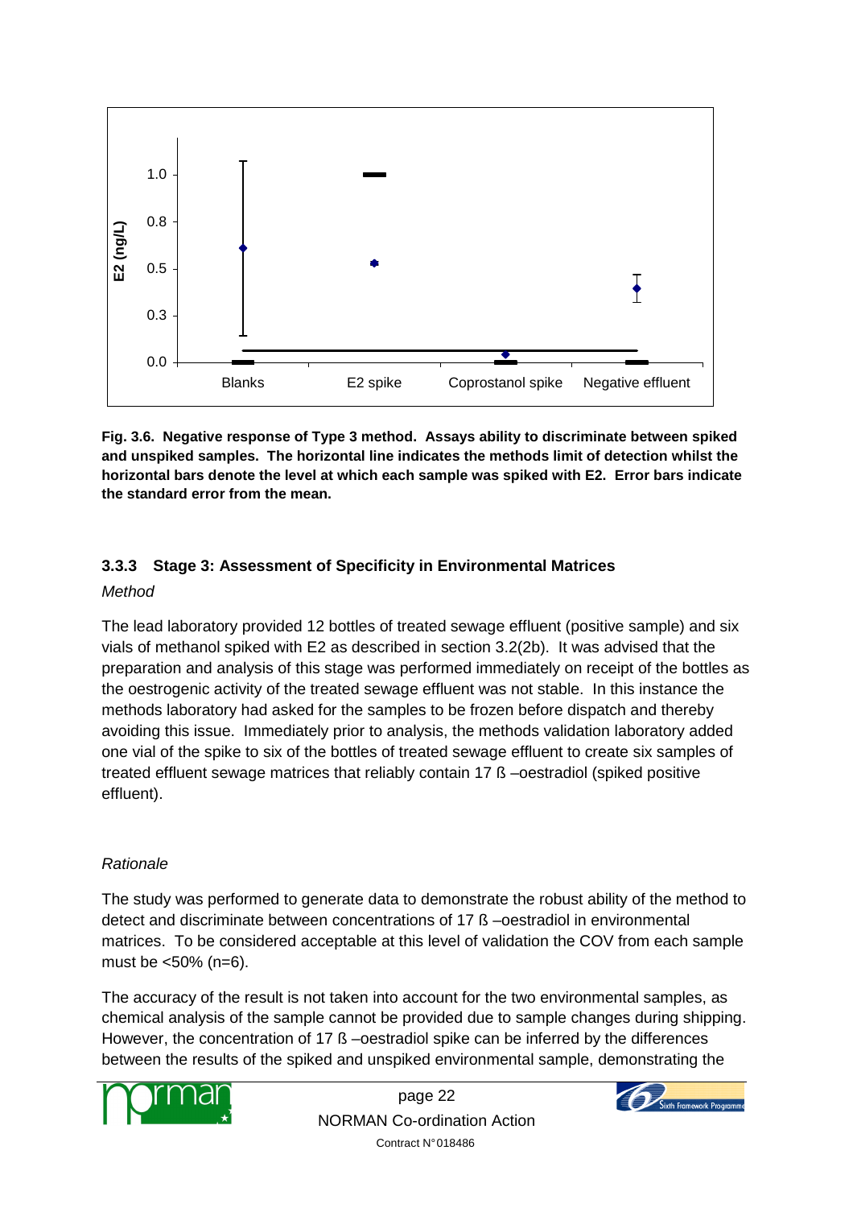Fig. 3.6. Negative response of Type 3 method. Assays ability to discriminate between spiked and unspiked samples. The horizontal line indicates the methods limit of detection whilst the horizontal bars denote the level at which each sample was spiked with E2. Error bars indicate the standard error from the mean.

### 3.3.3 Stage 3: Assessment of Specificity in Environmental Matrices

*Method*

The lead laboratory provided 12 bottles of treated sewage effluent (positive sample) and six vials of methanol spiked with E2 as described in section 3.2(2b). It was advised that the preparation and analysis of this stage was performed immediately on receipt of the bottles as the oestrogenic activity of the treated sewage effluent was not stable. In this instance the methods laboratory had asked for the samples to be frozen before dispatch and thereby avoiding this issue. Immediately prior to analysis, the methods validation laboratory added one vial of the spike to six of the bottles of treated sewage effluent to create six samples of treated effluent sewage matrices that reliably contain 17 ß –oestradiol (spiked positive effluent).

*Rationale*

The study was performed to generate data to demonstrate the robust ability of the method to detect and discriminate between concentrations of 17 ß –oestradiol in environmental matrices. To be considered acceptable at this level of validation the COV from each sample must be <50% (n=6).

The accuracy of the result is not taken into account for the two environmental samples, as chemical analysis of the sample cannot be provided due to sample changes during shipping. However, the concentration of 17 ß –oestradiol spike can be inferred by the differences between the results of the spiked and unspiked environmental sample, demonstrating the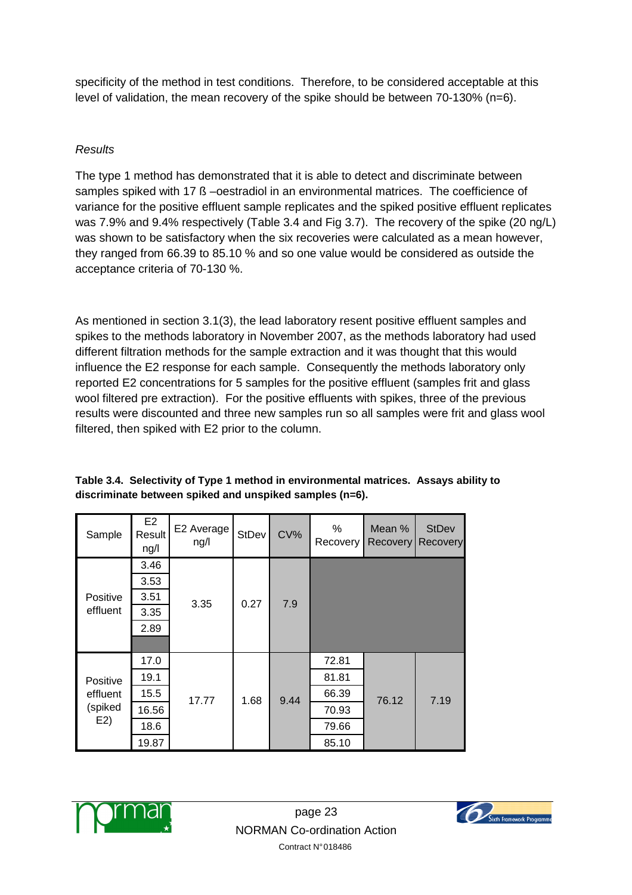specificity of the method in test conditions. Therefore, to be considered acceptable at this level of validation, the mean recovery of the spike should be between 70-130% (n=6).

*Results*

The type 1 method has demonstrated that it is able to detect and discriminate between samples spiked with 17 ß –oestradiol in an environmental matrices. The coefficience of variance for the positive effluent sample replicates and the spiked positive effluent replicates was 7.9% and 9.4% respectively (Table 3.4 and Fig 3.7). The recovery of the spike (20 ng/L) was shown to be satisfactory when the six recoveries were calculated as a mean however, they ranged from 66.39 to 85.10 % and so one value would be considered as outside the acceptance criteria of 70-130 %.

As mentioned in section 3.1(3), the lead laboratory resent positive effluent samples and spikes to the methods laboratory in November 2007, as the methods laboratory had used different filtration methods for the sample extraction and it was thought that this would influence the E2 response for each sample. Consequently the methods laboratory only reported E2 concentrations for 5 samples for the positive effluent (samples frit and glass wool filtered pre extraction). For the positive effluents with spikes, three of the previous results were discounted and three new samples run so all samples were frit and glass wool filtered, then spiked with E2 prior to the column.

**Table 3.4. Selectivity of Type 1 method in environmental matrices. Assays ability to discriminate between spiked and unspiked samples (n=6).**

| Sample | E2 Result ng/l | E2 Average ng/l | StDev | CV% | % Recovery | Mean % Recovery | StDev Recovery |
|---|---|---|---|---|---|---|---|
| Positive effluent | 3.46 | 3.35 | 0.27 | 7.9 | | | |
| | 3.53 | | | | | | |
| | 3.51 | | | | | | |
| | 3.35 | | | | | | |
| | 2.89 | | | | | | |
| | | | | | | | |
| Positive effluent (spiked E2) | 17.0 | 17.77 | 1.68 | 9.44 | 72.81 | 76.12 | 7.19 |
| | 19.1 | | | | 81.81 | | |
| | 15.5 | | | | 66.39 | | |
| | 16.56 | | | | 70.93 | | |
| | 18.6 | | | | 79.66 | | |
| | 19.87 | | | | 85.10 | | |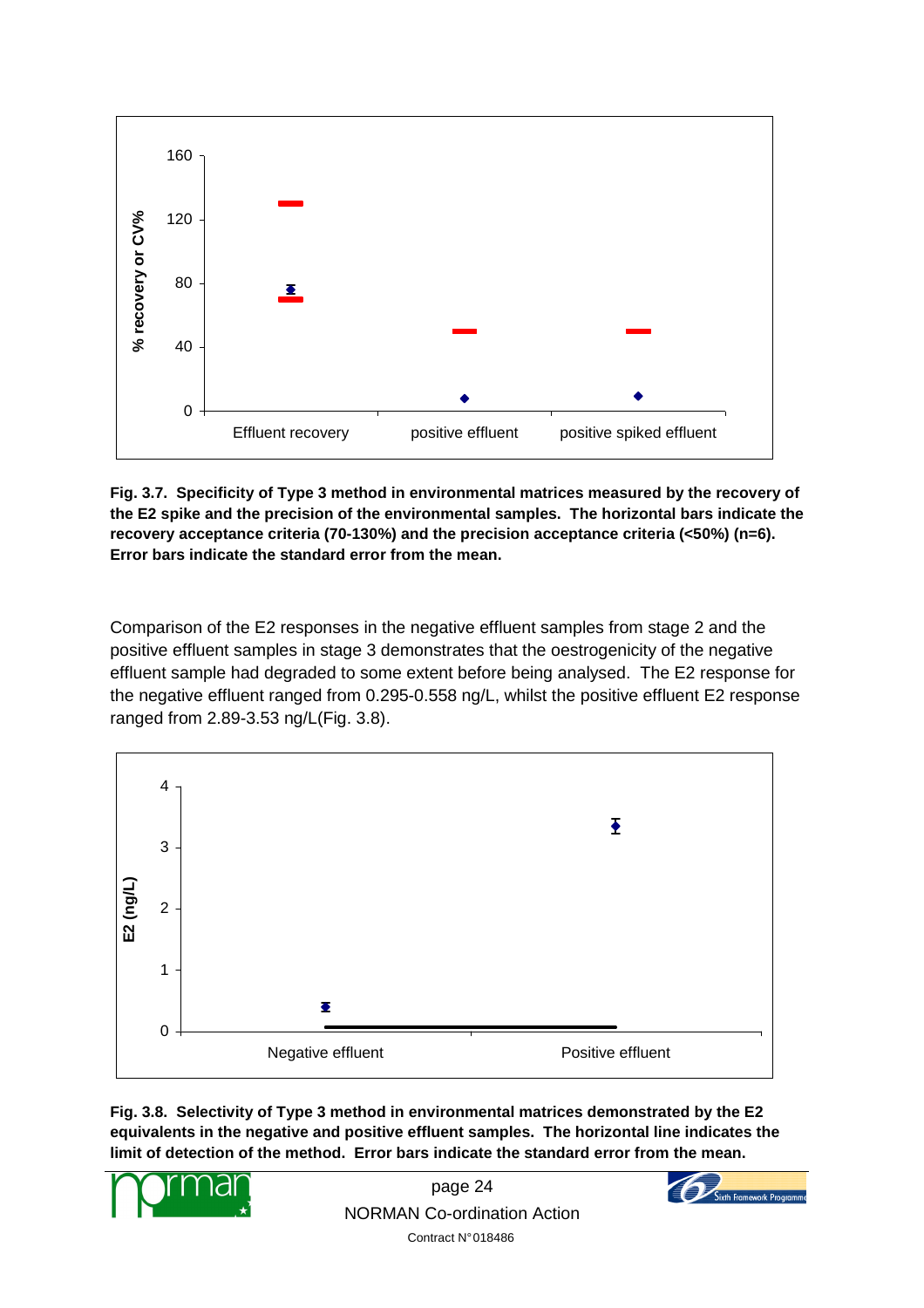**Fig. 3.7. Specificity of Type 3 method in environmental matrices measured by the recovery of the E2 spike and the precision of the environmental samples. The horizontal bars indicate the recovery acceptance criteria (70-130%) and the precision acceptance criteria (<50%) (n=6). Error bars indicate the standard error from the mean.**

Comparison of the E2 responses in the negative effluent samples from stage 2 and the positive effluent samples in stage 3 demonstrates that the oestrogenicity of the negative effluent sample had degraded to some extent before being analysed. The E2 response for the negative effluent ranged from 0.295-0.558 ng/L, whilst the positive effluent E2 response ranged from 2.89-3.53 ng/L(Fig. 3.8).

**Fig. 3.8. Selectivity of Type 3 method in environmental matrices demonstrated by the E2 equivalents in the negative and positive effluent samples. The horizontal line indicates the limit of detection of the method. Error bars indicate the standard error from the mean.**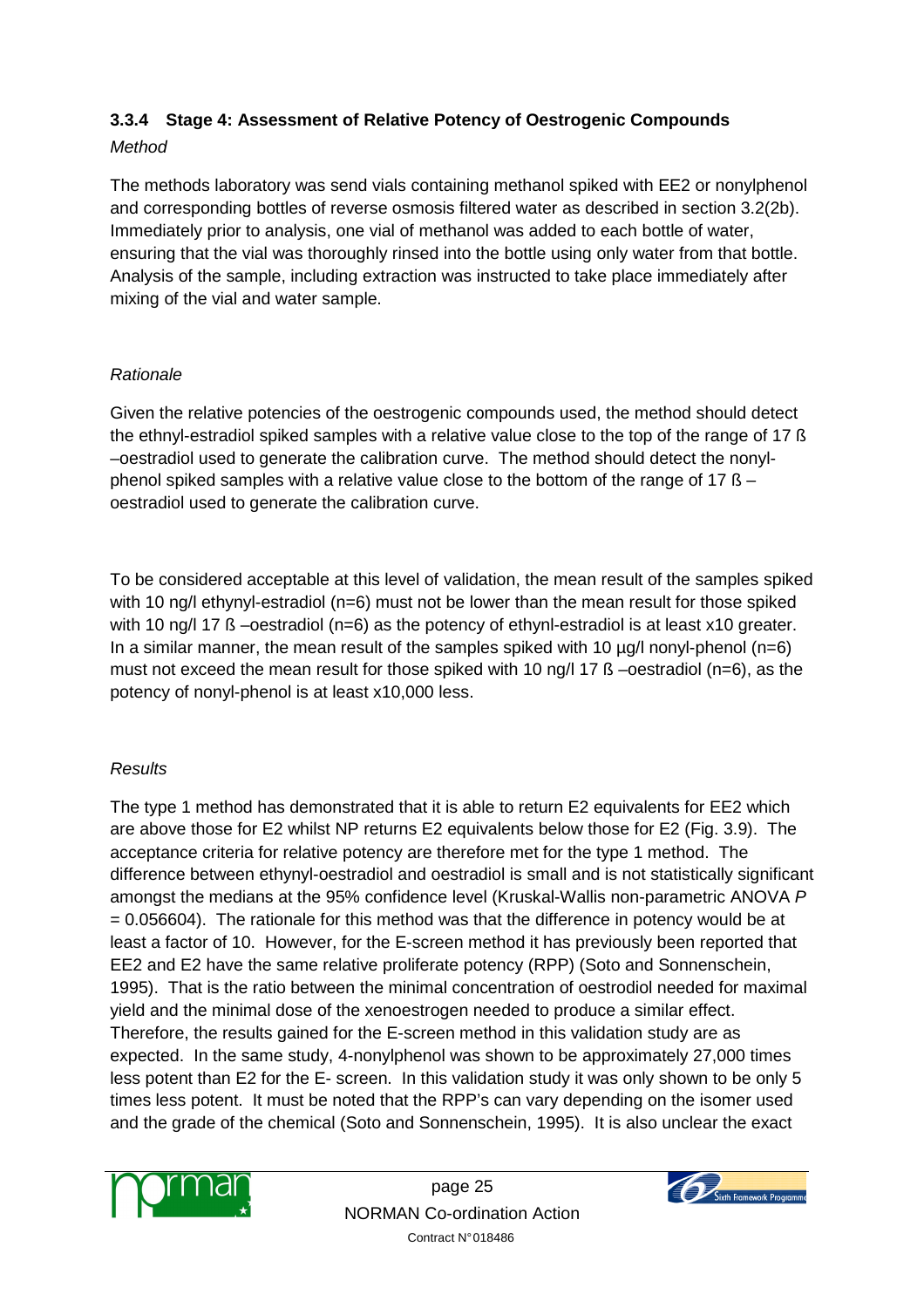### 3.3.4 Stage 4: Assessment of Relative Potency of Oestrogenic Compounds

*Method*

The methods laboratory was send vials containing methanol spiked with EE2 or nonylphenol and corresponding bottles of reverse osmosis filtered water as described in section 3.2(2b). Immediately prior to analysis, one vial of methanol was added to each bottle of water, ensuring that the vial was thoroughly rinsed into the bottle using only water from that bottle. Analysis of the sample, including extraction was instructed to take place immediately after mixing of the vial and water sample.

*Rationale*

Given the relative potencies of the oestrogenic compounds used, the method should detect the ethnyl-estradiol spiked samples with a relative value close to the top of the range of 17 ß –oestradiol used to generate the calibration curve. The method should detect the nonyl-phenol spiked samples with a relative value close to the bottom of the range of 17 ß –oestradiol used to generate the calibration curve.

To be considered acceptable at this level of validation, the mean result of the samples spiked with 10 ng/l ethynyl-estradiol (n=6) must not be lower than the mean result for those spiked with 10 ng/l 17 ß –oestradiol (n=6) as the potency of ethynl-estradiol is at least x10 greater. In a similar manner, the mean result of the samples spiked with 10 µg/l nonyl-phenol (n=6) must not exceed the mean result for those spiked with 10 ng/l 17 ß –oestradiol (n=6), as the potency of nonyl-phenol is at least x10,000 less.

*Results*

The type 1 method has demonstrated that it is able to return E2 equivalents for EE2 which are above those for E2 whilst NP returns E2 equivalents below those for E2 (Fig. 3.9). The acceptance criteria for relative potency are therefore met for the type 1 method. The difference between ethynyl-oestradiol and oestradiol is small and is not statistically significant amongst the medians at the 95% confidence level (Kruskal-Wallis non-parametric ANOVA $P = 0.056604$). The rationale for this method was that the difference in potency would be at least a factor of 10. However, for the E-screen method it has previously been reported that EE2 and E2 have the same relative proliferate potency (RPP) (Soto and Sonnenschein, 1995). That is the ratio between the minimal concentration of oestrodiol needed for maximal yield and the minimal dose of the xenoestrogen needed to produce a similar effect. Therefore, the results gained for the E-screen method in this validation study are as expected. In the same study, 4-nonylphenol was shown to be approximately 27,000 times less potent than E2 for the E- screen. In this validation study it was only shown to be only 5 times less potent. It must be noted that the RPP's can vary depending on the isomer used and the grade of the chemical (Soto and Sonnenschein, 1995). It is also unclear the exact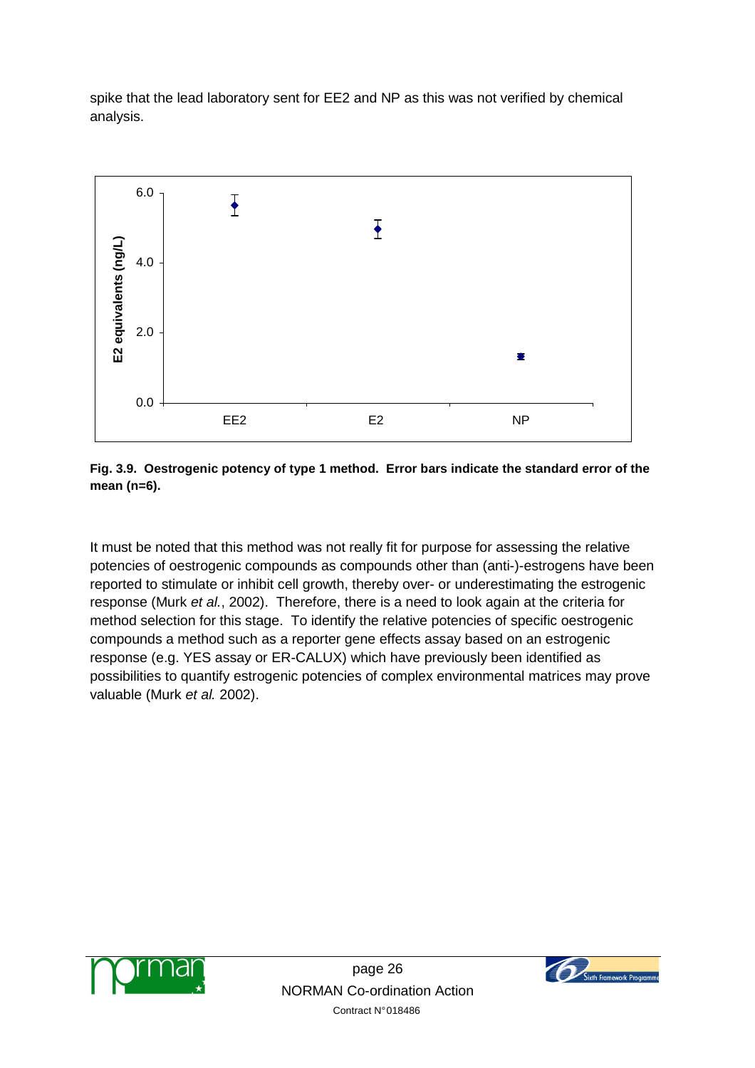spike that the lead laboratory sent for EE2 and NP as this was not verified by chemical analysis.

**Fig. 3.9. Oestrogenic potency of type 1 method. Error bars indicate the standard error of the mean (n=6).**

It must be noted that this method was not really fit for purpose for assessing the relative potencies of oestrogenic compounds as compounds other than (anti-)-estrogens have been reported to stimulate or inhibit cell growth, thereby over- or underestimating the estrogenic response (Murk *et al.*, 2002). Therefore, there is a need to look again at the criteria for method selection for this stage. To identify the relative potencies of specific oestrogenic compounds a method such as a reporter gene effects assay based on an estrogenic response (e.g. YES assay or ER-CALUX) which have previously been identified as possibilities to quantify estrogenic potencies of complex environmental matrices may prove valuable (Murk *et al.* 2002).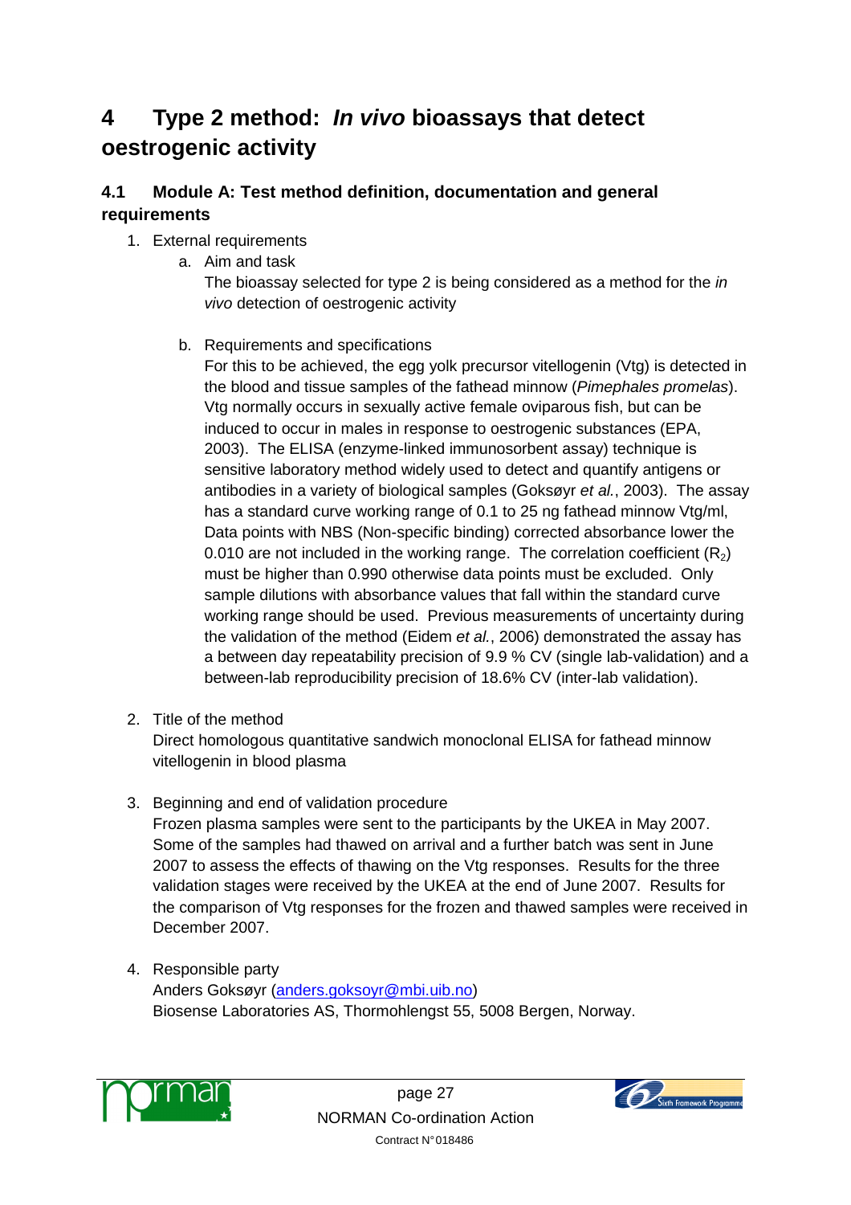# 4 Type 2 method: *In vivo* bioassays that detect oestrogenic activity

## 4.1 Module A: Test method definition, documentation and general requirements

1. External requirements
   a. Aim and task
      The bioassay selected for type 2 is being considered as a method for the *in vivo* detection of oestrogenic activity

   b. Requirements and specifications
      For this to be achieved, the egg yolk precursor vitellogenin (Vtg) is detected in the blood and tissue samples of the fathead minnow (*Pimephales promelas*). Vtg normally occurs in sexually active female oviparous fish, but can be induced to occur in males in response to oestrogenic substances (EPA, 2003). The ELISA (enzyme-linked immunosorbent assay) technique is sensitive laboratory method widely used to detect and quantify antigens or antibodies in a variety of biological samples (Goksøyr *et al.*, 2003). The assay has a standard curve working range of 0.1 to 25 ng fathead minnow Vtg/ml, Data points with NBS (Non-specific binding) corrected absorbance lower the 0.010 are not included in the working range. The correlation coefficient ($R_2$) must be higher than 0.990 otherwise data points must be excluded. Only sample dilutions with absorbance values that fall within the standard curve working range should be used. Previous measurements of uncertainty during the validation of the method (Eidem *et al.*, 2006) demonstrated the assay has a between day repeatability precision of 9.9 % CV (single lab-validation) and a between-lab reproducibility precision of 18.6% CV (inter-lab validation).

2. Title of the method
   Direct homologous quantitative sandwich monoclonal ELISA for fathead minnow vitellogenin in blood plasma

3. Beginning and end of validation procedure
   Frozen plasma samples were sent to the participants by the UKEA in May 2007. Some of the samples had thawed on arrival and a further batch was sent in June 2007 to assess the effects of thawing on the Vtg responses. Results for the three validation stages were received by the UKEA at the end of June 2007. Results for the comparison of Vtg responses for the frozen and thawed samples were received in December 2007.

4. Responsible party
   Anders Goksøyr (anders.goksoyr@mbi.uib.no)
   Biosense Laboratories AS, Thormohlengst 55, 5008 Bergen, Norway.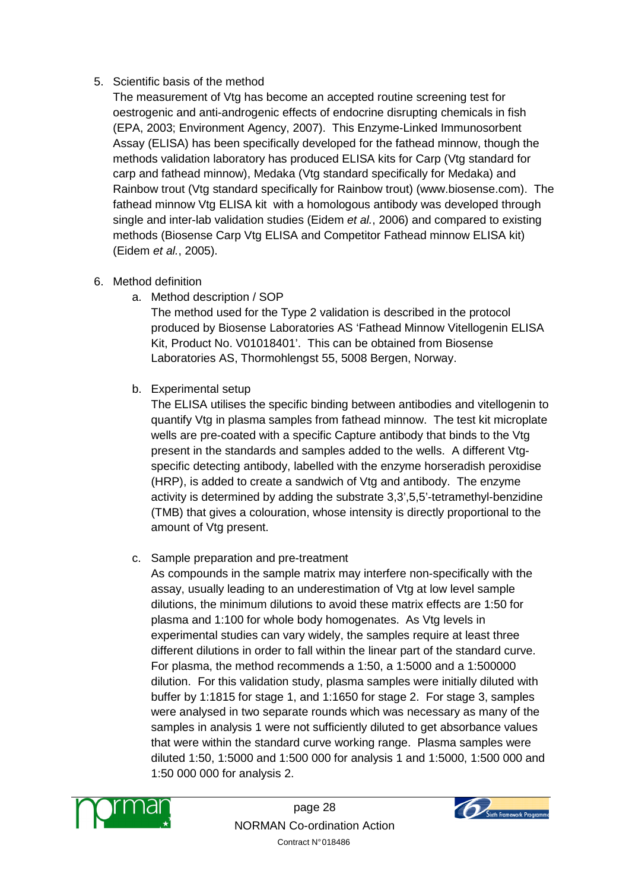5. Scientific basis of the method

   The measurement of Vtg has become an accepted routine screening test for oestrogenic and anti-androgenic effects of endocrine disrupting chemicals in fish (EPA, 2003; Environment Agency, 2007). This Enzyme-Linked Immunosorbent Assay (ELISA) has been specifically developed for the fathead minnow, though the methods validation laboratory has produced ELISA kits for Carp (Vtg standard for carp and fathead minnow), Medaka (Vtg standard specifically for Medaka) and Rainbow trout (Vtg standard specifically for Rainbow trout) (www.biosense.com). The fathead minnow Vtg ELISA kit with a homologous antibody was developed through single and inter-lab validation studies (Eidem *et al.*, 2006) and compared to existing methods (Biosense Carp Vtg ELISA and Competitor Fathead minnow ELISA kit) (Eidem *et al.*, 2005).

6. Method definition

   a. Method description / SOP

      The method used for the Type 2 validation is described in the protocol produced by Biosense Laboratories AS 'Fathead Minnow Vitellogenin ELISA Kit, Product No. V01018401'. This can be obtained from Biosense Laboratories AS, Thormohlengst 55, 5008 Bergen, Norway.

   b. Experimental setup

      The ELISA utilises the specific binding between antibodies and vitellogenin to quantify Vtg in plasma samples from fathead minnow. The test kit microplate wells are pre-coated with a specific Capture antibody that binds to the Vtg present in the standards and samples added to the wells. A different Vtg-specific detecting antibody, labelled with the enzyme horseradish peroxidise (HRP), is added to create a sandwich of Vtg and antibody. The enzyme activity is determined by adding the substrate 3,3',5,5'-tetramethyl-benzidine (TMB) that gives a colouration, whose intensity is directly proportional to the amount of Vtg present.

   c. Sample preparation and pre-treatment

      As compounds in the sample matrix may interfere non-specifically with the assay, usually leading to an underestimation of Vtg at low level sample dilutions, the minimum dilutions to avoid these matrix effects are 1:50 for plasma and 1:100 for whole body homogenates. As Vtg levels in experimental studies can vary widely, the samples require at least three different dilutions in order to fall within the linear part of the standard curve. For plasma, the method recommends a 1:50, a 1:5000 and a 1:500000 dilution. For this validation study, plasma samples were initially diluted with buffer by 1:1815 for stage 1, and 1:1650 for stage 2. For stage 3, samples were analysed in two separate rounds which was necessary as many of the samples in analysis 1 were not sufficiently diluted to get absorbance values that were within the standard curve working range. Plasma samples were diluted 1:50, 1:5000 and 1:500 000 for analysis 1 and 1:5000, 1:500 000 and 1:50 000 000 for analysis 2.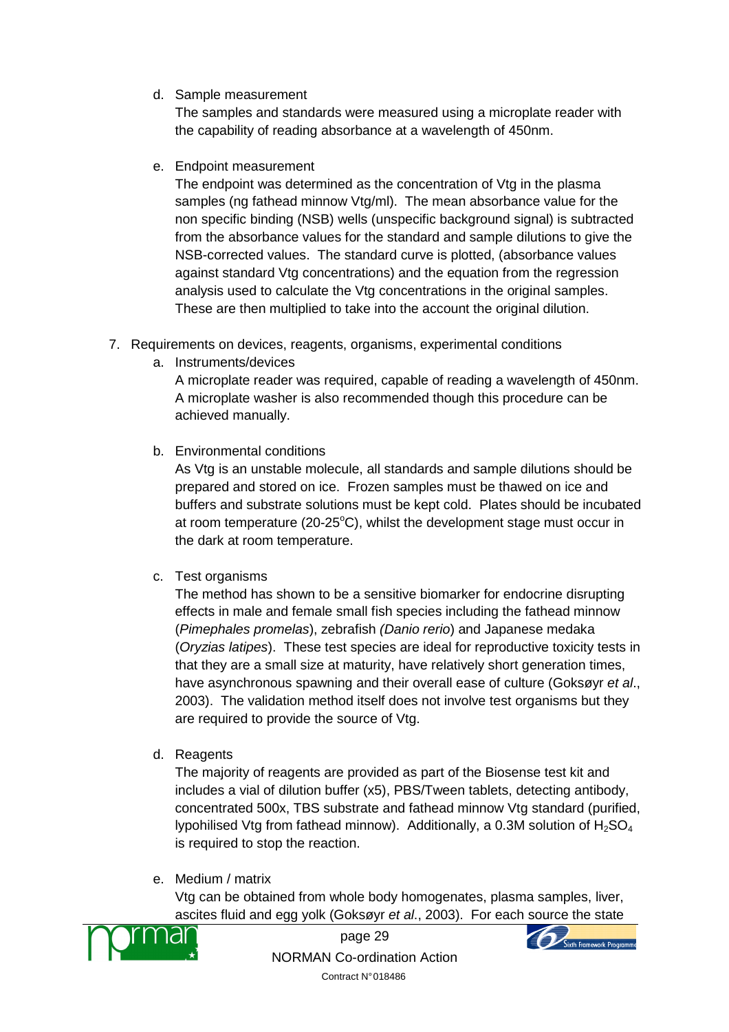d. Sample measurement

   The samples and standards were measured using a microplate reader with the capability of reading absorbance at a wavelength of 450nm.

e. Endpoint measurement

   The endpoint was determined as the concentration of Vtg in the plasma samples (ng fathead minnow Vtg/ml). The mean absorbance value for the non specific binding (NSB) wells (unspecific background signal) is subtracted from the absorbance values for the standard and sample dilutions to give the NSB-corrected values. The standard curve is plotted, (absorbance values against standard Vtg concentrations) and the equation from the regression analysis used to calculate the Vtg concentrations in the original samples. These are then multiplied to take into the account the original dilution.

7. Requirements on devices, reagents, organisms, experimental conditions

   a. Instruments/devices

      A microplate reader was required, capable of reading a wavelength of 450nm. A microplate washer is also recommended though this procedure can be achieved manually.

   b. Environmental conditions

      As Vtg is an unstable molecule, all standards and sample dilutions should be prepared and stored on ice. Frozen samples must be thawed on ice and buffers and substrate solutions must be kept cold. Plates should be incubated at room temperature (20-25$^{o}$C), whilst the development stage must occur in the dark at room temperature.

   c. Test organisms

      The method has shown to be a sensitive biomarker for endocrine disrupting effects in male and female small fish species including the fathead minnow (*Pimephales promelas*), zebrafish *(Danio rerio*) and Japanese medaka (*Oryzias latipes*). These test species are ideal for reproductive toxicity tests in that they are a small size at maturity, have relatively short generation times, have asynchronous spawning and their overall ease of culture (Goksøyr *et al*., 2003). The validation method itself does not involve test organisms but they are required to provide the source of Vtg.

   d. Reagents

      The majority of reagents are provided as part of the Biosense test kit and includes a vial of dilution buffer (x5), PBS/Tween tablets, detecting antibody, concentrated 500x, TBS substrate and fathead minnow Vtg standard (purified, lypohilised Vtg from fathead minnow). Additionally, a 0.3M solution of $H_2SO_4$ is required to stop the reaction.

   e. Medium / matrix

      Vtg can be obtained from whole body homogenates, plasma samples, liver, ascites fluid and egg yolk (Goksøyr *et al*., 2003). For each source the state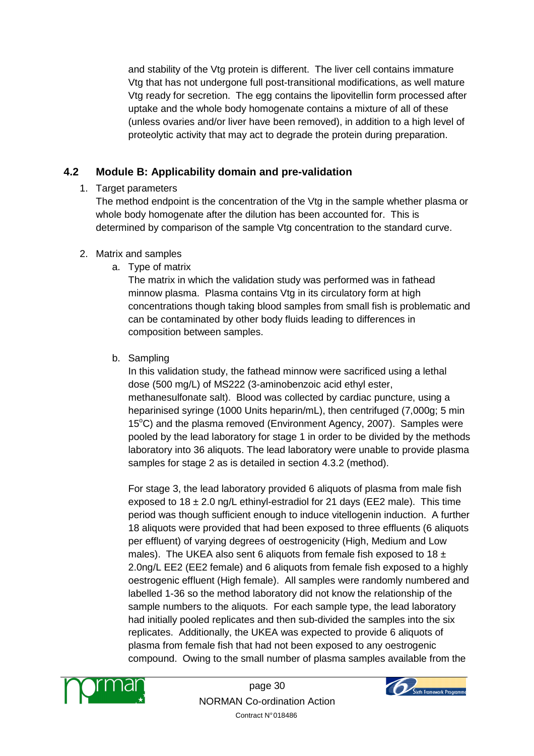and stability of the Vtg protein is different. The liver cell contains immature Vtg that has not undergone full post-transitional modifications, as well mature Vtg ready for secretion. The egg contains the lipovitellin form processed after uptake and the whole body homogenate contains a mixture of all of these (unless ovaries and/or liver have been removed), in addition to a high level of proteolytic activity that may act to degrade the protein during preparation.

## 4.2 Module B: Applicability domain and pre-validation

1. Target parameters

   The method endpoint is the concentration of the Vtg in the sample whether plasma or whole body homogenate after the dilution has been accounted for. This is determined by comparison of the sample Vtg concentration to the standard curve.

2. Matrix and samples

   a. Type of matrix

      The matrix in which the validation study was performed was in fathead minnow plasma. Plasma contains Vtg in its circulatory form at high concentrations though taking blood samples from small fish is problematic and can be contaminated by other body fluids leading to differences in composition between samples.

   b. Sampling

      In this validation study, the fathead minnow were sacrificed using a lethal dose (500 mg/L) of MS222 (3-aminobenzoic acid ethyl ester, methanesulfonate salt). Blood was collected by cardiac puncture, using a heparinised syringe (1000 Units heparin/mL), then centrifuged (7,000g; 5 min 15°C) and the plasma removed (Environment Agency, 2007). Samples were pooled by the lead laboratory for stage 1 in order to be divided by the methods laboratory into 36 aliquots. The lead laboratory were unable to provide plasma samples for stage 2 as is detailed in section 4.3.2 (method).

      For stage 3, the lead laboratory provided 6 aliquots of plasma from male fish exposed to 18 ± 2.0 ng/L ethinyl-estradiol for 21 days (EE2 male). This time period was though sufficient enough to induce vitellogenin induction. A further 18 aliquots were provided that had been exposed to three effluents (6 aliquots per effluent) of varying degrees of oestrogenicity (High, Medium and Low males). The UKEA also sent 6 aliquots from female fish exposed to 18 ± 2.0ng/L EE2 (EE2 female) and 6 aliquots from female fish exposed to a highly oestrogenic effluent (High female). All samples were randomly numbered and labelled 1-36 so the method laboratory did not know the relationship of the sample numbers to the aliquots. For each sample type, the lead laboratory had initially pooled replicates and then sub-divided the samples into the six replicates. Additionally, the UKEA was expected to provide 6 aliquots of plasma from female fish that had not been exposed to any oestrogenic compound. Owing to the small number of plasma samples available from the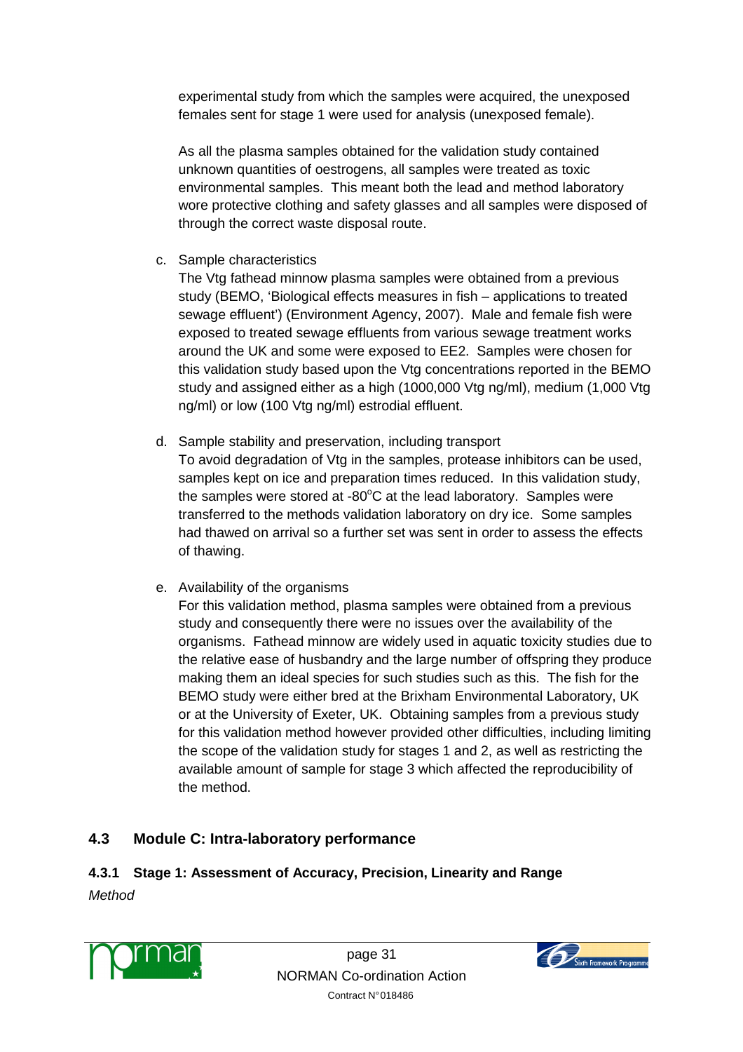experimental study from which the samples were acquired, the unexposed females sent for stage 1 were used for analysis (unexposed female).

As all the plasma samples obtained for the validation study contained unknown quantities of oestrogens, all samples were treated as toxic environmental samples. This meant both the lead and method laboratory wore protective clothing and safety glasses and all samples were disposed of through the correct waste disposal route.

c. Sample characteristics

   The Vtg fathead minnow plasma samples were obtained from a previous study (BEMO, 'Biological effects measures in fish – applications to treated sewage effluent') (Environment Agency, 2007). Male and female fish were exposed to treated sewage effluents from various sewage treatment works around the UK and some were exposed to EE2. Samples were chosen for this validation study based upon the Vtg concentrations reported in the BEMO study and assigned either as a high (1000,000 Vtg ng/ml), medium (1,000 Vtg ng/ml) or low (100 Vtg ng/ml) estrodial effluent.

d. Sample stability and preservation, including transport

   To avoid degradation of Vtg in the samples, protease inhibitors can be used, samples kept on ice and preparation times reduced. In this validation study, the samples were stored at -80°C at the lead laboratory. Samples were transferred to the methods validation laboratory on dry ice. Some samples had thawed on arrival so a further set was sent in order to assess the effects of thawing.

e. Availability of the organisms

   For this validation method, plasma samples were obtained from a previous study and consequently there were no issues over the availability of the organisms. Fathead minnow are widely used in aquatic toxicity studies due to the relative ease of husbandry and the large number of offspring they produce making them an ideal species for such studies such as this. The fish for the BEMO study were either bred at the Brixham Environmental Laboratory, UK or at the University of Exeter, UK. Obtaining samples from a previous study for this validation method however provided other difficulties, including limiting the scope of the validation study for stages 1 and 2, as well as restricting the available amount of sample for stage 3 which affected the reproducibility of the method.

## 4.3 Module C: Intra-laboratory performance

### 4.3.1 Stage 1: Assessment of Accuracy, Precision, Linearity and Range

*Method*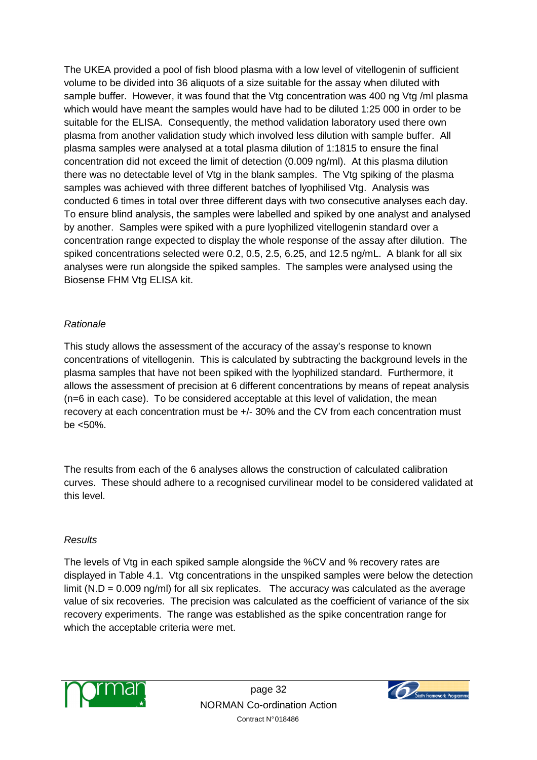The UKEA provided a pool of fish blood plasma with a low level of vitellogenin of sufficient volume to be divided into 36 aliquots of a size suitable for the assay when diluted with sample buffer. However, it was found that the Vtg concentration was 400 ng Vtg /ml plasma which would have meant the samples would have had to be diluted 1:25 000 in order to be suitable for the ELISA. Consequently, the method validation laboratory used there own plasma from another validation study which involved less dilution with sample buffer. All plasma samples were analysed at a total plasma dilution of 1:1815 to ensure the final concentration did not exceed the limit of detection (0.009 ng/ml). At this plasma dilution there was no detectable level of Vtg in the blank samples. The Vtg spiking of the plasma samples was achieved with three different batches of lyophilised Vtg. Analysis was conducted 6 times in total over three different days with two consecutive analyses each day. To ensure blind analysis, the samples were labelled and spiked by one analyst and analysed by another. Samples were spiked with a pure lyophilized vitellogenin standard over a concentration range expected to display the whole response of the assay after dilution. The spiked concentrations selected were 0.2, 0.5, 2.5, 6.25, and 12.5 ng/mL. A blank for all six analyses were run alongside the spiked samples. The samples were analysed using the Biosense FHM Vtg ELISA kit.

*Rationale*

This study allows the assessment of the accuracy of the assay's response to known concentrations of vitellogenin. This is calculated by subtracting the background levels in the plasma samples that have not been spiked with the lyophilized standard. Furthermore, it allows the assessment of precision at 6 different concentrations by means of repeat analysis (n=6 in each case). To be considered acceptable at this level of validation, the mean recovery at each concentration must be +/- 30% and the CV from each concentration must be <50%.

The results from each of the 6 analyses allows the construction of calculated calibration curves. These should adhere to a recognised curvilinear model to be considered validated at this level.

*Results*

The levels of Vtg in each spiked sample alongside the %CV and % recovery rates are displayed in Table 4.1. Vtg concentrations in the unspiked samples were below the detection limit (N.D = 0.009 ng/ml) for all six replicates. The accuracy was calculated as the average value of six recoveries. The precision was calculated as the coefficient of variance of the six recovery experiments. The range was established as the spike concentration range for which the acceptable criteria were met.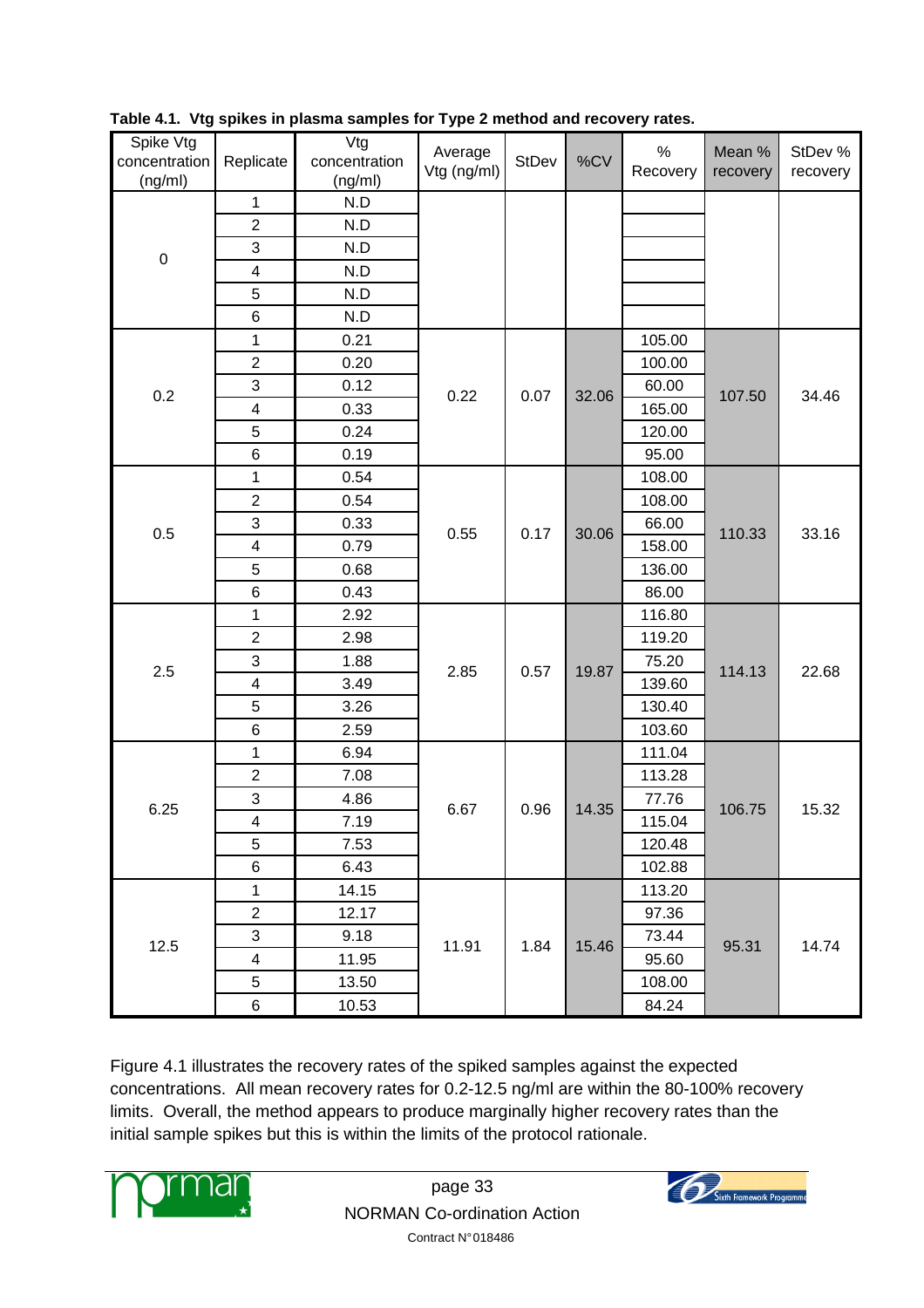**Table 4.1. Vtg spikes in plasma samples for Type 2 method and recovery rates.**

| Spike Vtg concentration (ng/ml) | Replicate | Vtg concentration (ng/ml) | Average Vtg (ng/ml) | StDev | %CV | % Recovery | Mean % recovery | StDev % recovery |
|---|---|---|---|---|---|---|---|---|
| 0 | 1 | N.D | | | | | | |
| | 2 | N.D | | | | | | |
| | 3 | N.D | | | | | | |
| | 4 | N.D | | | | | | |
| | 5 | N.D | | | | | | |
| | 6 | N.D | | | | | | |
| 0.2 | 1 | 0.21 | 0.22 | 0.07 | 32.06 | 105.00 | 107.50 | 34.46 |
| | 2 | 0.20 | | | | 100.00 | | |
| | 3 | 0.12 | | | | 60.00 | | |
| | 4 | 0.33 | | | | 165.00 | | |
| | 5 | 0.24 | | | | 120.00 | | |
| | 6 | 0.19 | | | | 95.00 | | |
| 0.5 | 1 | 0.54 | 0.55 | 0.17 | 30.06 | 108.00 | 110.33 | 33.16 |
| | 2 | 0.54 | | | | 108.00 | | |
| | 3 | 0.33 | | | | 66.00 | | |
| | 4 | 0.79 | | | | 158.00 | | |
| | 5 | 0.68 | | | | 136.00 | | |
| | 6 | 0.43 | | | | 86.00 | | |
| 2.5 | 1 | 2.92 | 2.85 | 0.57 | 19.87 | 116.80 | 114.13 | 22.68 |
| | 2 | 2.98 | | | | 119.20 | | |
| | 3 | 1.88 | | | | 75.20 | | |
| | 4 | 3.49 | | | | 139.60 | | |
| | 5 | 3.26 | | | | 130.40 | | |
| | 6 | 2.59 | | | | 103.60 | | |
| 6.25 | 1 | 6.94 | 6.67 | 0.96 | 14.35 | 111.04 | 106.75 | 15.32 |
| | 2 | 7.08 | | | | 113.28 | | |
| | 3 | 4.86 | | | | 77.76 | | |
| | 4 | 7.19 | | | | 115.04 | | |
| | 5 | 7.53 | | | | 120.48 | | |
| | 6 | 6.43 | | | | 102.88 | | |
| 12.5 | 1 | 14.15 | 11.91 | 1.84 | 15.46 | 113.20 | 95.31 | 14.74 |
| | 2 | 12.17 | | | | 97.36 | | |
| | 3 | 9.18 | | | | 73.44 | | |
| | 4 | 11.95 | | | | 95.60 | | |
| | 5 | 13.50 | | | | 108.00 | | |
| | 6 | 10.53 | | | | 84.24 | | |

Figure 4.1 illustrates the recovery rates of the spiked samples against the expected concentrations. All mean recovery rates for 0.2-12.5 ng/ml are within the 80-100% recovery limits. Overall, the method appears to produce marginally higher recovery rates than the initial sample spikes but this is within the limits of the protocol rationale.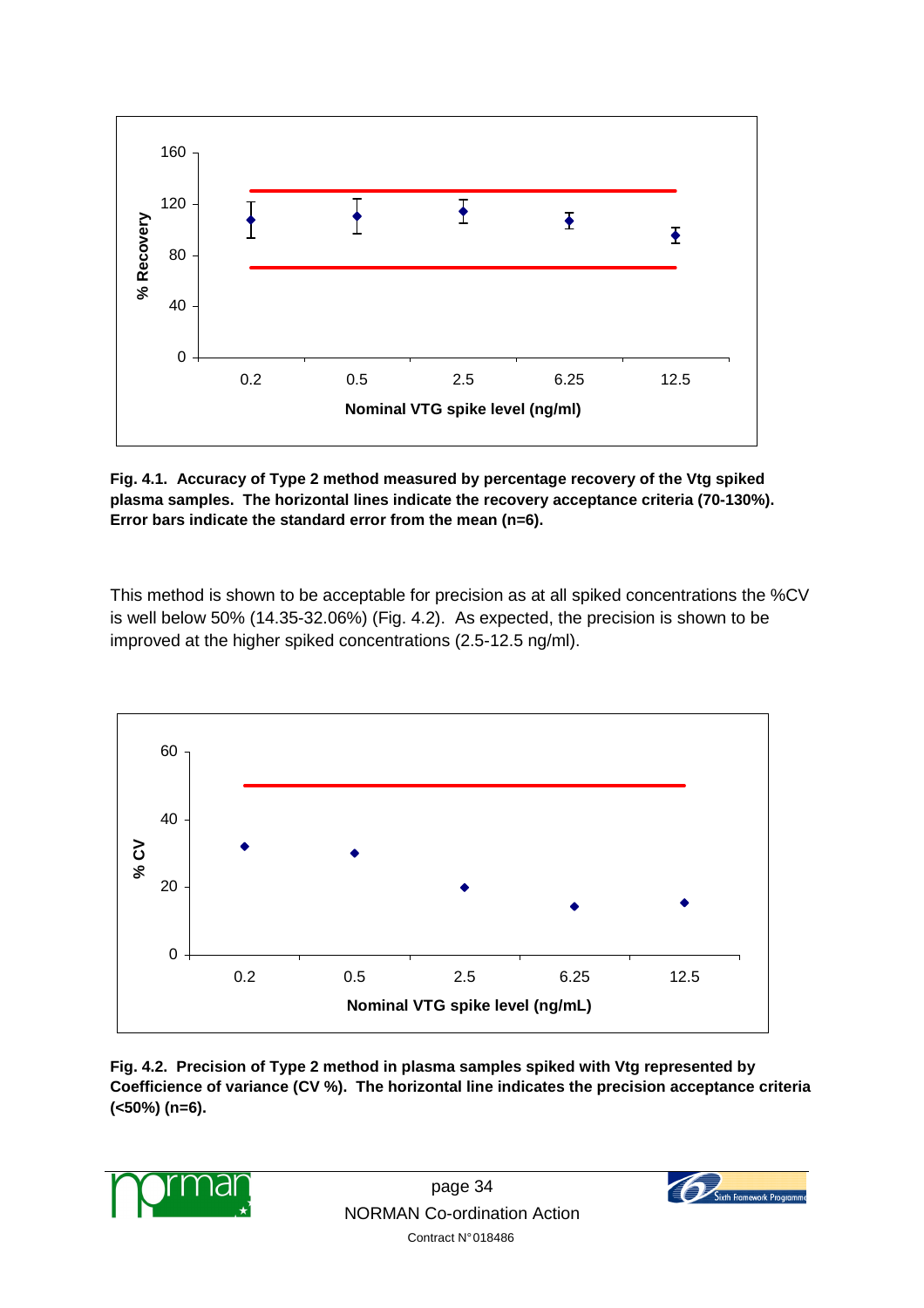**Fig. 4.1. Accuracy of Type 2 method measured by percentage recovery of the Vtg spiked plasma samples. The horizontal lines indicate the recovery acceptance criteria (70-130%). Error bars indicate the standard error from the mean (n=6).**

This method is shown to be acceptable for precision as at all spiked concentrations the %CV is well below 50% (14.35-32.06%) (Fig. 4.2). As expected, the precision is shown to be improved at the higher spiked concentrations (2.5-12.5 ng/ml).

**Fig. 4.2. Precision of Type 2 method in plasma samples spiked with Vtg represented by Coefficience of variance (CV %). The horizontal line indicates the precision acceptance criteria (<50%) (n=6).**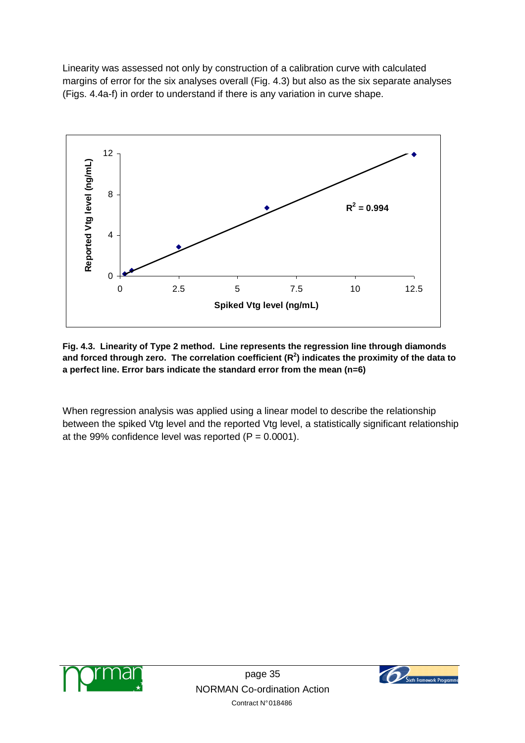Linearity was assessed not only by construction of a calibration curve with calculated margins of error for the six analyses overall (Fig. 4.3) but also as the six separate analyses (Figs. 4.4a-f) in order to understand if there is any variation in curve shape.

**Fig. 4.3. Linearity of Type 2 method. Line represents the regression line through diamonds and forced through zero. The correlation coefficient ($R^2$) indicates the proximity of the data to a perfect line. Error bars indicate the standard error from the mean (n=6)**

When regression analysis was applied using a linear model to describe the relationship between the spiked Vtg level and the reported Vtg level, a statistically significant relationship at the 99% confidence level was reported ($P = 0.0001$).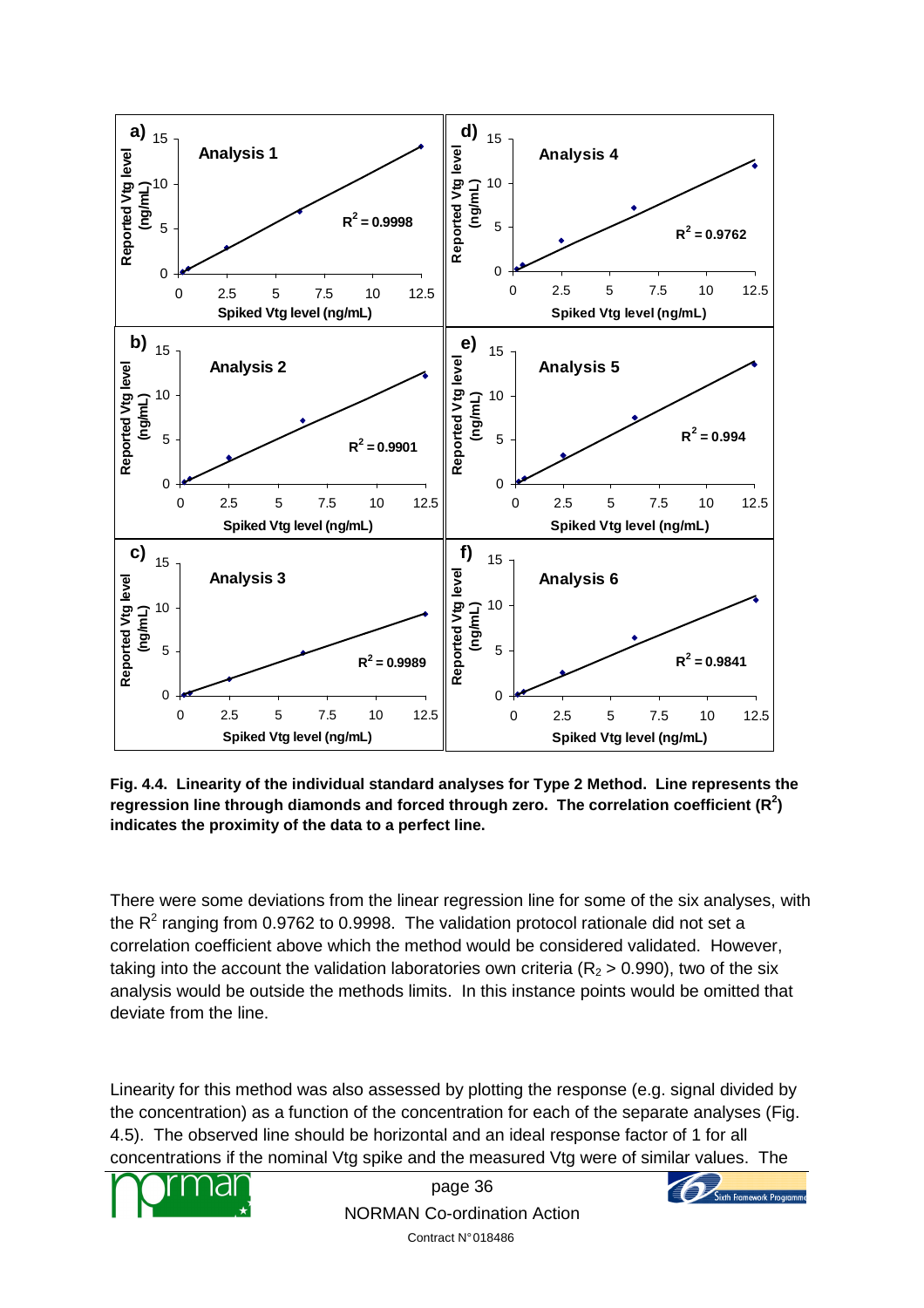**Fig. 4.4. Linearity of the individual standard analyses for Type 2 Method. Line represents the regression line through diamonds and forced through zero. The correlation coefficient ($R^2$) indicates the proximity of the data to a perfect line.**

There were some deviations from the linear regression line for some of the six analyses, with the $R^2$ ranging from 0.9762 to 0.9998. The validation protocol rationale did not set a correlation coefficient above which the method would be considered validated. However, taking into the account the validation laboratories own criteria ($R_2$ > 0.990), two of the six analysis would be outside the methods limits. In this instance points would be omitted that deviate from the line.

Linearity for this method was also assessed by plotting the response (e.g. signal divided by the concentration) as a function of the concentration for each of the separate analyses (Fig. 4.5). The observed line should be horizontal and an ideal response factor of 1 for all concentrations if the nominal Vtg spike and the measured Vtg were of similar values. The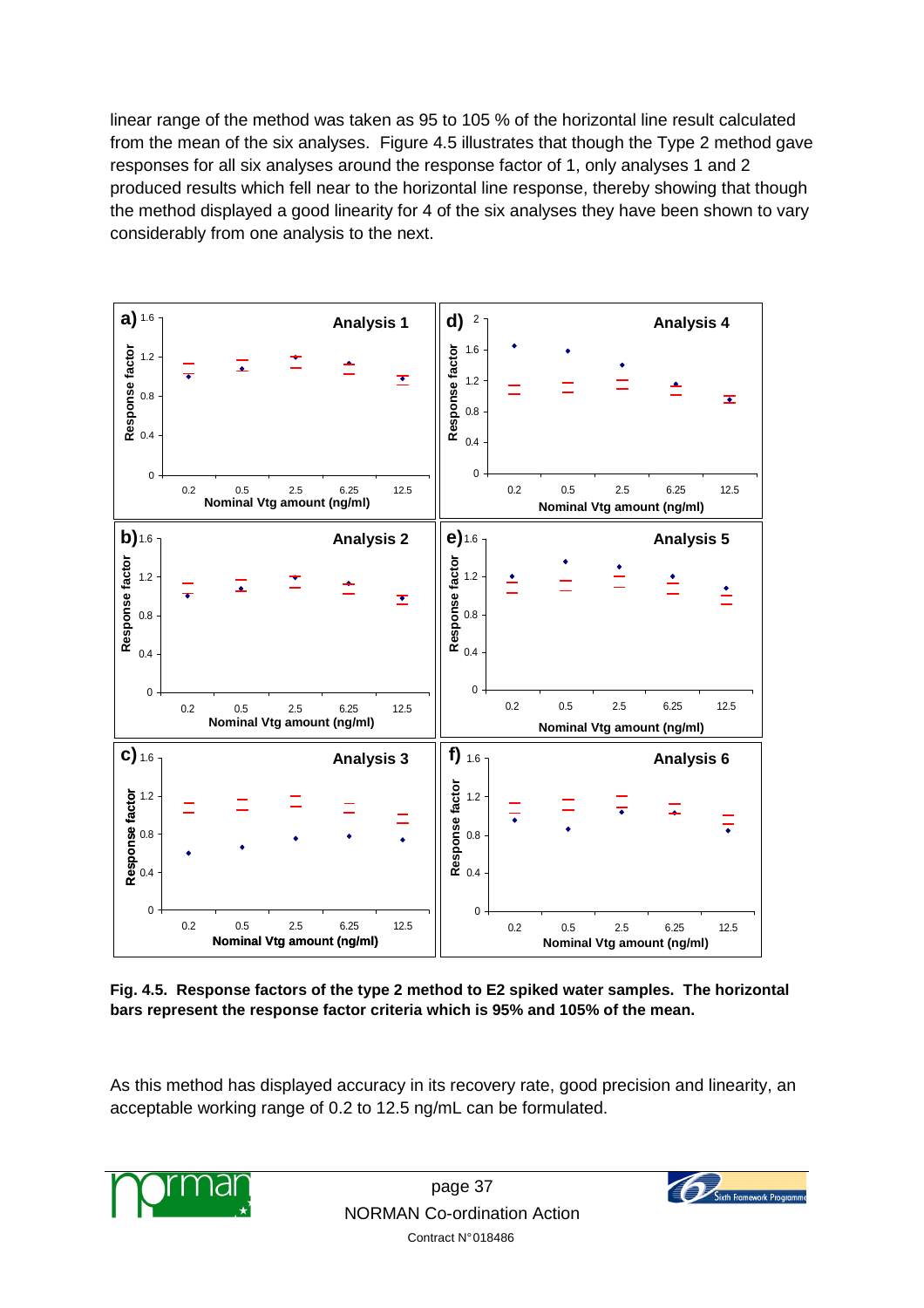linear range of the method was taken as 95 to 105 % of the horizontal line result calculated from the mean of the six analyses. Figure 4.5 illustrates that though the Type 2 method gave responses for all six analyses around the response factor of 1, only analyses 1 and 2 produced results which fell near to the horizontal line response, thereby showing that though the method displayed a good linearity for 4 of the six analyses they have been shown to vary considerably from one analysis to the next.

**Fig. 4.5. Response factors of the type 2 method to E2 spiked water samples. The horizontal bars represent the response factor criteria which is 95% and 105% of the mean.**

As this method has displayed accuracy in its recovery rate, good precision and linearity, an acceptable working range of 0.2 to 12.5 ng/mL can be formulated.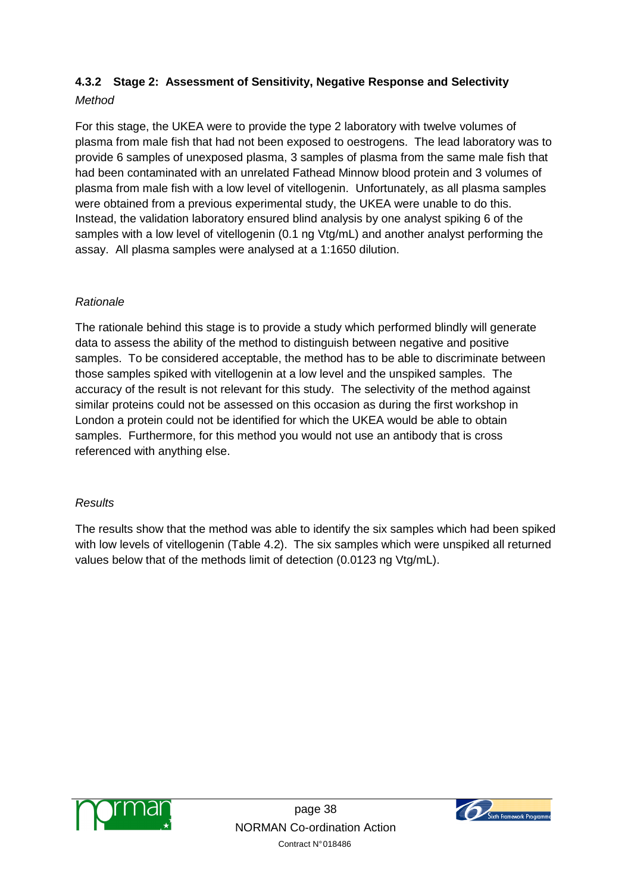### 4.3.2 Stage 2: Assessment of Sensitivity, Negative Response and Selectivity

*Method*

For this stage, the UKEA were to provide the type 2 laboratory with twelve volumes of plasma from male fish that had not been exposed to oestrogens. The lead laboratory was to provide 6 samples of unexposed plasma, 3 samples of plasma from the same male fish that had been contaminated with an unrelated Fathead Minnow blood protein and 3 volumes of plasma from male fish with a low level of vitellogenin. Unfortunately, as all plasma samples were obtained from a previous experimental study, the UKEA were unable to do this. Instead, the validation laboratory ensured blind analysis by one analyst spiking 6 of the samples with a low level of vitellogenin (0.1 ng Vtg/mL) and another analyst performing the assay. All plasma samples were analysed at a 1:1650 dilution.

*Rationale*

The rationale behind this stage is to provide a study which performed blindly will generate data to assess the ability of the method to distinguish between negative and positive samples. To be considered acceptable, the method has to be able to discriminate between those samples spiked with vitellogenin at a low level and the unspiked samples. The accuracy of the result is not relevant for this study. The selectivity of the method against similar proteins could not be assessed on this occasion as during the first workshop in London a protein could not be identified for which the UKEA would be able to obtain samples. Furthermore, for this method you would not use an antibody that is cross referenced with anything else.

*Results*

The results show that the method was able to identify the six samples which had been spiked with low levels of vitellogenin (Table 4.2). The six samples which were unspiked all returned values below that of the methods limit of detection (0.0123 ng Vtg/mL).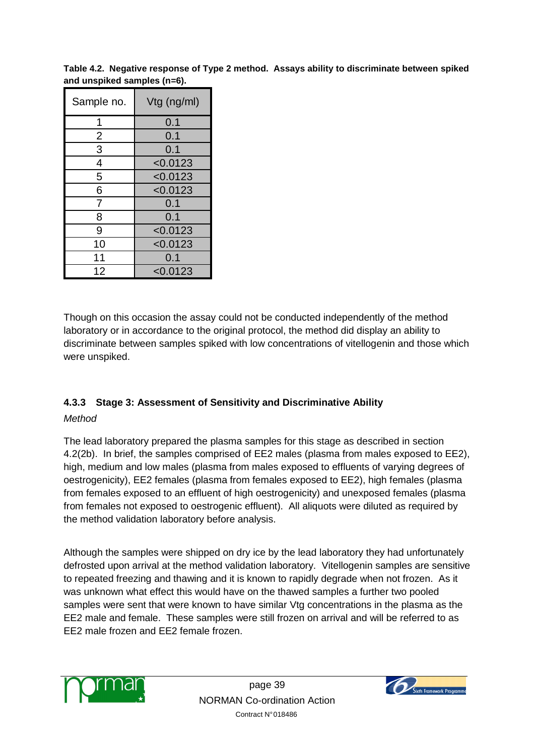**Table 4.2. Negative response of Type 2 method. Assays ability to discriminate between spiked and unspiked samples (n=6).**

| Sample no. | Vtg (ng/ml) |
|---|---|
| 1 | 0.1 |
| 2 | 0.1 |
| 3 | 0.1 |
| 4 | <0.0123 |
| 5 | <0.0123 |
| 6 | <0.0123 |
| 7 | 0.1 |
| 8 | 0.1 |
| 9 | <0.0123 |
| 10 | <0.0123 |
| 11 | 0.1 |
| 12 | <0.0123 |

Though on this occasion the assay could not be conducted independently of the method laboratory or in accordance to the original protocol, the method did display an ability to discriminate between samples spiked with low concentrations of vitellogenin and those which were unspiked.

### 4.3.3 Stage 3: Assessment of Sensitivity and Discriminative Ability

*Method*

The lead laboratory prepared the plasma samples for this stage as described in section 4.2(2b). In brief, the samples comprised of EE2 males (plasma from males exposed to EE2), high, medium and low males (plasma from males exposed to effluents of varying degrees of oestrogenicity), EE2 females (plasma from females exposed to EE2), high females (plasma from females exposed to an effluent of high oestrogenicity) and unexposed females (plasma from females not exposed to oestrogenic effluent). All aliquots were diluted as required by the method validation laboratory before analysis.

Although the samples were shipped on dry ice by the lead laboratory they had unfortunately defrosted upon arrival at the method validation laboratory. Vitellogenin samples are sensitive to repeated freezing and thawing and it is known to rapidly degrade when not frozen. As it was unknown what effect this would have on the thawed samples a further two pooled samples were sent that were known to have similar Vtg concentrations in the plasma as the EE2 male and female. These samples were still frozen on arrival and will be referred to as EE2 male frozen and EE2 female frozen.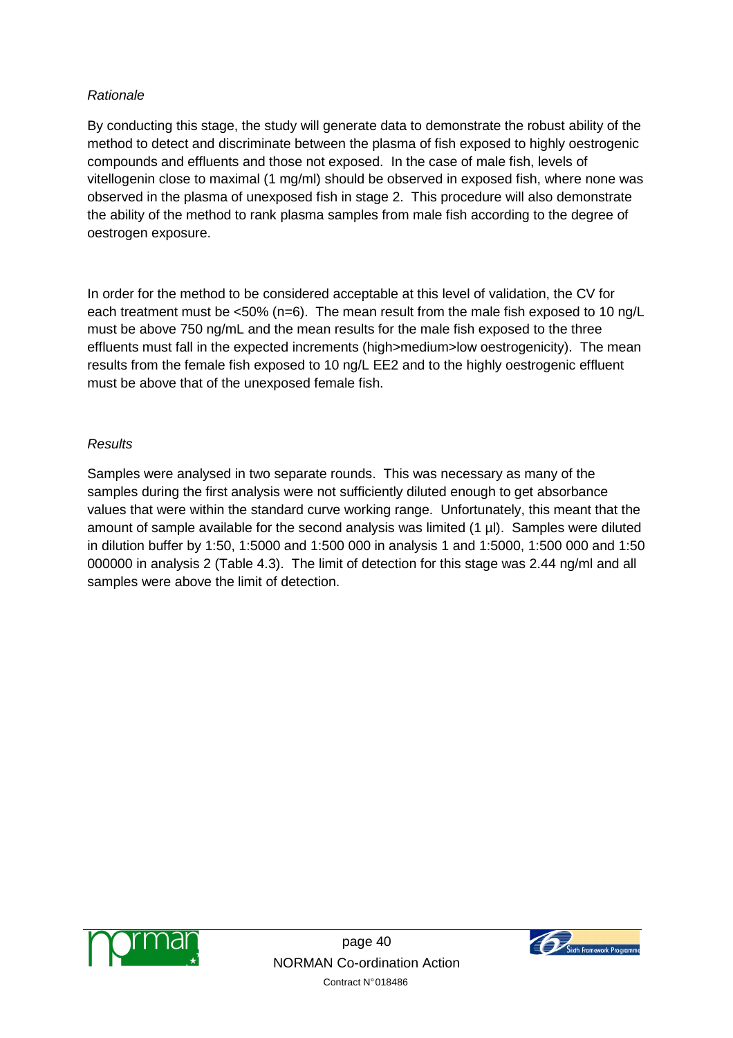*Rationale*

By conducting this stage, the study will generate data to demonstrate the robust ability of the method to detect and discriminate between the plasma of fish exposed to highly oestrogenic compounds and effluents and those not exposed. In the case of male fish, levels of vitellogenin close to maximal (1 mg/ml) should be observed in exposed fish, where none was observed in the plasma of unexposed fish in stage 2. This procedure will also demonstrate the ability of the method to rank plasma samples from male fish according to the degree of oestrogen exposure.

In order for the method to be considered acceptable at this level of validation, the CV for each treatment must be <50% (n=6). The mean result from the male fish exposed to 10 ng/L must be above 750 ng/mL and the mean results for the male fish exposed to the three effluents must fall in the expected increments (high>medium>low oestrogenicity). The mean results from the female fish exposed to 10 ng/L EE2 and to the highly oestrogenic effluent must be above that of the unexposed female fish.

*Results*

Samples were analysed in two separate rounds. This was necessary as many of the samples during the first analysis were not sufficiently diluted enough to get absorbance values that were within the standard curve working range. Unfortunately, this meant that the amount of sample available for the second analysis was limited (1 µl). Samples were diluted in dilution buffer by 1:50, 1:5000 and 1:500 000 in analysis 1 and 1:5000, 1:500 000 and 1:50 000000 in analysis 2 (Table 4.3). The limit of detection for this stage was 2.44 ng/ml and all samples were above the limit of detection.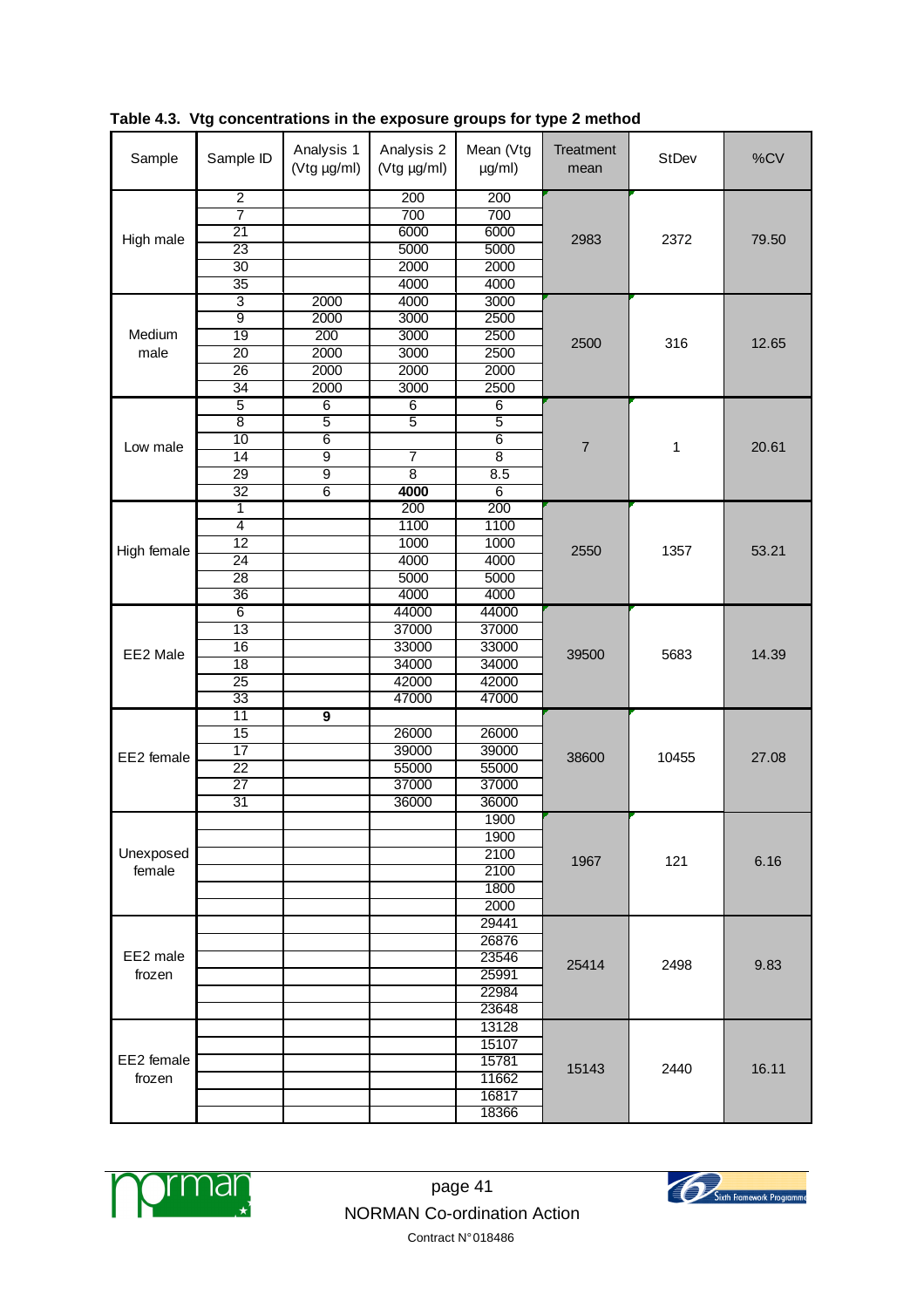**Table 4.3. Vtg concentrations in the exposure groups for type 2 method**

| Sample | Sample ID | Analysis 1 (Vtg µg/ml) | Analysis 2 (Vtg µg/ml) | Mean (Vtg µg/ml) | Treatment mean | StDev | %CV |
|---|---|---|---|---|---|---|---|
| High male | 2 | | 200 | 200 | 2983 | 2372 | 79.50 |
| | 7 | | 700 | 700 | | | |
| | 21 | | 6000 | 6000 | | | |
| | 23 | | 5000 | 5000 | | | |
| | 30 | | 2000 | 2000 | | | |
| | 35 | | 4000 | 4000 | | | |
| Medium male | 3 | 2000 | 4000 | 3000 | 2500 | 316 | 12.65 |
| | 9 | 2000 | 3000 | 2500 | | | |
| | 19 | 200 | 3000 | 2500 | | | |
| | 20 | 2000 | 3000 | 2500 | | | |
| | 26 | 2000 | 2000 | 2000 | | | |
| | 34 | 2000 | 3000 | 2500 | | | |
| Low male | 5 | 6 | 6 | 6 | 7 | 1 | 20.61 |
| | 8 | 5 | 5 | 5 | | | |
| | 10 | 6 | | 6 | | | |
| | 14 | 9 | 7 | 8 | | | |
| | 29 | 9 | 8 | 8.5 | | | |
| | 32 | 6 | **4000** | 6 | | | |
| High female | 1 | | 200 | 200 | 2550 | 1357 | 53.21 |
| | 4 | | 1100 | 1100 | | | |
| | 12 | | 1000 | 1000 | | | |
| | 24 | | 4000 | 4000 | | | |
| | 28 | | 5000 | 5000 | | | |
| | 36 | | 4000 | 4000 | | | |
| EE2 Male | 6 | | 44000 | 44000 | 39500 | 5683 | 14.39 |
| | 13 | | 37000 | 37000 | | | |
| | 16 | | 33000 | 33000 | | | |
| | 18 | | 34000 | 34000 | | | |
| | 25 | | 42000 | 42000 | | | |
| | 33 | | 47000 | 47000 | | | |
| EE2 female | 11 | **9** | | | 38600 | 10455 | 27.08 |
| | 15 | | 26000 | 26000 | | | |
| | 17 | | 39000 | 39000 | | | |
| | 22 | | 55000 | 55000 | | | |
| | 27 | | 37000 | 37000 | | | |
| | 31 | | 36000 | 36000 | | | |
| Unexposed female | | | | 1900 | 1967 | 121 | 6.16 |
| | | | | 1900 | | | |
| | | | | 2100 | | | |
| | | | | 2100 | | | |
| | | | | 1800 | | | |
| | | | | 2000 | | | |
| EE2 male frozen | | | | 29441 | 25414 | 2498 | 9.83 |
| | | | | 26876 | | | |
| | | | | 23546 | | | |
| | | | | 25991 | | | |
| | | | | 22984 | | | |
| | | | | 23648 | | | |
| EE2 female frozen | | | | 13128 | 15143 | 2440 | 16.11 |
| | | | | 15107 | | | |
| | | | | 15781 | | | |
| | | | | 11662 | | | |
| | | | | 16817 | | | |
| | | | | 18366 | | | |

NORMAN Co-ordination Action

Contract N° 018486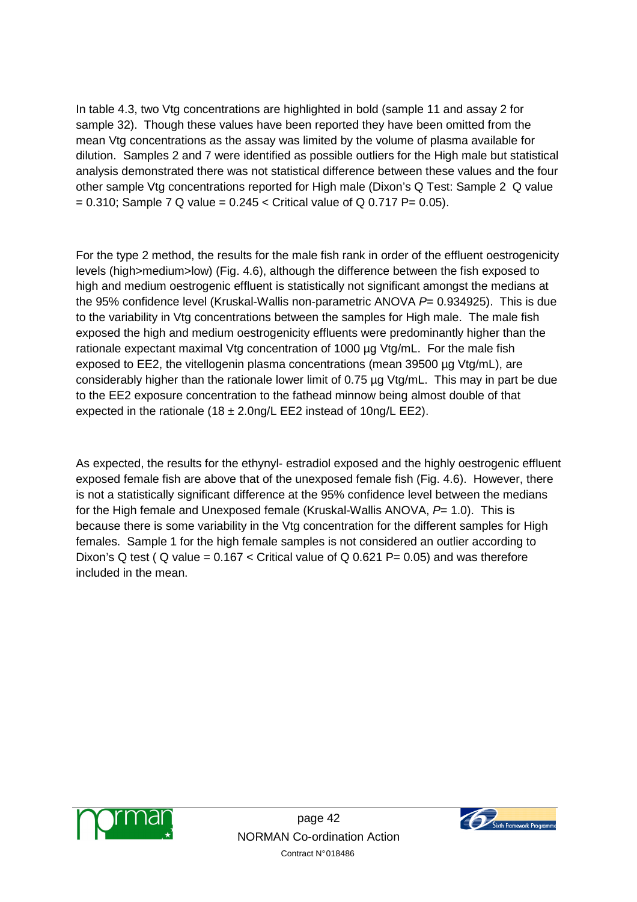In table 4.3, two Vtg concentrations are highlighted in bold (sample 11 and assay 2 for sample 32). Though these values have been reported they have been omitted from the mean Vtg concentrations as the assay was limited by the volume of plasma available for dilution. Samples 2 and 7 were identified as possible outliers for the High male but statistical analysis demonstrated there was not statistical difference between these values and the four other sample Vtg concentrations reported for High male (Dixon's Q Test: Sample 2 Q value = 0.310; Sample 7 Q value = 0.245 < Critical value of Q 0.717 P= 0.05).

For the type 2 method, the results for the male fish rank in order of the effluent oestrogenicity levels (high>medium>low) (Fig. 4.6), although the difference between the fish exposed to high and medium oestrogenic effluent is statistically not significant amongst the medians at the 95% confidence level (Kruskal-Wallis non-parametric ANOVA *P*= 0.934925). This is due to the variability in Vtg concentrations between the samples for High male. The male fish exposed the high and medium oestrogenicity effluents were predominantly higher than the rationale expectant maximal Vtg concentration of 1000 µg Vtg/mL. For the male fish exposed to EE2, the vitellogenin plasma concentrations (mean 39500 µg Vtg/mL), are considerably higher than the rationale lower limit of 0.75 µg Vtg/mL. This may in part be due to the EE2 exposure concentration to the fathead minnow being almost double of that expected in the rationale (18 ± 2.0ng/L EE2 instead of 10ng/L EE2).

As expected, the results for the ethynyl- estradiol exposed and the highly oestrogenic effluent exposed female fish are above that of the unexposed female fish (Fig. 4.6). However, there is not a statistically significant difference at the 95% confidence level between the medians for the High female and Unexposed female (Kruskal-Wallis ANOVA, *P*= 1.0). This is because there is some variability in the Vtg concentration for the different samples for High females. Sample 1 for the high female samples is not considered an outlier according to Dixon's Q test ( Q value = 0.167 < Critical value of Q 0.621 P= 0.05) and was therefore included in the mean.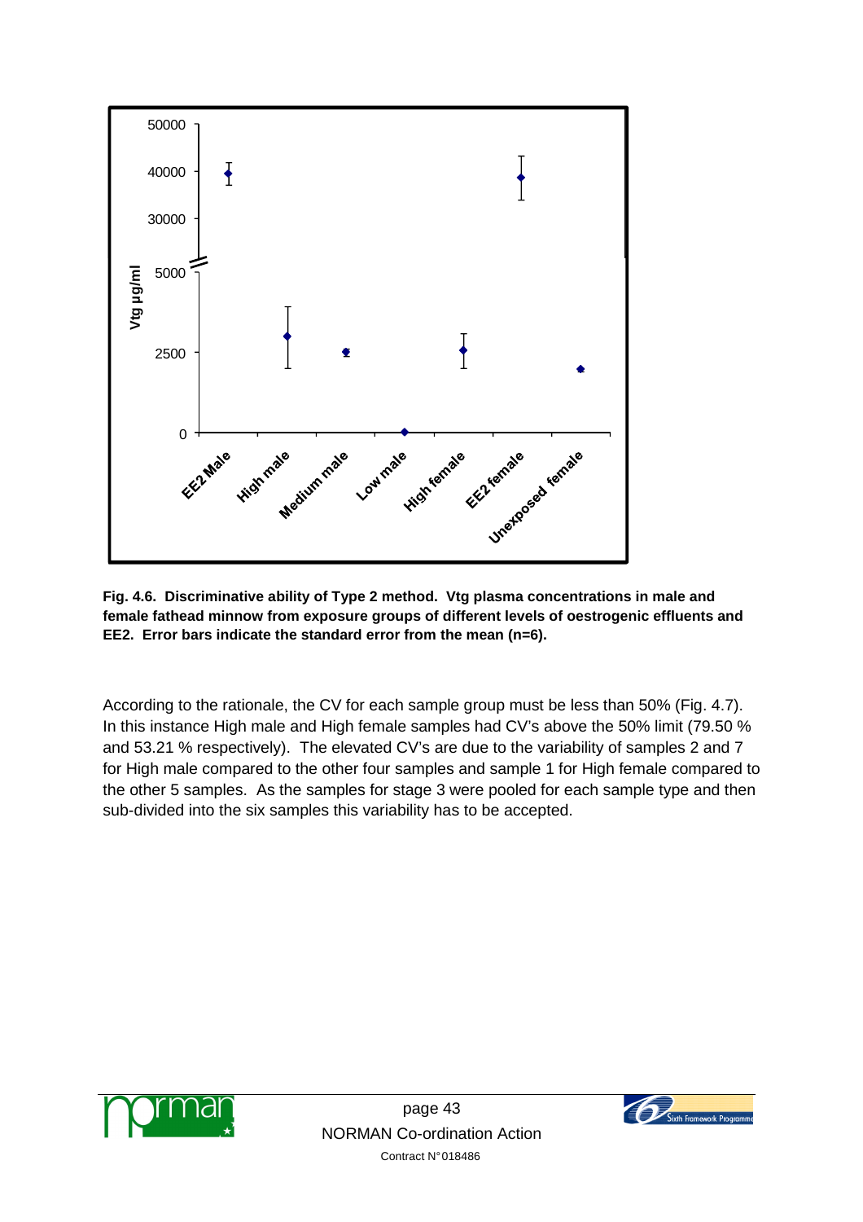**Fig. 4.6. Discriminative ability of Type 2 method. Vtg plasma concentrations in male and female fathead minnow from exposure groups of different levels of oestrogenic effluents and EE2. Error bars indicate the standard error from the mean (n=6).**

According to the rationale, the CV for each sample group must be less than 50% (Fig. 4.7). In this instance High male and High female samples had CV's above the 50% limit (79.50 % and 53.21 % respectively). The elevated CV's are due to the variability of samples 2 and 7 for High male compared to the other four samples and sample 1 for High female compared to the other 5 samples. As the samples for stage 3 were pooled for each sample type and then sub-divided into the six samples this variability has to be accepted.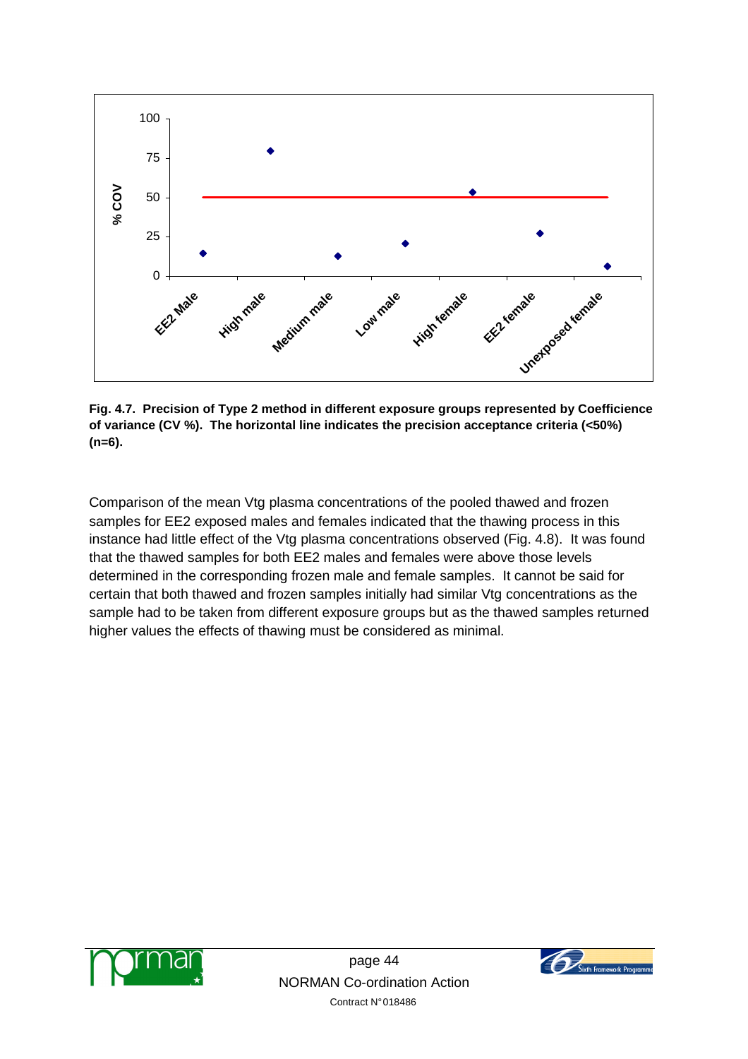**Fig. 4.7. Precision of Type 2 method in different exposure groups represented by Coefficience of variance (CV %). The horizontal line indicates the precision acceptance criteria (<50%) (n=6).**

Comparison of the mean Vtg plasma concentrations of the pooled thawed and frozen samples for EE2 exposed males and females indicated that the thawing process in this instance had little effect of the Vtg plasma concentrations observed (Fig. 4.8). It was found that the thawed samples for both EE2 males and females were above those levels determined in the corresponding frozen male and female samples. It cannot be said for certain that both thawed and frozen samples initially had similar Vtg concentrations as the sample had to be taken from different exposure groups but as the thawed samples returned higher values the effects of thawing must be considered as minimal.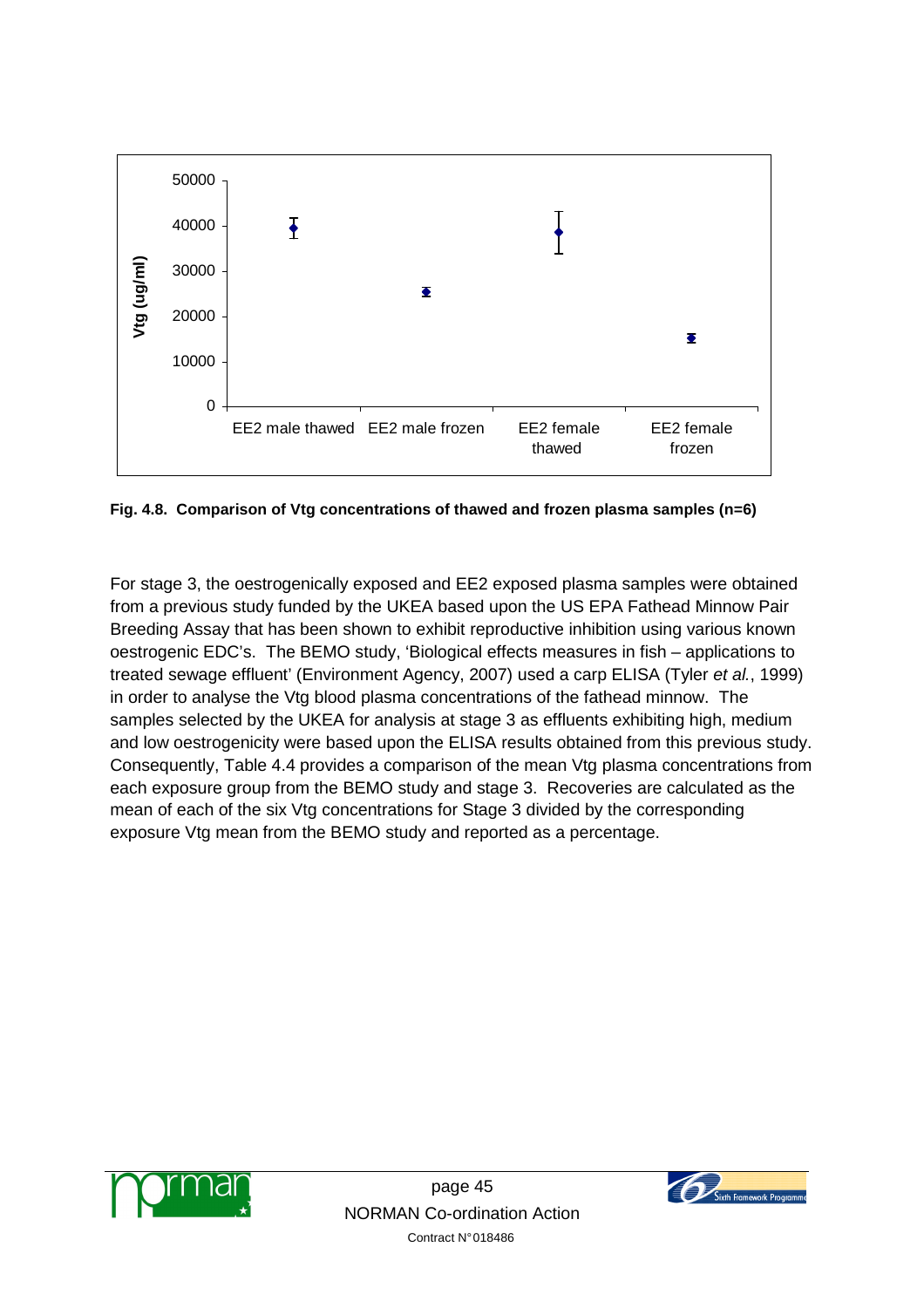**Fig. 4.8. Comparison of Vtg concentrations of thawed and frozen plasma samples (n=6)**

For stage 3, the oestrogenically exposed and EE2 exposed plasma samples were obtained from a previous study funded by the UKEA based upon the US EPA Fathead Minnow Pair Breeding Assay that has been shown to exhibit reproductive inhibition using various known oestrogenic EDC's. The BEMO study, 'Biological effects measures in fish – applications to treated sewage effluent' (Environment Agency, 2007) used a carp ELISA (Tyler *et al.*, 1999) in order to analyse the Vtg blood plasma concentrations of the fathead minnow. The samples selected by the UKEA for analysis at stage 3 as effluents exhibiting high, medium and low oestrogenicity were based upon the ELISA results obtained from this previous study. Consequently, Table 4.4 provides a comparison of the mean Vtg plasma concentrations from each exposure group from the BEMO study and stage 3. Recoveries are calculated as the mean of each of the six Vtg concentrations for Stage 3 divided by the corresponding exposure Vtg mean from the BEMO study and reported as a percentage.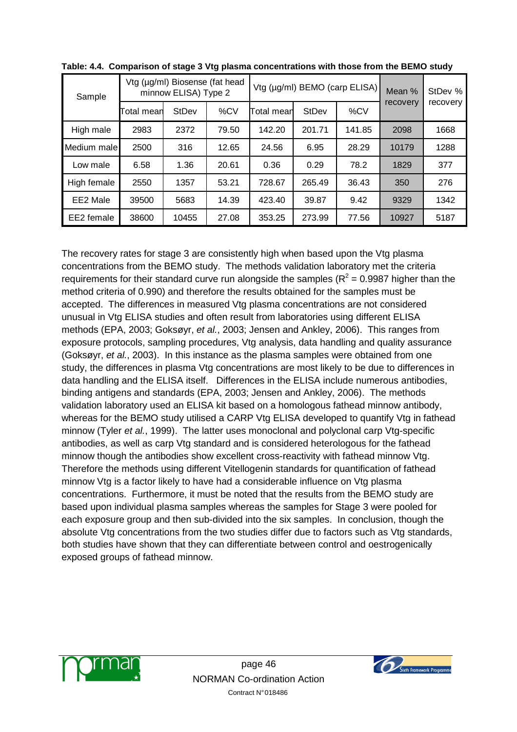**Table: 4.4. Comparison of stage 3 Vtg plasma concentrations with those from the BEMO study**

| Sample | Vtg (µg/ml) Biosense (fat head minnow ELISA) Type 2 | | | Vtg (µg/ml) BEMO (carp ELISA) | | | Mean % recovery | StDev % recovery |
|---|---|---|---|---|---|---|---|---|
| | Total mean | StDev | %CV | Total mean | StDev | %CV | | |
| High male | 2983 | 2372 | 79.50 | 142.20 | 201.71 | 141.85 | 2098 | 1668 |
| Medium male | 2500 | 316 | 12.65 | 24.56 | 6.95 | 28.29 | 10179 | 1288 |
| Low male | 6.58 | 1.36 | 20.61 | 0.36 | 0.29 | 78.2 | 1829 | 377 |
| High female | 2550 | 1357 | 53.21 | 728.67 | 265.49 | 36.43 | 350 | 276 |
| EE2 Male | 39500 | 5683 | 14.39 | 423.40 | 39.87 | 9.42 | 9329 | 1342 |
| EE2 female | 38600 | 10455 | 27.08 | 353.25 | 273.99 | 77.56 | 10927 | 5187 |

The recovery rates for stage 3 are consistently high when based upon the Vtg plasma concentrations from the BEMO study. The methods validation laboratory met the criteria requirements for their standard curve run alongside the samples ($R^2$ = 0.9987 higher than the method criteria of 0.990) and therefore the results obtained for the samples must be accepted. The differences in measured Vtg plasma concentrations are not considered unusual in Vtg ELISA studies and often result from laboratories using different ELISA methods (EPA, 2003; Goksøyr, *et al.*, 2003; Jensen and Ankley, 2006). This ranges from exposure protocols, sampling procedures, Vtg analysis, data handling and quality assurance (Goksøyr, *et al.*, 2003). In this instance as the plasma samples were obtained from one study, the differences in plasma Vtg concentrations are most likely to be due to differences in data handling and the ELISA itself. Differences in the ELISA include numerous antibodies, binding antigens and standards (EPA, 2003; Jensen and Ankley, 2006). The methods validation laboratory used an ELISA kit based on a homologous fathead minnow antibody, whereas for the BEMO study utilised a CARP Vtg ELISA developed to quantify Vtg in fathead minnow (Tyler *et al.*, 1999). The latter uses monoclonal and polyclonal carp Vtg-specific antibodies, as well as carp Vtg standard and is considered heterologous for the fathead minnow though the antibodies show excellent cross-reactivity with fathead minnow Vtg. Therefore the methods using different Vitellogenin standards for quantification of fathead minnow Vtg is a factor likely to have had a considerable influence on Vtg plasma concentrations. Furthermore, it must be noted that the results from the BEMO study are based upon individual plasma samples whereas the samples for Stage 3 were pooled for each exposure group and then sub-divided into the six samples. In conclusion, though the absolute Vtg concentrations from the two studies differ due to factors such as Vtg standards, both studies have shown that they can differentiate between control and oestrogenically exposed groups of fathead minnow.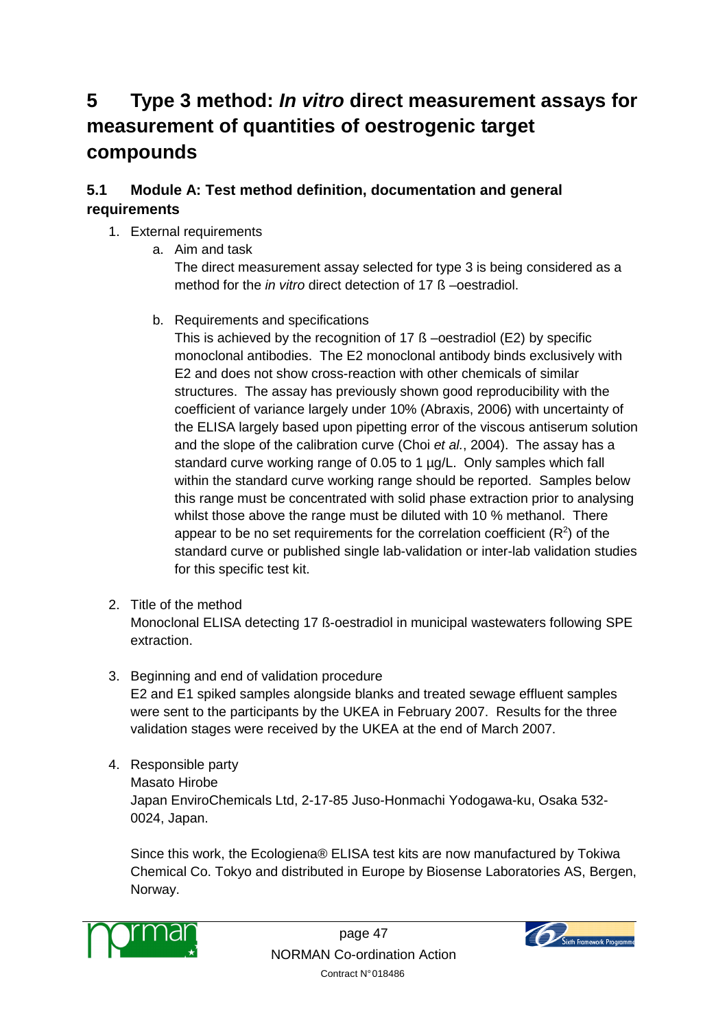# 5 Type 3 method: *In vitro* direct measurement assays for measurement of quantities of oestrogenic target compounds

## 5.1 Module A: Test method definition, documentation and general requirements

1. External requirements
   a. Aim and task
      The direct measurement assay selected for type 3 is being considered as a method for the *in vitro* direct detection of 17 ß –oestradiol.

   b. Requirements and specifications
      This is achieved by the recognition of 17 ß –oestradiol (E2) by specific monoclonal antibodies. The E2 monoclonal antibody binds exclusively with E2 and does not show cross-reaction with other chemicals of similar structures. The assay has previously shown good reproducibility with the coefficient of variance largely under 10% (Abraxis, 2006) with uncertainty of the ELISA largely based upon pipetting error of the viscous antiserum solution and the slope of the calibration curve (Choi *et al.*, 2004). The assay has a standard curve working range of 0.05 to 1 µg/L. Only samples which fall within the standard curve working range should be reported. Samples below this range must be concentrated with solid phase extraction prior to analysing whilst those above the range must be diluted with 10 % methanol. There appear to be no set requirements for the correlation coefficient ($R^2$) of the standard curve or published single lab-validation or inter-lab validation studies for this specific test kit.

2. Title of the method
   Monoclonal ELISA detecting 17 ß-oestradiol in municipal wastewaters following SPE extraction.

3. Beginning and end of validation procedure
   E2 and E1 spiked samples alongside blanks and treated sewage effluent samples were sent to the participants by the UKEA in February 2007. Results for the three validation stages were received by the UKEA at the end of March 2007.

4. Responsible party
   Masato Hirobe
   Japan EnviroChemicals Ltd, 2-17-85 Juso-Honmachi Yodogawa-ku, Osaka 532-0024, Japan.

   Since this work, the Ecologiena® ELISA test kits are now manufactured by Tokiwa Chemical Co. Tokyo and distributed in Europe by Biosense Laboratories AS, Bergen, Norway.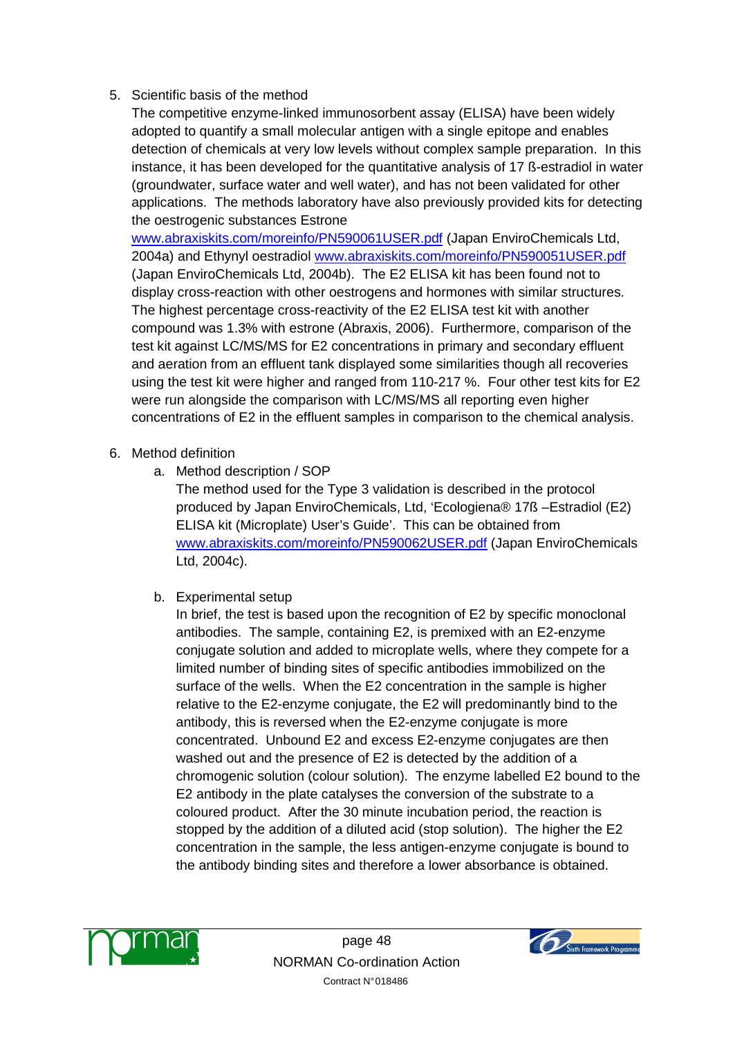5. Scientific basis of the method

   The competitive enzyme-linked immunosorbent assay (ELISA) have been widely adopted to quantify a small molecular antigen with a single epitope and enables detection of chemicals at very low levels without complex sample preparation. In this instance, it has been developed for the quantitative analysis of 17 ß-estradiol in water (groundwater, surface water and well water), and has not been validated for other applications. The methods laboratory have also previously provided kits for detecting the oestrogenic substances Estrone www.abraxiskits.com/moreinfo/PN590061USER.pdf (Japan EnviroChemicals Ltd, 2004a) and Ethynyl oestradiol www.abraxiskits.com/moreinfo/PN590051USER.pdf (Japan EnviroChemicals Ltd, 2004b). The E2 ELISA kit has been found not to display cross-reaction with other oestrogens and hormones with similar structures. The highest percentage cross-reactivity of the E2 ELISA test kit with another compound was 1.3% with estrone (Abraxis, 2006). Furthermore, comparison of the test kit against LC/MS/MS for E2 concentrations in primary and secondary effluent and aeration from an effluent tank displayed some similarities though all recoveries using the test kit were higher and ranged from 110-217 %. Four other test kits for E2 were run alongside the comparison with LC/MS/MS all reporting even higher concentrations of E2 in the effluent samples in comparison to the chemical analysis.

6. Method definition

   a. Method description / SOP

      The method used for the Type 3 validation is described in the protocol produced by Japan EnviroChemicals, Ltd, 'Ecologiena® 17ß –Estradiol (E2) ELISA kit (Microplate) User's Guide'. This can be obtained from www.abraxiskits.com/moreinfo/PN590062USER.pdf (Japan EnviroChemicals Ltd, 2004c).

   b. Experimental setup

      In brief, the test is based upon the recognition of E2 by specific monoclonal antibodies. The sample, containing E2, is premixed with an E2-enzyme conjugate solution and added to microplate wells, where they compete for a limited number of binding sites of specific antibodies immobilized on the surface of the wells. When the E2 concentration in the sample is higher relative to the E2-enzyme conjugate, the E2 will predominantly bind to the antibody, this is reversed when the E2-enzyme conjugate is more concentrated. Unbound E2 and excess E2-enzyme conjugates are then washed out and the presence of E2 is detected by the addition of a chromogenic solution (colour solution). The enzyme labelled E2 bound to the E2 antibody in the plate catalyses the conversion of the substrate to a coloured product. After the 30 minute incubation period, the reaction is stopped by the addition of a diluted acid (stop solution). The higher the E2 concentration in the sample, the less antigen-enzyme conjugate is bound to the antibody binding sites and therefore a lower absorbance is obtained.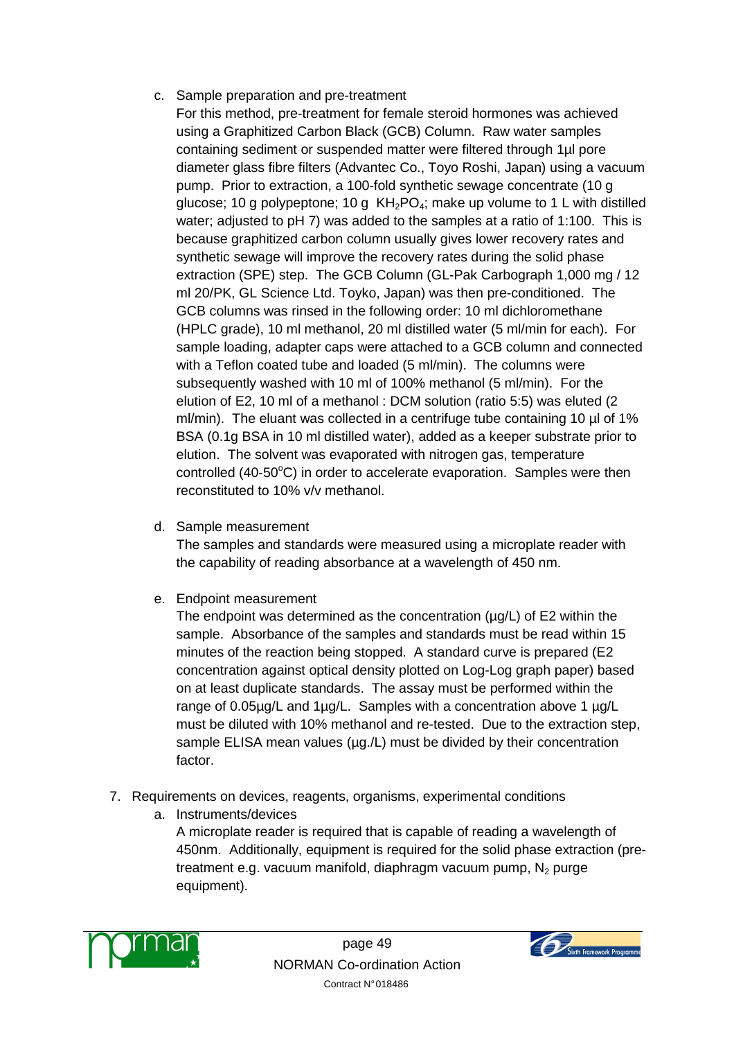c. Sample preparation and pre-treatment

   For this method, pre-treatment for female steroid hormones was achieved using a Graphitized Carbon Black (GCB) Column. Raw water samples containing sediment or suspended matter were filtered through 1µl pore diameter glass fibre filters (Advantec Co., Toyo Roshi, Japan) using a vacuum pump. Prior to extraction, a 100-fold synthetic sewage concentrate (10 g glucose; 10 g polypeptone; 10 g $KH_2PO_4$; make up volume to 1 L with distilled water; adjusted to pH 7) was added to the samples at a ratio of 1:100. This is because graphitized carbon column usually gives lower recovery rates and synthetic sewage will improve the recovery rates during the solid phase extraction (SPE) step. The GCB Column (GL-Pak Carbograph 1,000 mg / 12 ml 20/PK, GL Science Ltd. Toyko, Japan) was then pre-conditioned. The GCB columns was rinsed in the following order: 10 ml dichloromethane (HPLC grade), 10 ml methanol, 20 ml distilled water (5 ml/min for each). For sample loading, adapter caps were attached to a GCB column and connected with a Teflon coated tube and loaded (5 ml/min). The columns were subsequently washed with 10 ml of 100% methanol (5 ml/min). For the elution of E2, 10 ml of a methanol : DCM solution (ratio 5:5) was eluted (2 ml/min). The eluant was collected in a centrifuge tube containing 10 µl of 1% BSA (0.1g BSA in 10 ml distilled water), added as a keeper substrate prior to elution. The solvent was evaporated with nitrogen gas, temperature controlled (40-50°C) in order to accelerate evaporation. Samples were then reconstituted to 10% v/v methanol.

d. Sample measurement

   The samples and standards were measured using a microplate reader with the capability of reading absorbance at a wavelength of 450 nm.

e. Endpoint measurement

   The endpoint was determined as the concentration (µg/L) of E2 within the sample. Absorbance of the samples and standards must be read within 15 minutes of the reaction being stopped. A standard curve is prepared (E2 concentration against optical density plotted on Log-Log graph paper) based on at least duplicate standards. The assay must be performed within the range of 0.05µg/L and 1µg/L. Samples with a concentration above 1 µg/L must be diluted with 10% methanol and re-tested. Due to the extraction step, sample ELISA mean values (µg./L) must be divided by their concentration factor.

7. Requirements on devices, reagents, organisms, experimental conditions

   a. Instruments/devices

      A microplate reader is required that is capable of reading a wavelength of 450nm. Additionally, equipment is required for the solid phase extraction (pre-treatment e.g. vacuum manifold, diaphragm vacuum pump, $N_2$ purge equipment).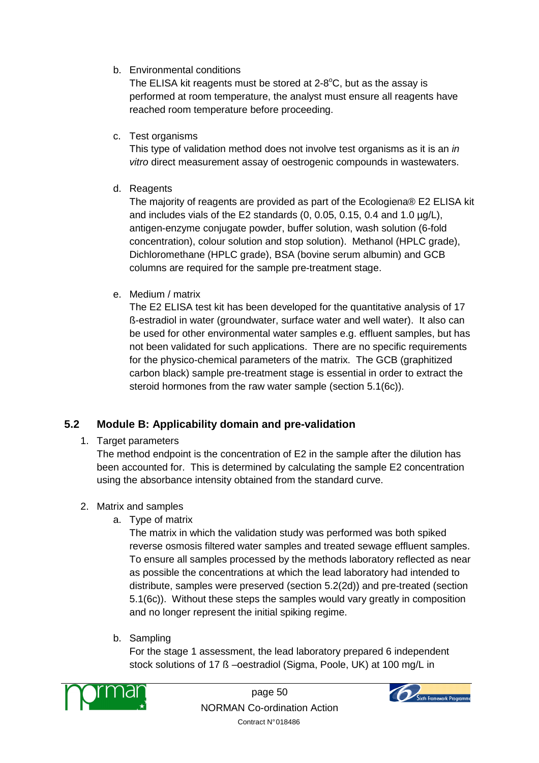b. Environmental conditions

   The ELISA kit reagents must be stored at 2-8°C, but as the assay is performed at room temperature, the analyst must ensure all reagents have reached room temperature before proceeding.

c. Test organisms

   This type of validation method does not involve test organisms as it is an *in vitro* direct measurement assay of oestrogenic compounds in wastewaters.

d. Reagents

   The majority of reagents are provided as part of the Ecologiena® E2 ELISA kit and includes vials of the E2 standards (0, 0.05, 0.15, 0.4 and 1.0 µg/L), antigen-enzyme conjugate powder, buffer solution, wash solution (6-fold concentration), colour solution and stop solution). Methanol (HPLC grade), Dichloromethane (HPLC grade), BSA (bovine serum albumin) and GCB columns are required for the sample pre-treatment stage.

e. Medium / matrix

   The E2 ELISA test kit has been developed for the quantitative analysis of 17 ß-estradiol in water (groundwater, surface water and well water). It also can be used for other environmental water samples e.g. effluent samples, but has not been validated for such applications. There are no specific requirements for the physico-chemical parameters of the matrix. The GCB (graphitized carbon black) sample pre-treatment stage is essential in order to extract the steroid hormones from the raw water sample (section 5.1(6c)).

## 5.2 Module B: Applicability domain and pre-validation

1. Target parameters

   The method endpoint is the concentration of E2 in the sample after the dilution has been accounted for. This is determined by calculating the sample E2 concentration using the absorbance intensity obtained from the standard curve.

2. Matrix and samples

   a. Type of matrix

      The matrix in which the validation study was performed was both spiked reverse osmosis filtered water samples and treated sewage effluent samples. To ensure all samples processed by the methods laboratory reflected as near as possible the concentrations at which the lead laboratory had intended to distribute, samples were preserved (section 5.2(2d)) and pre-treated (section 5.1(6c)). Without these steps the samples would vary greatly in composition and no longer represent the initial spiking regime.

   b. Sampling

      For the stage 1 assessment, the lead laboratory prepared 6 independent stock solutions of 17 ß –oestradiol (Sigma, Poole, UK) at 100 mg/L in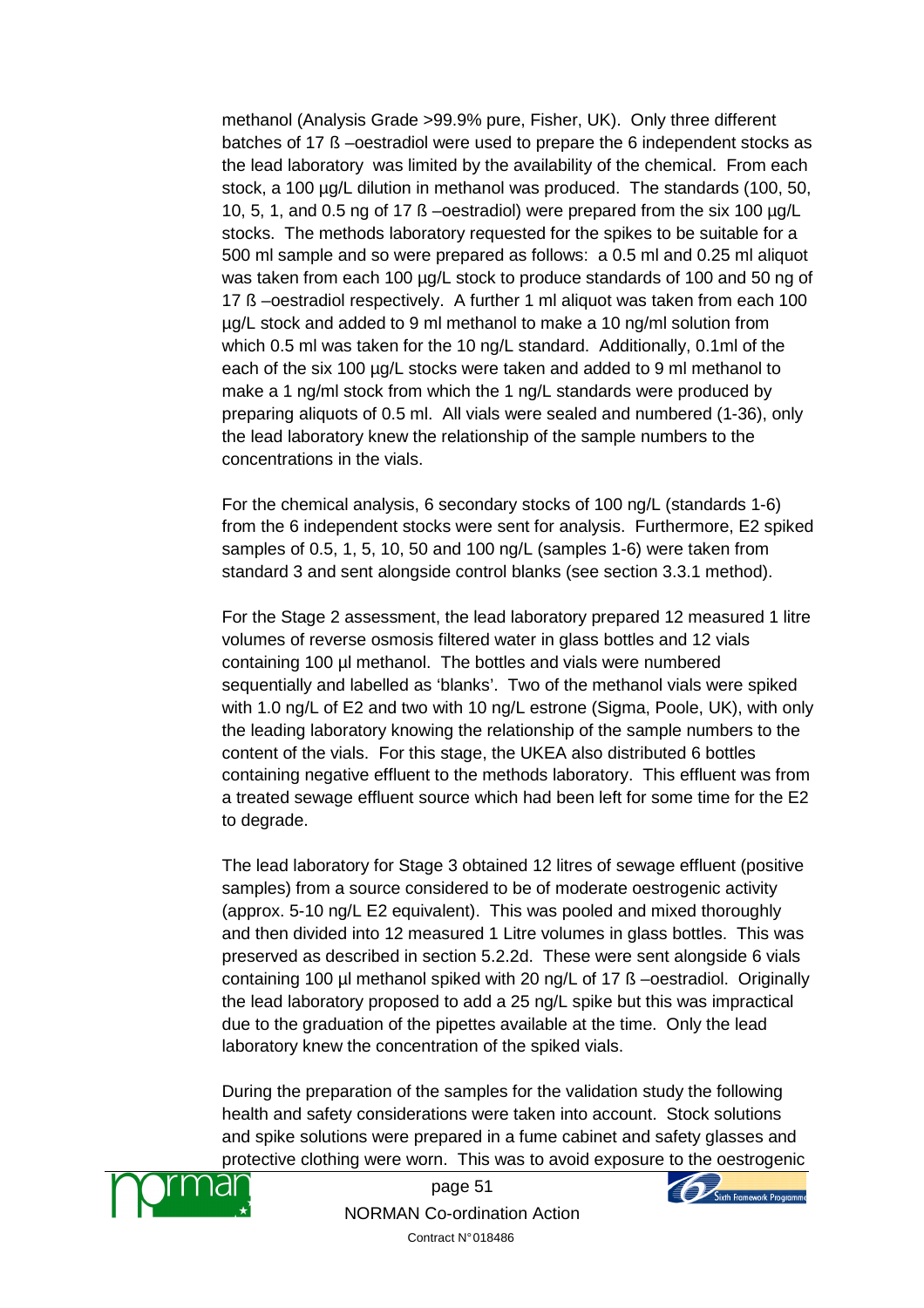methanol (Analysis Grade >99.9% pure, Fisher, UK). Only three different batches of 17 ß –oestradiol were used to prepare the 6 independent stocks as the lead laboratory was limited by the availability of the chemical. From each stock, a 100 µg/L dilution in methanol was produced. The standards (100, 50, 10, 5, 1, and 0.5 ng of 17 ß –oestradiol) were prepared from the six 100 µg/L stocks. The methods laboratory requested for the spikes to be suitable for a 500 ml sample and so were prepared as follows: a 0.5 ml and 0.25 ml aliquot was taken from each 100 µg/L stock to produce standards of 100 and 50 ng of 17 ß –oestradiol respectively. A further 1 ml aliquot was taken from each 100 µg/L stock and added to 9 ml methanol to make a 10 ng/ml solution from which 0.5 ml was taken for the 10 ng/L standard. Additionally, 0.1ml of the each of the six 100 µg/L stocks were taken and added to 9 ml methanol to make a 1 ng/ml stock from which the 1 ng/L standards were produced by preparing aliquots of 0.5 ml. All vials were sealed and numbered (1-36), only the lead laboratory knew the relationship of the sample numbers to the concentrations in the vials.

For the chemical analysis, 6 secondary stocks of 100 ng/L (standards 1-6) from the 6 independent stocks were sent for analysis. Furthermore, E2 spiked samples of 0.5, 1, 5, 10, 50 and 100 ng/L (samples 1-6) were taken from standard 3 and sent alongside control blanks (see section 3.3.1 method).

For the Stage 2 assessment, the lead laboratory prepared 12 measured 1 litre volumes of reverse osmosis filtered water in glass bottles and 12 vials containing 100 µl methanol. The bottles and vials were numbered sequentially and labelled as 'blanks'. Two of the methanol vials were spiked with 1.0 ng/L of E2 and two with 10 ng/L estrone (Sigma, Poole, UK), with only the leading laboratory knowing the relationship of the sample numbers to the content of the vials. For this stage, the UKEA also distributed 6 bottles containing negative effluent to the methods laboratory. This effluent was from a treated sewage effluent source which had been left for some time for the E2 to degrade.

The lead laboratory for Stage 3 obtained 12 litres of sewage effluent (positive samples) from a source considered to be of moderate oestrogenic activity (approx. 5-10 ng/L E2 equivalent). This was pooled and mixed thoroughly and then divided into 12 measured 1 Litre volumes in glass bottles. This was preserved as described in section 5.2.2d. These were sent alongside 6 vials containing 100 µl methanol spiked with 20 ng/L of 17 ß –oestradiol. Originally the lead laboratory proposed to add a 25 ng/L spike but this was impractical due to the graduation of the pipettes available at the time. Only the lead laboratory knew the concentration of the spiked vials.

During the preparation of the samples for the validation study the following health and safety considerations were taken into account. Stock solutions and spike solutions were prepared in a fume cabinet and safety glasses and protective clothing were worn. This was to avoid exposure to the oestrogenic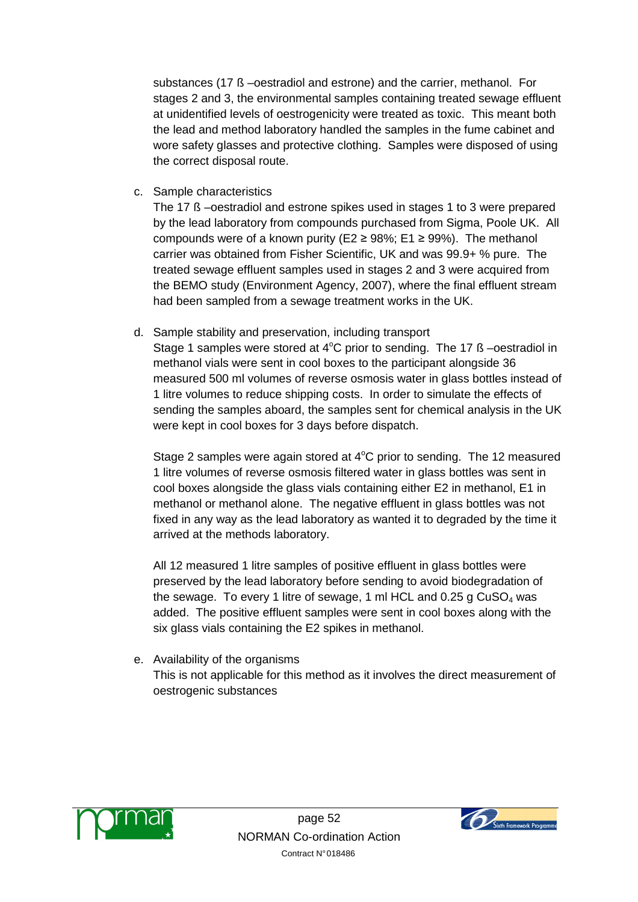substances (17 ß –oestradiol and estrone) and the carrier, methanol. For stages 2 and 3, the environmental samples containing treated sewage effluent at unidentified levels of oestrogenicity were treated as toxic. This meant both the lead and method laboratory handled the samples in the fume cabinet and wore safety glasses and protective clothing. Samples were disposed of using the correct disposal route.

c. Sample characteristics

   The 17 ß –oestradiol and estrone spikes used in stages 1 to 3 were prepared by the lead laboratory from compounds purchased from Sigma, Poole UK. All compounds were of a known purity (E2 ≥ 98%; E1 ≥ 99%). The methanol carrier was obtained from Fisher Scientific, UK and was 99.9+ % pure. The treated sewage effluent samples used in stages 2 and 3 were acquired from the BEMO study (Environment Agency, 2007), where the final effluent stream had been sampled from a sewage treatment works in the UK.

d. Sample stability and preservation, including transport

   Stage 1 samples were stored at 4°C prior to sending. The 17 ß –oestradiol in methanol vials were sent in cool boxes to the participant alongside 36 measured 500 ml volumes of reverse osmosis water in glass bottles instead of 1 litre volumes to reduce shipping costs. In order to simulate the effects of sending the samples aboard, the samples sent for chemical analysis in the UK were kept in cool boxes for 3 days before dispatch.

   Stage 2 samples were again stored at 4°C prior to sending. The 12 measured 1 litre volumes of reverse osmosis filtered water in glass bottles was sent in cool boxes alongside the glass vials containing either E2 in methanol, E1 in methanol or methanol alone. The negative effluent in glass bottles was not fixed in any way as the lead laboratory as wanted it to degraded by the time it arrived at the methods laboratory.

   All 12 measured 1 litre samples of positive effluent in glass bottles were preserved by the lead laboratory before sending to avoid biodegradation of the sewage. To every 1 litre of sewage, 1 ml HCL and 0.25 g $CuSO_4$ was added. The positive effluent samples were sent in cool boxes along with the six glass vials containing the E2 spikes in methanol.

e. Availability of the organisms

   This is not applicable for this method as it involves the direct measurement of oestrogenic substances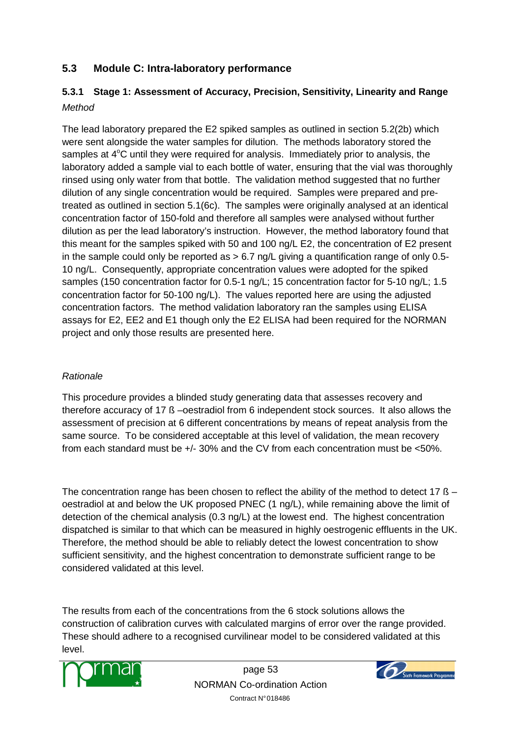## 5.3 Module C: Intra-laboratory performance

### 5.3.1 Stage 1: Assessment of Accuracy, Precision, Sensitivity, Linearity and Range

*Method*

The lead laboratory prepared the E2 spiked samples as outlined in section 5.2(2b) which were sent alongside the water samples for dilution. The methods laboratory stored the samples at 4$^{o}$C until they were required for analysis. Immediately prior to analysis, the laboratory added a sample vial to each bottle of water, ensuring that the vial was thoroughly rinsed using only water from that bottle. The validation method suggested that no further dilution of any single concentration would be required. Samples were prepared and pre-treated as outlined in section 5.1(6c). The samples were originally analysed at an identical concentration factor of 150-fold and therefore all samples were analysed without further dilution as per the lead laboratory's instruction. However, the method laboratory found that this meant for the samples spiked with 50 and 100 ng/L E2, the concentration of E2 present in the sample could only be reported as > 6.7 ng/L giving a quantification range of only 0.5-10 ng/L. Consequently, appropriate concentration values were adopted for the spiked samples (150 concentration factor for 0.5-1 ng/L; 15 concentration factor for 5-10 ng/L; 1.5 concentration factor for 50-100 ng/L). The values reported here are using the adjusted concentration factors. The method validation laboratory ran the samples using ELISA assays for E2, EE2 and E1 though only the E2 ELISA had been required for the NORMAN project and only those results are presented here.

*Rationale*

This procedure provides a blinded study generating data that assesses recovery and therefore accuracy of 17 ß –oestradiol from 6 independent stock sources. It also allows the assessment of precision at 6 different concentrations by means of repeat analysis from the same source. To be considered acceptable at this level of validation, the mean recovery from each standard must be +/- 30% and the CV from each concentration must be <50%.

The concentration range has been chosen to reflect the ability of the method to detect 17 ß –oestradiol at and below the UK proposed PNEC (1 ng/L), while remaining above the limit of detection of the chemical analysis (0.3 ng/L) at the lowest end. The highest concentration dispatched is similar to that which can be measured in highly oestrogenic effluents in the UK. Therefore, the method should be able to reliably detect the lowest concentration to show sufficient sensitivity, and the highest concentration to demonstrate sufficient range to be considered validated at this level.

The results from each of the concentrations from the 6 stock solutions allows the construction of calibration curves with calculated margins of error over the range provided. These should adhere to a recognised curvilinear model to be considered validated at this level.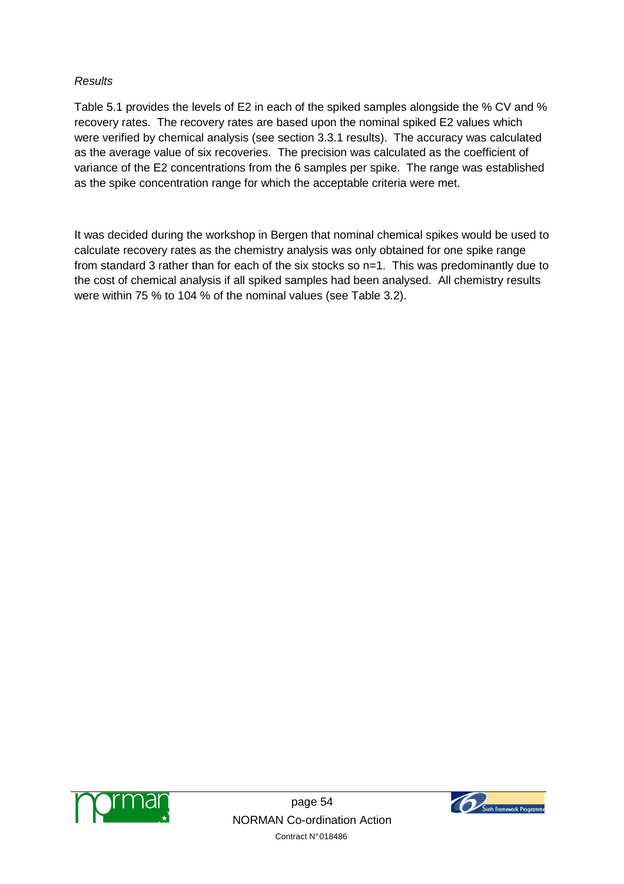*Results*

Table 5.1 provides the levels of E2 in each of the spiked samples alongside the % CV and % recovery rates. The recovery rates are based upon the nominal spiked E2 values which were verified by chemical analysis (see section 3.3.1 results). The accuracy was calculated as the average value of six recoveries. The precision was calculated as the coefficient of variance of the E2 concentrations from the 6 samples per spike. The range was established as the spike concentration range for which the acceptable criteria were met.

It was decided during the workshop in Bergen that nominal chemical spikes would be used to calculate recovery rates as the chemistry analysis was only obtained for one spike range from standard 3 rather than for each of the six stocks so n=1. This was predominantly due to the cost of chemical analysis if all spiked samples had been analysed. All chemistry results were within 75 % to 104 % of the nominal values (see Table 3.2).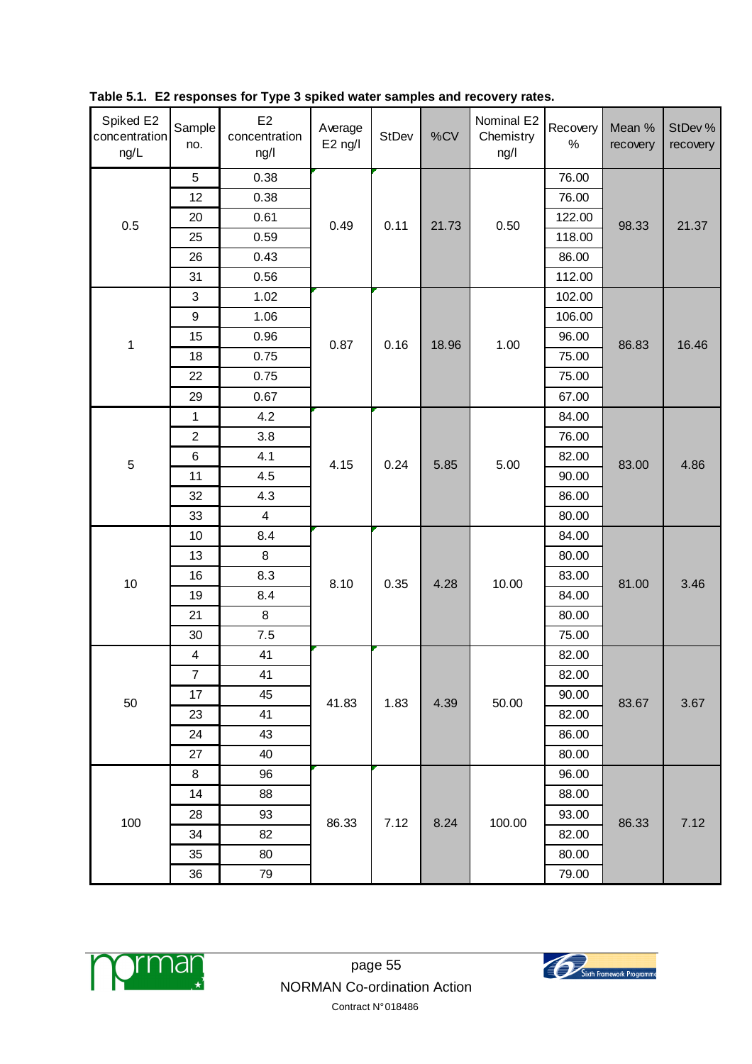**Table 5.1. E2 responses for Type 3 spiked water samples and recovery rates.**

| Spiked E2 concentration ng/L | Sample no. | E2 concentration ng/l | Average E2 ng/l | StDev | %CV | Nominal E2 Chemistry ng/l | Recovery % | Mean % recovery | StDev % recovery |
|---|---|---|---|---|---|---|---|---|---|
| 0.5 | 5 | 0.38 | 0.49 | 0.11 | 21.73 | 0.50 | 76.00 | 98.33 | 21.37 |
| | 12 | 0.38 | | | | | 76.00 | | |
| | 20 | 0.61 | | | | | 122.00 | | |
| | 25 | 0.59 | | | | | 118.00 | | |
| | 26 | 0.43 | | | | | 86.00 | | |
| | 31 | 0.56 | | | | | 112.00 | | |
| 1 | 3 | 1.02 | 0.87 | 0.16 | 18.96 | 1.00 | 102.00 | 86.83 | 16.46 |
| | 9 | 1.06 | | | | | 106.00 | | |
| | 15 | 0.96 | | | | | 96.00 | | |
| | 18 | 0.75 | | | | | 75.00 | | |
| | 22 | 0.75 | | | | | 75.00 | | |
| | 29 | 0.67 | | | | | 67.00 | | |
| 5 | 1 | 4.2 | 4.15 | 0.24 | 5.85 | 5.00 | 84.00 | 83.00 | 4.86 |
| | 2 | 3.8 | | | | | 76.00 | | |
| | 6 | 4.1 | | | | | 82.00 | | |
| | 11 | 4.5 | | | | | 90.00 | | |
| | 32 | 4.3 | | | | | 86.00 | | |
| | 33 | 4 | | | | | 80.00 | | |
| 10 | 10 | 8.4 | 8.10 | 0.35 | 4.28 | 10.00 | 84.00 | 81.00 | 3.46 |
| | 13 | 8 | | | | | 80.00 | | |
| | 16 | 8.3 | | | | | 83.00 | | |
| | 19 | 8.4 | | | | | 84.00 | | |
| | 21 | 8 | | | | | 80.00 | | |
| | 30 | 7.5 | | | | | 75.00 | | |
| 50 | 4 | 41 | 41.83 | 1.83 | 4.39 | 50.00 | 82.00 | 83.67 | 3.67 |
| | 7 | 41 | | | | | 82.00 | | |
| | 17 | 45 | | | | | 90.00 | | |
| | 23 | 41 | | | | | 82.00 | | |
| | 24 | 43 | | | | | 86.00 | | |
| | 27 | 40 | | | | | 80.00 | | |
| 100 | 8 | 96 | 86.33 | 7.12 | 8.24 | 100.00 | 96.00 | 86.33 | 7.12 |
| | 14 | 88 | | | | | 88.00 | | |
| | 28 | 93 | | | | | 93.00 | | |
| | 34 | 82 | | | | | 82.00 | | |
| | 35 | 80 | | | | | 80.00 | | |
| | 36 | 79 | | | | | 79.00 | | |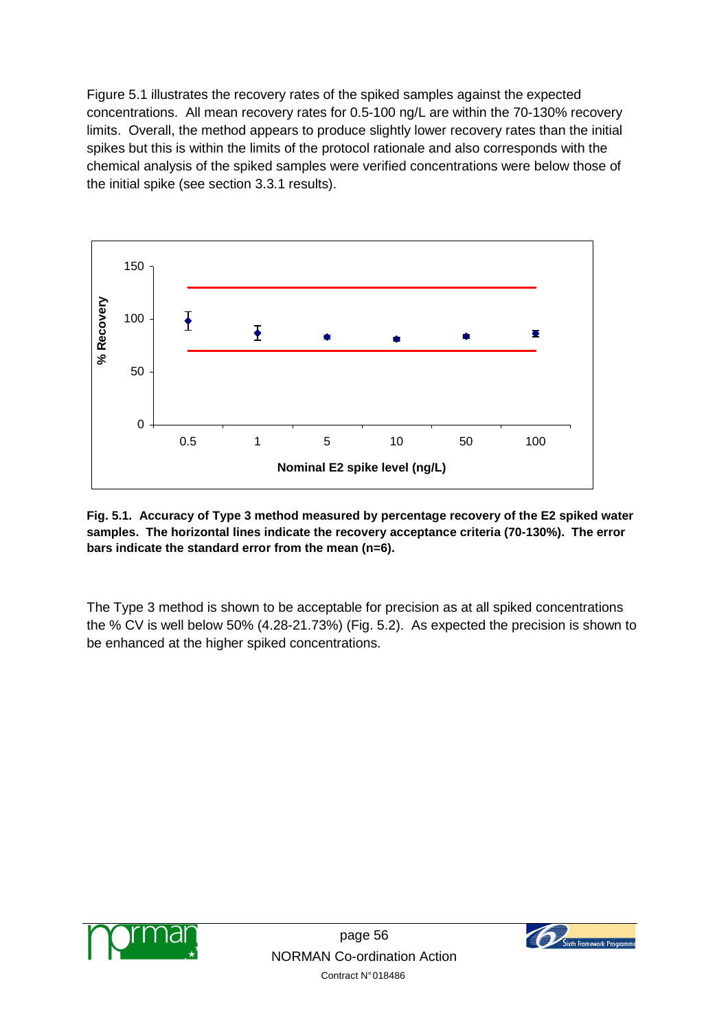Figure 5.1 illustrates the recovery rates of the spiked samples against the expected concentrations. All mean recovery rates for 0.5-100 ng/L are within the 70-130% recovery limits. Overall, the method appears to produce slightly lower recovery rates than the initial spikes but this is within the limits of the protocol rationale and also corresponds with the chemical analysis of the spiked samples were verified concentrations were below those of the initial spike (see section 3.3.1 results).

**Fig. 5.1. Accuracy of Type 3 method measured by percentage recovery of the E2 spiked water samples. The horizontal lines indicate the recovery acceptance criteria (70-130%). The error bars indicate the standard error from the mean (n=6).**

The Type 3 method is shown to be acceptable for precision as at all spiked concentrations the % CV is well below 50% (4.28-21.73%) (Fig. 5.2). As expected the precision is shown to be enhanced at the higher spiked concentrations.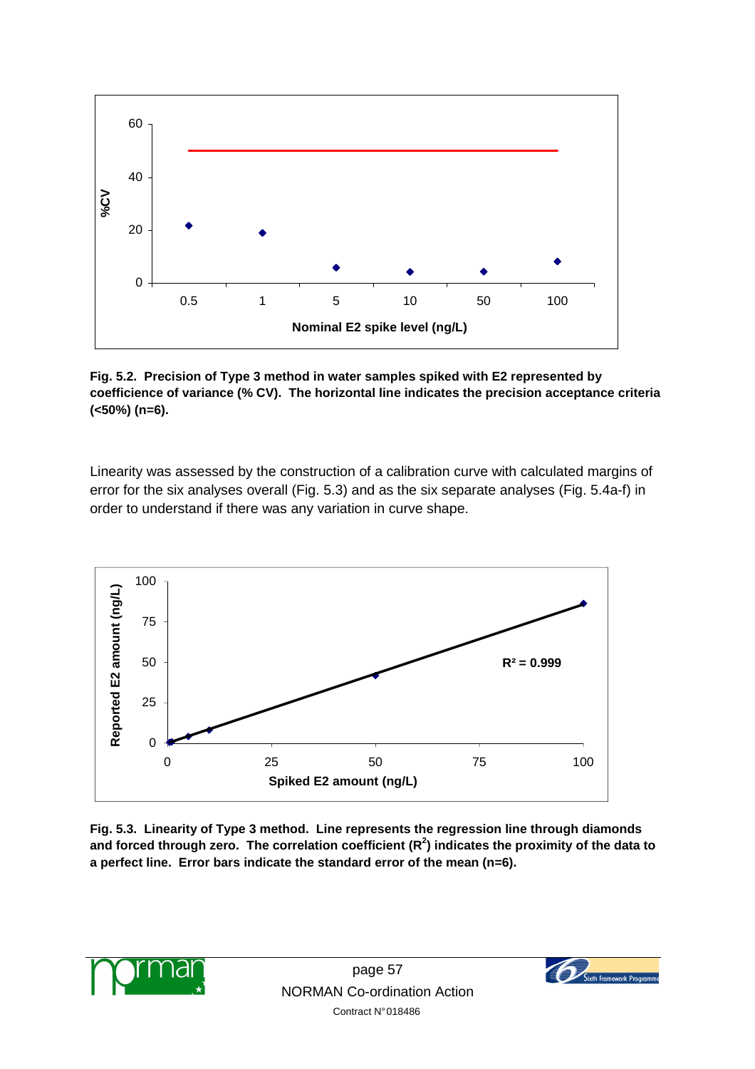**Fig. 5.2. Precision of Type 3 method in water samples spiked with E2 represented by coefficience of variance (% CV). The horizontal line indicates the precision acceptance criteria (<50%) (n=6).**

Linearity was assessed by the construction of a calibration curve with calculated margins of error for the six analyses overall (Fig. 5.3) and as the six separate analyses (Fig. 5.4a-f) in order to understand if there was any variation in curve shape.

**Fig. 5.3. Linearity of Type 3 method. Line represents the regression line through diamonds and forced through zero. The correlation coefficient ($R^2$) indicates the proximity of the data to a perfect line. Error bars indicate the standard error of the mean (n=6).**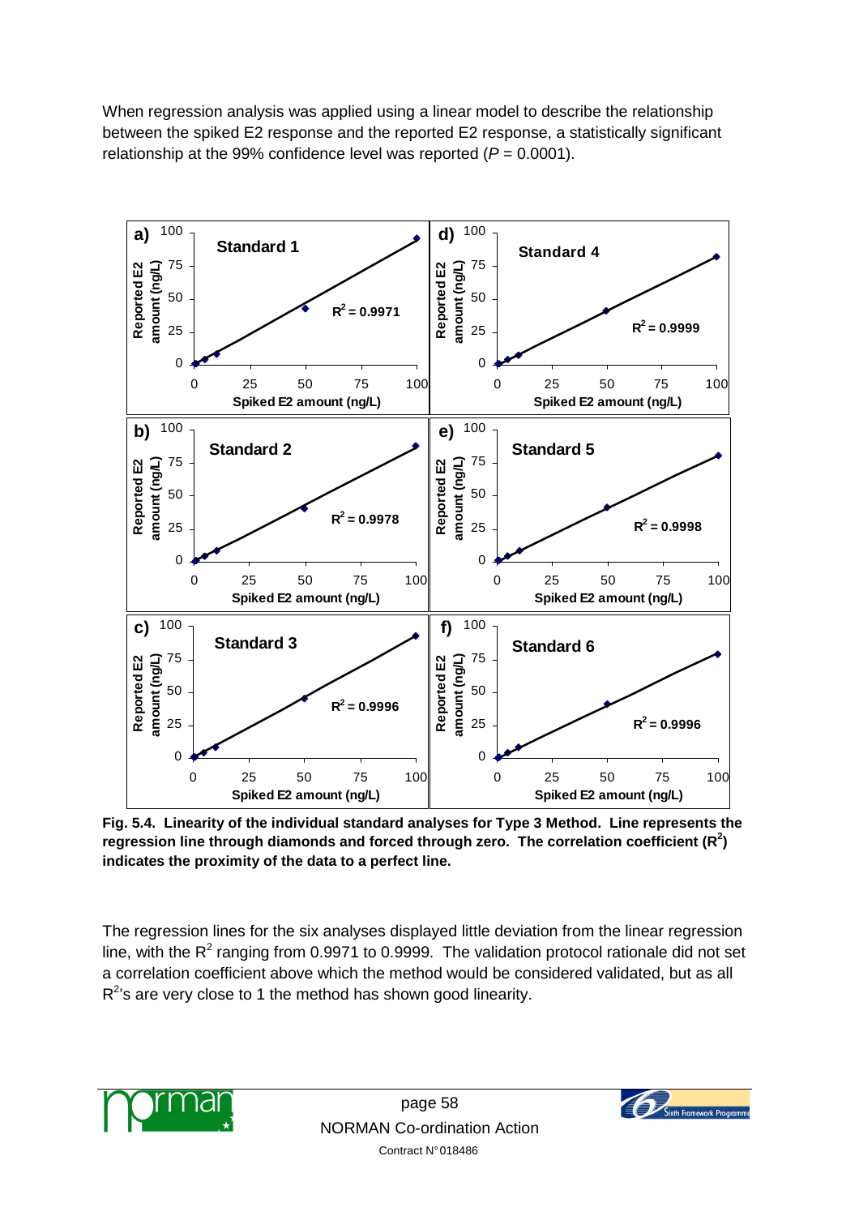When regression analysis was applied using a linear model to describe the relationship between the spiked E2 response and the reported E2 response, a statistically significant relationship at the 99% confidence level was reported ($P = 0.0001$).

**Fig. 5.4. Linearity of the individual standard analyses for Type 3 Method. Line represents the regression line through diamonds and forced through zero. The correlation coefficient ($R^2$) indicates the proximity of the data to a perfect line.**

The regression lines for the six analyses displayed little deviation from the linear regression line, with the $R^2$ ranging from 0.9971 to 0.9999. The validation protocol rationale did not set a correlation coefficient above which the method would be considered validated, but as all $R^2$'s are very close to 1 the method has shown good linearity.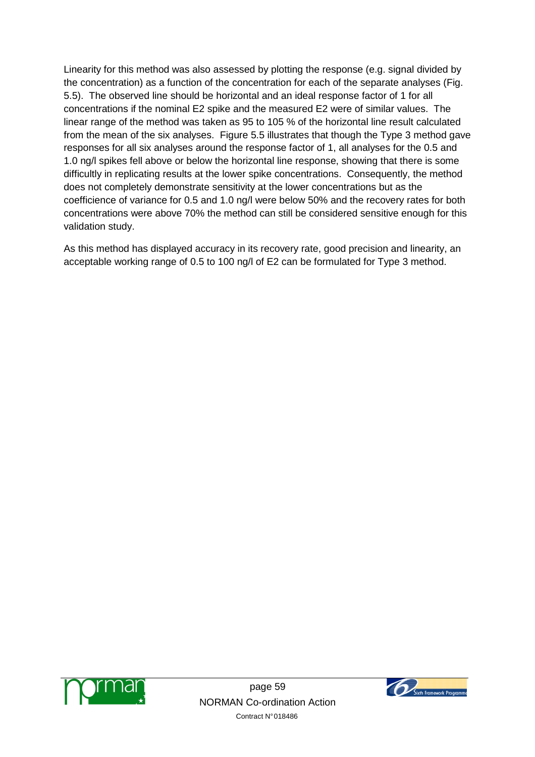Linearity for this method was also assessed by plotting the response (e.g. signal divided by the concentration) as a function of the concentration for each of the separate analyses (Fig. 5.5). The observed line should be horizontal and an ideal response factor of 1 for all concentrations if the nominal E2 spike and the measured E2 were of similar values. The linear range of the method was taken as 95 to 105 % of the horizontal line result calculated from the mean of the six analyses. Figure 5.5 illustrates that though the Type 3 method gave responses for all six analyses around the response factor of 1, all analyses for the 0.5 and 1.0 ng/l spikes fell above or below the horizontal line response, showing that there is some difficultly in replicating results at the lower spike concentrations. Consequently, the method does not completely demonstrate sensitivity at the lower concentrations but as the coefficience of variance for 0.5 and 1.0 ng/l were below 50% and the recovery rates for both concentrations were above 70% the method can still be considered sensitive enough for this validation study.

As this method has displayed accuracy in its recovery rate, good precision and linearity, an acceptable working range of 0.5 to 100 ng/l of E2 can be formulated for Type 3 method.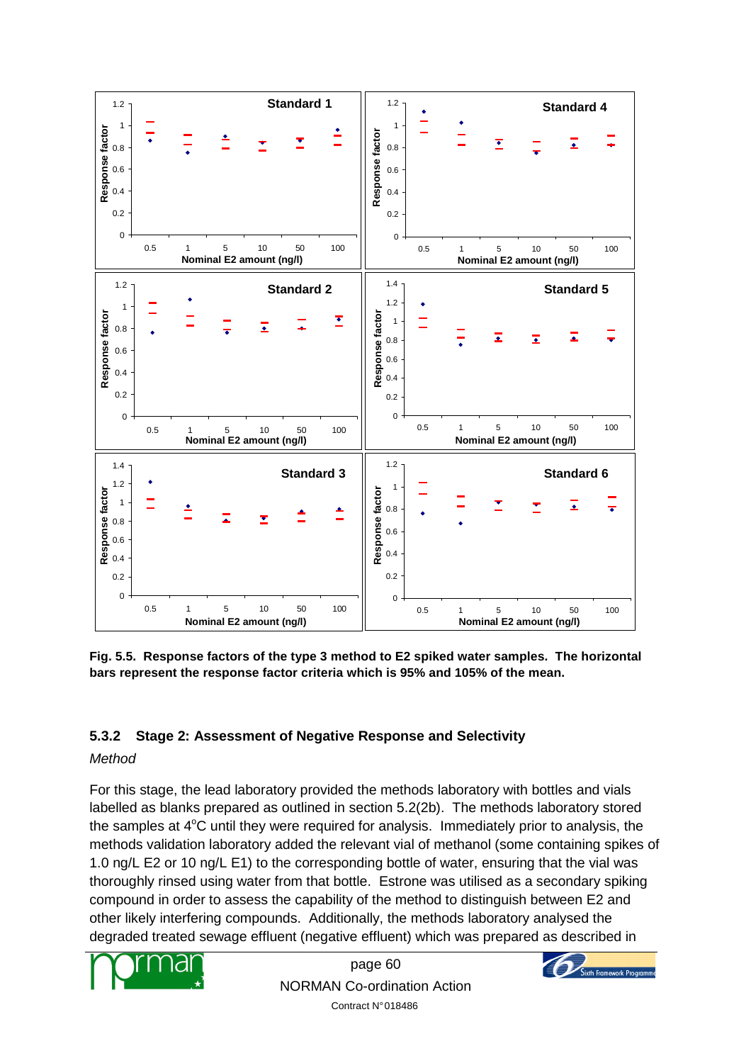Fig. 5.5. **Response factors of the type 3 method to E2 spiked water samples. The horizontal bars represent the response factor criteria which is 95% and 105% of the mean.**

### 5.3.2 Stage 2: Assessment of Negative Response and Selectivity

*Method*

For this stage, the lead laboratory provided the methods laboratory with bottles and vials labelled as blanks prepared as outlined in section 5.2(2b). The methods laboratory stored the samples at 4°C until they were required for analysis. Immediately prior to analysis, the methods validation laboratory added the relevant vial of methanol (some containing spikes of 1.0 ng/L E2 or 10 ng/L E1) to the corresponding bottle of water, ensuring that the vial was thoroughly rinsed using water from that bottle. Estrone was utilised as a secondary spiking compound in order to assess the capability of the method to distinguish between E2 and other likely interfering compounds. Additionally, the methods laboratory analysed the degraded treated sewage effluent (negative effluent) which was prepared as described in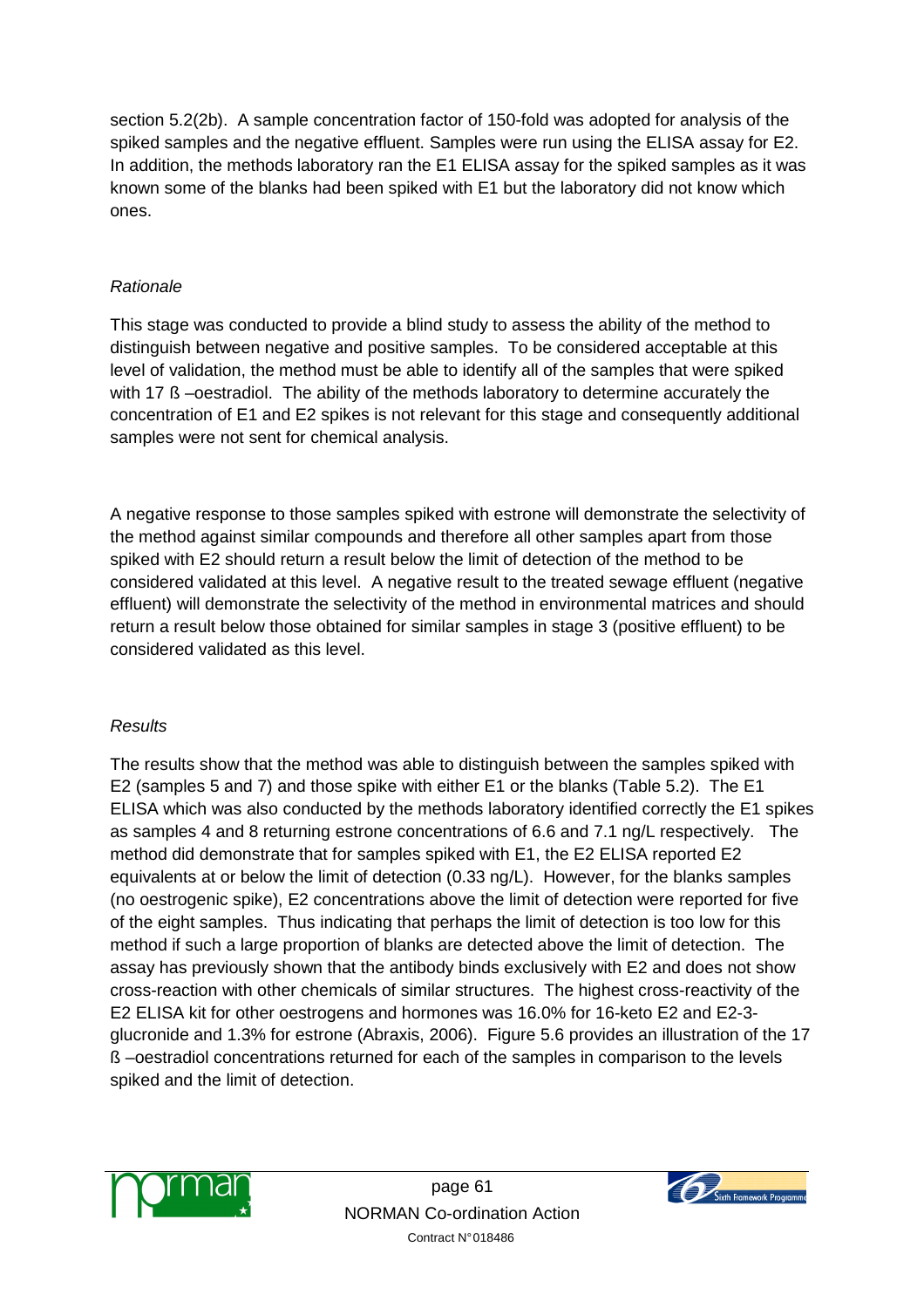section 5.2(2b). A sample concentration factor of 150-fold was adopted for analysis of the spiked samples and the negative effluent. Samples were run using the ELISA assay for E2. In addition, the methods laboratory ran the E1 ELISA assay for the spiked samples as it was known some of the blanks had been spiked with E1 but the laboratory did not know which ones.

*Rationale*

This stage was conducted to provide a blind study to assess the ability of the method to distinguish between negative and positive samples. To be considered acceptable at this level of validation, the method must be able to identify all of the samples that were spiked with 17 ß –oestradiol. The ability of the methods laboratory to determine accurately the concentration of E1 and E2 spikes is not relevant for this stage and consequently additional samples were not sent for chemical analysis.

A negative response to those samples spiked with estrone will demonstrate the selectivity of the method against similar compounds and therefore all other samples apart from those spiked with E2 should return a result below the limit of detection of the method to be considered validated at this level. A negative result to the treated sewage effluent (negative effluent) will demonstrate the selectivity of the method in environmental matrices and should return a result below those obtained for similar samples in stage 3 (positive effluent) to be considered validated as this level.

*Results*

The results show that the method was able to distinguish between the samples spiked with E2 (samples 5 and 7) and those spike with either E1 or the blanks (Table 5.2). The E1 ELISA which was also conducted by the methods laboratory identified correctly the E1 spikes as samples 4 and 8 returning estrone concentrations of 6.6 and 7.1 ng/L respectively. The method did demonstrate that for samples spiked with E1, the E2 ELISA reported E2 equivalents at or below the limit of detection (0.33 ng/L). However, for the blanks samples (no oestrogenic spike), E2 concentrations above the limit of detection were reported for five of the eight samples. Thus indicating that perhaps the limit of detection is too low for this method if such a large proportion of blanks are detected above the limit of detection. The assay has previously shown that the antibody binds exclusively with E2 and does not show cross-reaction with other chemicals of similar structures. The highest cross-reactivity of the E2 ELISA kit for other oestrogens and hormones was 16.0% for 16-keto E2 and E2-3-glucronide and 1.3% for estrone (Abraxis, 2006). Figure 5.6 provides an illustration of the 17 ß –oestradiol concentrations returned for each of the samples in comparison to the levels spiked and the limit of detection.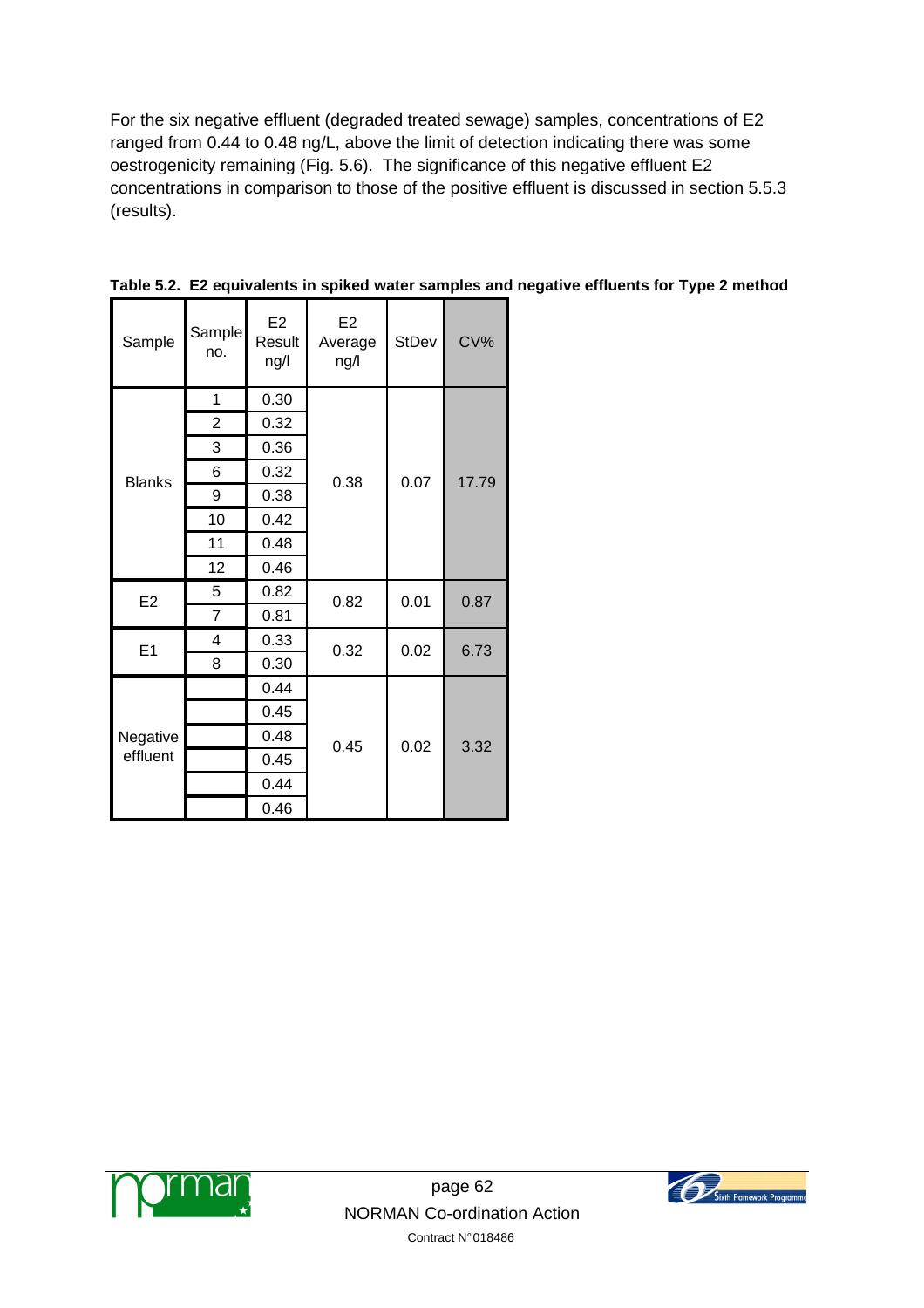For the six negative effluent (degraded treated sewage) samples, concentrations of E2 ranged from 0.44 to 0.48 ng/L, above the limit of detection indicating there was some oestrogenicity remaining (Fig. 5.6). The significance of this negative effluent E2 concentrations in comparison to those of the positive effluent is discussed in section 5.5.3 (results).

**Table 5.2. E2 equivalents in spiked water samples and negative effluents for Type 2 method**

| Sample | Sample no. | E2 Result ng/l | E2 Average ng/l | StDev | CV% |
|---|---|---|---|---|---|
| Blanks | 1 | 0.30 | 0.38 | 0.07 | 17.79 |
| | 2 | 0.32 | | | |
| | 3 | 0.36 | | | |
| | 6 | 0.32 | | | |
| | 9 | 0.38 | | | |
| | 10 | 0.42 | | | |
| | 11 | 0.48 | | | |
| | 12 | 0.46 | | | |
| E2 | 5 | 0.82 | 0.82 | 0.01 | 0.87 |
| | 7 | 0.81 | | | |
| E1 | 4 | 0.33 | 0.32 | 0.02 | 6.73 |
| | 8 | 0.30 | | | |
| Negative effluent | | 0.44 | 0.45 | 0.02 | 3.32 |
| | | 0.45 | | | |
| | | 0.48 | | | |
| | | 0.45 | | | |
| | | 0.44 | | | |
| | | 0.46 | | | |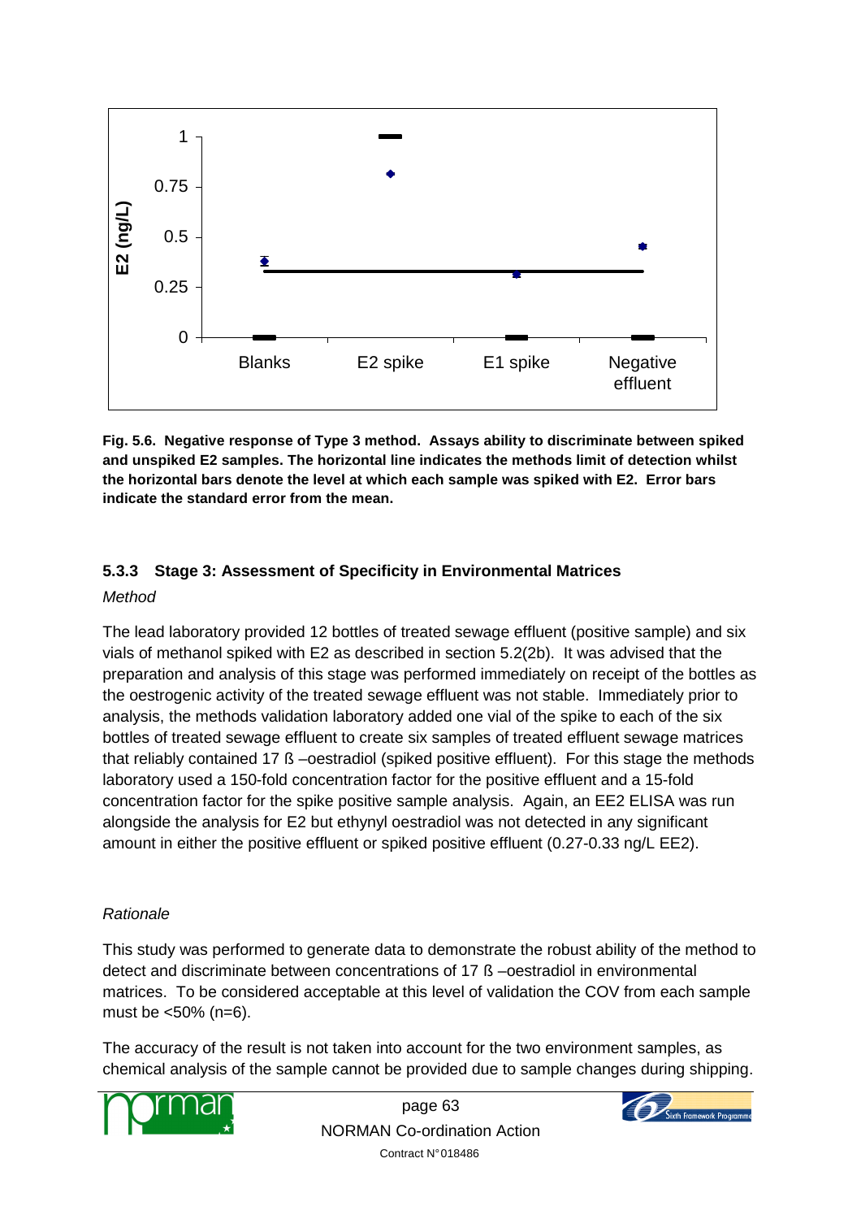**Fig. 5.6. Negative response of Type 3 method. Assays ability to discriminate between spiked and unspiked E2 samples. The horizontal line indicates the methods limit of detection whilst the horizontal bars denote the level at which each sample was spiked with E2. Error bars indicate the standard error from the mean.**

### 5.3.3 Stage 3: Assessment of Specificity in Environmental Matrices

*Method*

The lead laboratory provided 12 bottles of treated sewage effluent (positive sample) and six vials of methanol spiked with E2 as described in section 5.2(2b). It was advised that the preparation and analysis of this stage was performed immediately on receipt of the bottles as the oestrogenic activity of the treated sewage effluent was not stable. Immediately prior to analysis, the methods validation laboratory added one vial of the spike to each of the six bottles of treated sewage effluent to create six samples of treated effluent sewage matrices that reliably contained 17 ß –oestradiol (spiked positive effluent). For this stage the methods laboratory used a 150-fold concentration factor for the positive effluent and a 15-fold concentration factor for the spike positive sample analysis. Again, an EE2 ELISA was run alongside the analysis for E2 but ethynyl oestradiol was not detected in any significant amount in either the positive effluent or spiked positive effluent (0.27-0.33 ng/L EE2).

*Rationale*

This study was performed to generate data to demonstrate the robust ability of the method to detect and discriminate between concentrations of 17 ß –oestradiol in environmental matrices. To be considered acceptable at this level of validation the COV from each sample must be <50% (n=6).

The accuracy of the result is not taken into account for the two environment samples, as chemical analysis of the sample cannot be provided due to sample changes during shipping.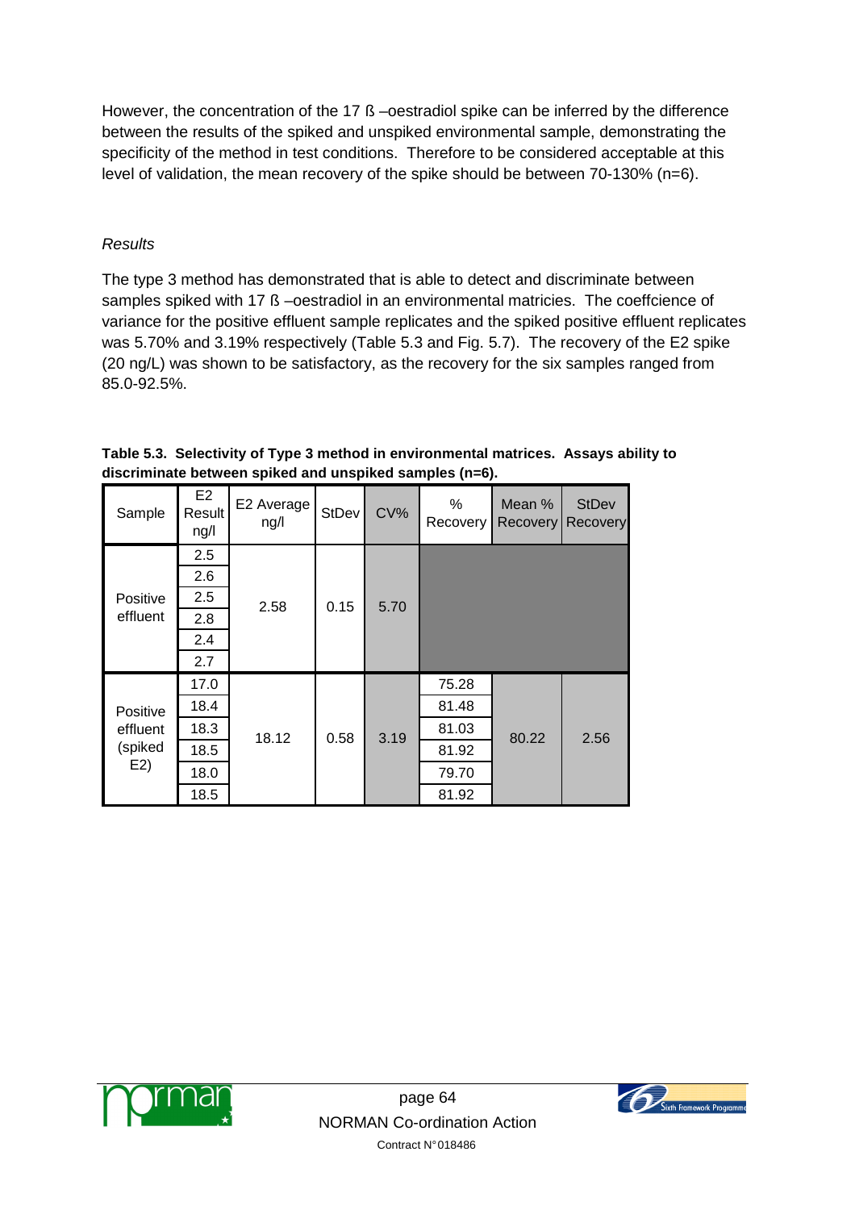However, the concentration of the 17 ß –oestradiol spike can be inferred by the difference between the results of the spiked and unspiked environmental sample, demonstrating the specificity of the method in test conditions. Therefore to be considered acceptable at this level of validation, the mean recovery of the spike should be between 70-130% (n=6).

*Results*

The type 3 method has demonstrated that is able to detect and discriminate between samples spiked with 17 ß –oestradiol in an environmental matrices. The coeffcience of variance for the positive effluent sample replicates and the spiked positive effluent replicates was 5.70% and 3.19% respectively (Table 5.3 and Fig. 5.7). The recovery of the E2 spike (20 ng/L) was shown to be satisfactory, as the recovery for the six samples ranged from 85.0-92.5%.

**Table 5.3. Selectivity of Type 3 method in environmental matrices. Assays ability to discriminate between spiked and unspiked samples (n=6).**

| Sample | E2 Result ng/l | E2 Average ng/l | StDev | CV% | % Recovery | Mean % Recovery | StDev Recovery |
|---|---|---|---|---|---|---|---|
| Positive effluent | 2.5 | 2.58 | 0.15 | 5.70 | | | |
| | 2.6 | | | | | | |
| | 2.5 | | | | | | |
| | 2.8 | | | | | | |
| | 2.4 | | | | | | |
| | 2.7 | | | | | | |
| Positive effluent (spiked E2) | 17.0 | 18.12 | 0.58 | 3.19 | 75.28 | 80.22 | 2.56 |
| | 18.4 | | | | 81.48 | | |
| | 18.3 | | | | 81.03 | | |
| | 18.5 | | | | 81.92 | | |
| | 18.0 | | | | 79.70 | | |
| | 18.5 | | | | 81.92 | | |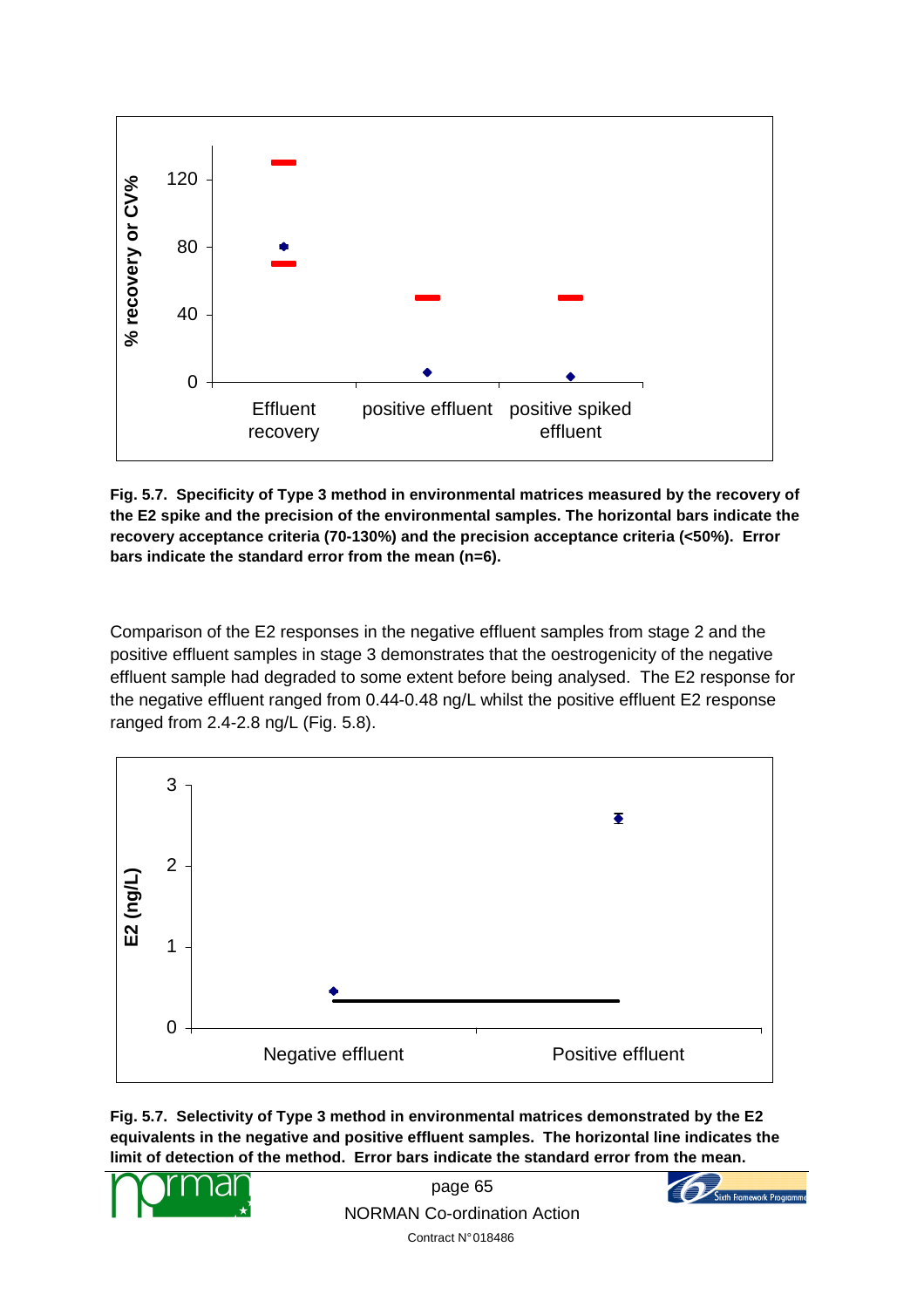**Fig. 5.7. Specificity of Type 3 method in environmental matrices measured by the recovery of the E2 spike and the precision of the environmental samples. The horizontal bars indicate the recovery acceptance criteria (70-130%) and the precision acceptance criteria (<50%). Error bars indicate the standard error from the mean (n=6).**

Comparison of the E2 responses in the negative effluent samples from stage 2 and the positive effluent samples in stage 3 demonstrates that the oestrogenicity of the negative effluent sample had degraded to some extent before being analysed. The E2 response for the negative effluent ranged from 0.44-0.48 ng/L whilst the positive effluent E2 response ranged from 2.4-2.8 ng/L (Fig. 5.8).

**Fig. 5.7. Selectivity of Type 3 method in environmental matrices demonstrated by the E2 equivalents in the negative and positive effluent samples. The horizontal line indicates the limit of detection of the method. Error bars indicate the standard error from the mean.**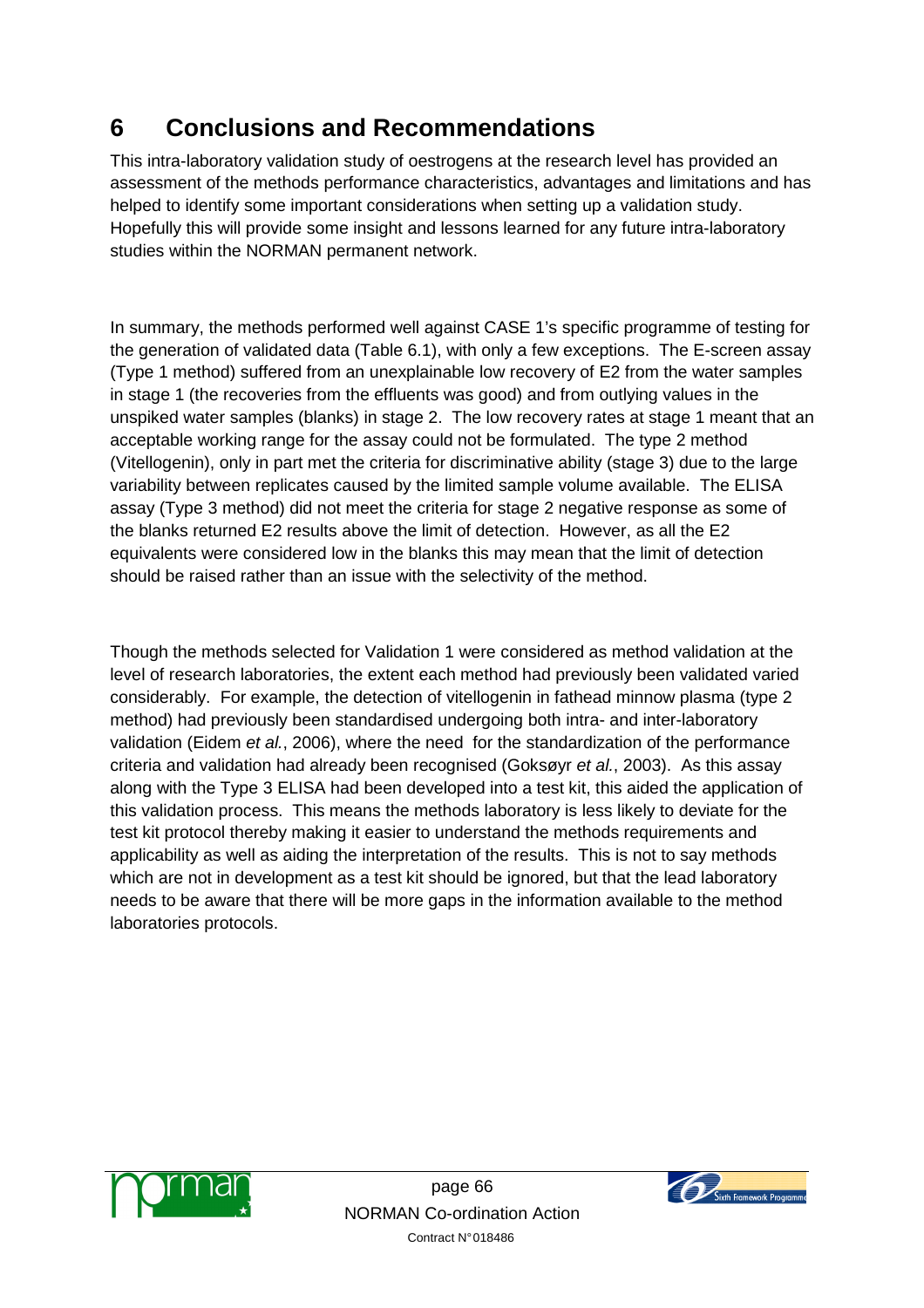# 6 Conclusions and Recommendations

This intra-laboratory validation study of oestrogens at the research level has provided an assessment of the methods performance characteristics, advantages and limitations and has helped to identify some important considerations when setting up a validation study. Hopefully this will provide some insight and lessons learned for any future intra-laboratory studies within the NORMAN permanent network.

In summary, the methods performed well against CASE 1's specific programme of testing for the generation of validated data (Table 6.1), with only a few exceptions. The E-screen assay (Type 1 method) suffered from an unexplainable low recovery of E2 from the water samples in stage 1 (the recoveries from the effluents was good) and from outlying values in the unspiked water samples (blanks) in stage 2. The low recovery rates at stage 1 meant that an acceptable working range for the assay could not be formulated. The type 2 method (Vitellogenin), only in part met the criteria for discriminative ability (stage 3) due to the large variability between replicates caused by the limited sample volume available. The ELISA assay (Type 3 method) did not meet the criteria for stage 2 negative response as some of the blanks returned E2 results above the limit of detection. However, as all the E2 equivalents were considered low in the blanks this may mean that the limit of detection should be raised rather than an issue with the selectivity of the method.

Though the methods selected for Validation 1 were considered as method validation at the level of research laboratories, the extent each method had previously been validated varied considerably. For example, the detection of vitellogenin in fathead minnow plasma (type 2 method) had previously been standardised undergoing both intra- and inter-laboratory validation (Eidem *et al.*, 2006), where the need for the standardization of the performance criteria and validation had already been recognised (Goksøyr *et al.*, 2003). As this assay along with the Type 3 ELISA had been developed into a test kit, this aided the application of this validation process. This means the methods laboratory is less likely to deviate for the test kit protocol thereby making it easier to understand the methods requirements and applicability as well as aiding the interpretation of the results. This is not to say methods which are not in development as a test kit should be ignored, but that the lead laboratory needs to be aware that there will be more gaps in the information available to the method laboratories protocols.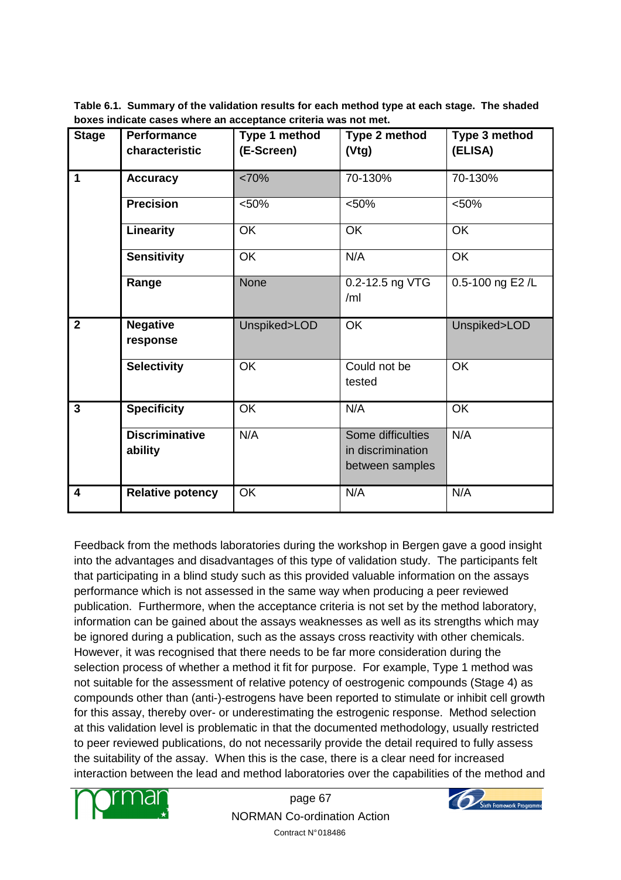**Table 6.1. Summary of the validation results for each method type at each stage. The shaded boxes indicate cases where an acceptance criteria was not met.**

| Stage | Performance characteristic | Type 1 method (E-Screen) | Type 2 method (Vtg) | Type 3 method (ELISA) |
|---|---|---|---|---|
| 1 | **Accuracy** | <70% | 70-130% | 70-130% |
| | **Precision** | <50% | <50% | <50% |
| | **Linearity** | OK | OK | OK |
| | **Sensitivity** | OK | N/A | OK |
| | **Range** | None | 0.2-12.5 ng VTG /ml | 0.5-100 ng E2 /L |
| 2 | **Negative response** | Unspiked>LOD | OK | Unspiked>LOD |
| | **Selectivity** | OK | Could not be tested | OK |
| 3 | **Specificity** | OK | N/A | OK |
| | **Discriminative ability** | N/A | Some difficulties in discrimination between samples | N/A |
| 4 | **Relative potency** | OK | N/A | N/A |

Feedback from the methods laboratories during the workshop in Bergen gave a good insight into the advantages and disadvantages of this type of validation study. The participants felt that participating in a blind study such as this provided valuable information on the assays performance which is not assessed in the same way when producing a peer reviewed publication. Furthermore, when the acceptance criteria is not set by the method laboratory, information can be gained about the assays weaknesses as well as its strengths which may be ignored during a publication, such as the assays cross reactivity with other chemicals. However, it was recognised that there needs to be far more consideration during the selection process of whether a method it fit for purpose. For example, Type 1 method was not suitable for the assessment of relative potency of oestrogenic compounds (Stage 4) as compounds other than (anti-)-estrogens have been reported to stimulate or inhibit cell growth for this assay, thereby over- or underestimating the estrogenic response. Method selection at this validation level is problematic in that the documented methodology, usually restricted to peer reviewed publications, do not necessarily provide the detail required to fully assess the suitability of the assay. When this is the case, there is a clear need for increased interaction between the lead and method laboratories over the capabilities of the method and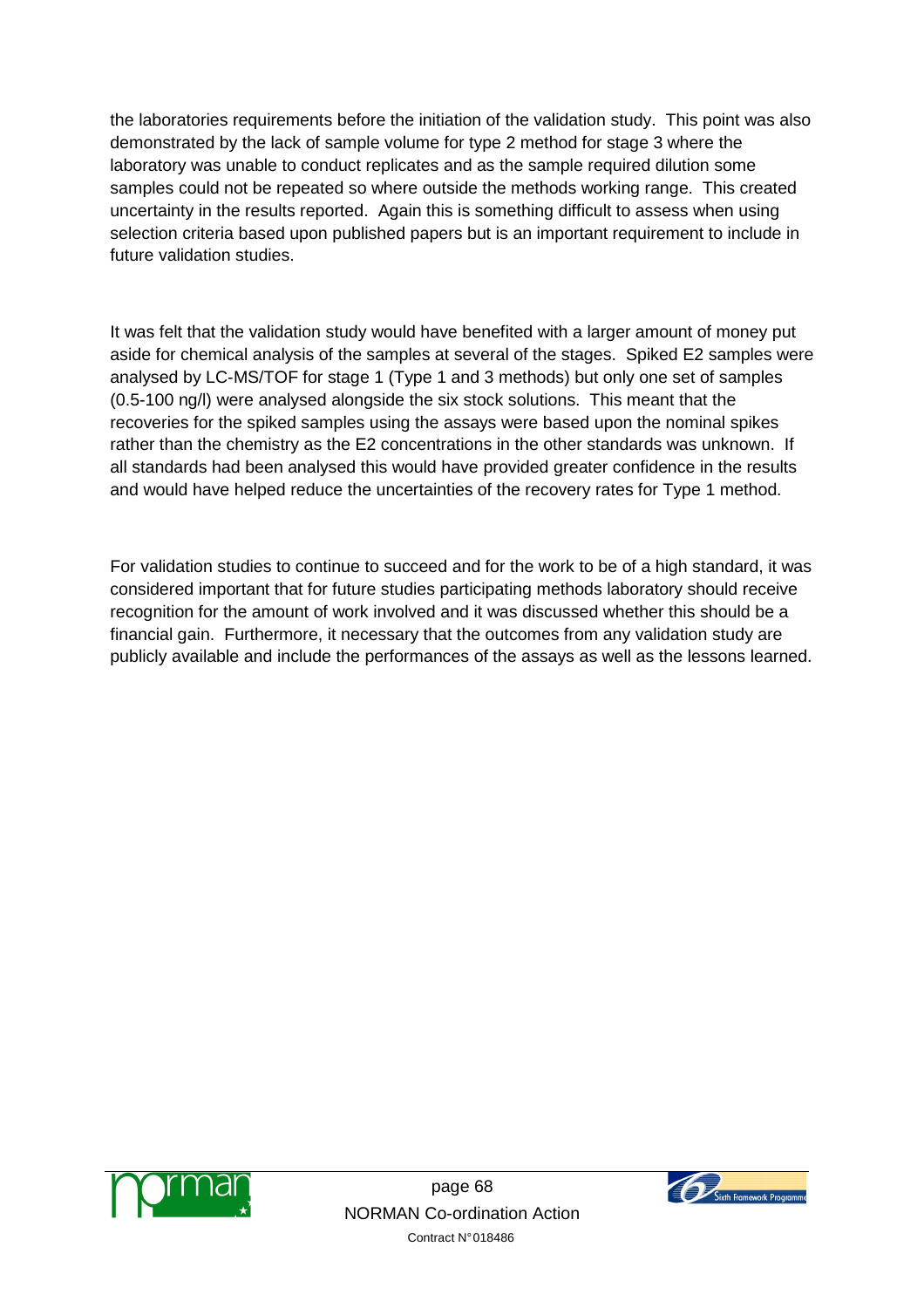the laboratories requirements before the initiation of the validation study. This point was also demonstrated by the lack of sample volume for type 2 method for stage 3 where the laboratory was unable to conduct replicates and as the sample required dilution some samples could not be repeated so where outside the methods working range. This created uncertainty in the results reported. Again this is something difficult to assess when using selection criteria based upon published papers but is an important requirement to include in future validation studies.

It was felt that the validation study would have benefited with a larger amount of money put aside for chemical analysis of the samples at several of the stages. Spiked E2 samples were analysed by LC-MS/TOF for stage 1 (Type 1 and 3 methods) but only one set of samples (0.5-100 ng/l) were analysed alongside the six stock solutions. This meant that the recoveries for the spiked samples using the assays were based upon the nominal spikes rather than the chemistry as the E2 concentrations in the other standards was unknown. If all standards had been analysed this would have provided greater confidence in the results and would have helped reduce the uncertainties of the recovery rates for Type 1 method.

For validation studies to continue to succeed and for the work to be of a high standard, it was considered important that for future studies participating methods laboratory should receive recognition for the amount of work involved and it was discussed whether this should be a financial gain. Furthermore, it necessary that the outcomes from any validation study are publicly available and include the performances of the assays as well as the lessons learned.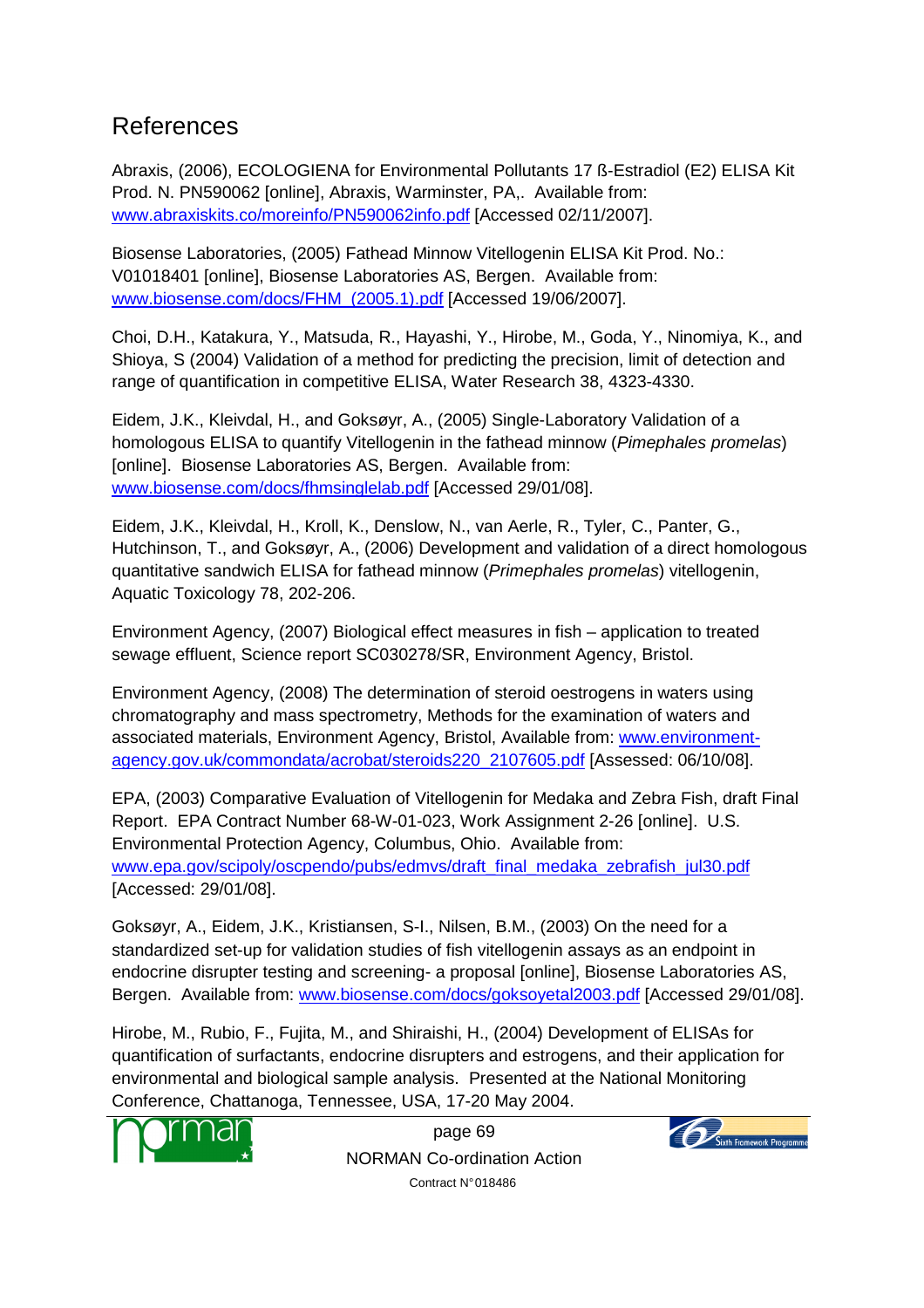# References

Abraxis, (2006), ECOLOGIENA for Environmental Pollutants 17 ß-Estradiol (E2) ELISA Kit Prod. N. PN590062 [online], Abraxis, Warminster, PA,. Available from: www.abraxiskits.co/moreinfo/PN590062info.pdf [Accessed 02/11/2007].

Biosense Laboratories, (2005) Fathead Minnow Vitellogenin ELISA Kit Prod. No.: V01018401 [online], Biosense Laboratories AS, Bergen. Available from: www.biosense.com/docs/FHM_(2005.1).pdf [Accessed 19/06/2007].

Choi, D.H., Katakura, Y., Matsuda, R., Hayashi, Y., Hirobe, M., Goda, Y., Ninomiya, K., and Shioya, S (2004) Validation of a method for predicting the precision, limit of detection and range of quantification in competitive ELISA, Water Research 38, 4323-4330.

Eidem, J.K., Kleivdal, H., and Goksøyr, A., (2005) Single-Laboratory Validation of a homologous ELISA to quantify Vitellogenin in the fathead minnow (*Pimephales promelas*) [online]. Biosense Laboratories AS, Bergen. Available from: www.biosense.com/docs/fhmsinglelab.pdf [Accessed 29/01/08].

Eidem, J.K., Kleivdal, H., Kroll, K., Denslow, N., van Aerle, R., Tyler, C., Panter, G., Hutchinson, T., and Goksøyr, A., (2006) Development and validation of a direct homologous quantitative sandwich ELISA for fathead minnow (*Primephales promelas*) vitellogenin, Aquatic Toxicology 78, 202-206.

Environment Agency, (2007) Biological effect measures in fish – application to treated sewage effluent, Science report SC030278/SR, Environment Agency, Bristol.

Environment Agency, (2008) The determination of steroid oestrogens in waters using chromatography and mass spectrometry, Methods for the examination of waters and associated materials, Environment Agency, Bristol, Available from: www.environment-agency.gov.uk/commondata/acrobat/steroids220_2107605.pdf [Assessed: 06/10/08].

EPA, (2003) Comparative Evaluation of Vitellogenin for Medaka and Zebra Fish, draft Final Report. EPA Contract Number 68-W-01-023, Work Assignment 2-26 [online]. U.S. Environmental Protection Agency, Columbus, Ohio. Available from: www.epa.gov/scipoly/oscpendo/pubs/edmvs/draft_final_medaka_zebrafish_jul30.pdf [Accessed: 29/01/08].

Goksøyr, A., Eidem, J.K., Kristiansen, S-I., Nilsen, B.M., (2003) On the need for a standardized set-up for validation studies of fish vitellogenin assays as an endpoint in endocrine disrupter testing and screening- a proposal [online], Biosense Laboratories AS, Bergen. Available from: www.biosense.com/docs/goksoyetal2003.pdf [Accessed 29/01/08].

Hirobe, M., Rubio, F., Fujita, M., and Shiraishi, H., (2004) Development of ELISAs for quantification of surfactants, endocrine disrupters and estrogens, and their application for environmental and biological sample analysis. Presented at the National Monitoring Conference, Chattanoga, Tennessee, USA, 17-20 May 2004.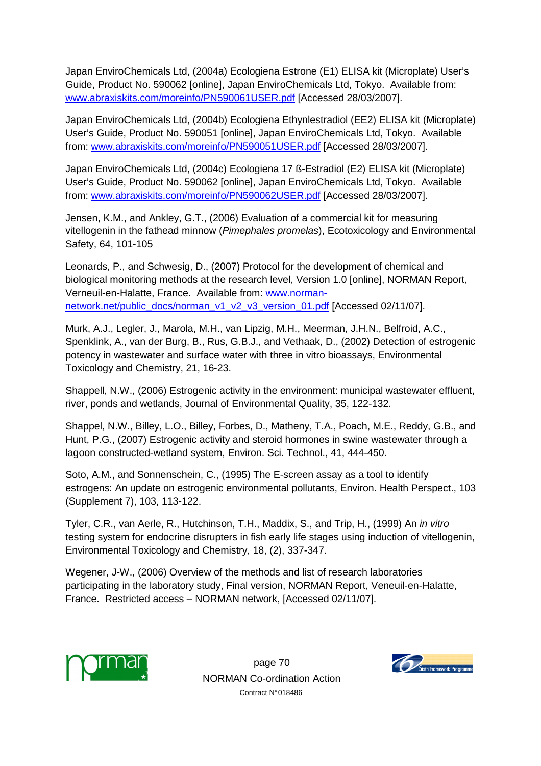Japan EnviroChemicals Ltd, (2004a) Ecologiena Estrone (E1) ELISA kit (Microplate) User's Guide, Product No. 590062 [online], Japan EnviroChemicals Ltd, Tokyo. Available from: www.abraxiskits.com/moreinfo/PN590061USER.pdf [Accessed 28/03/2007].

Japan EnviroChemicals Ltd, (2004b) Ecologiena Ethynlestradiol (EE2) ELISA kit (Microplate) User's Guide, Product No. 590051 [online], Japan EnviroChemicals Ltd, Tokyo. Available from: www.abraxiskits.com/moreinfo/PN590051USER.pdf [Accessed 28/03/2007].

Japan EnviroChemicals Ltd, (2004c) Ecologiena 17 ß-Estradiol (E2) ELISA kit (Microplate) User's Guide, Product No. 590062 [online], Japan EnviroChemicals Ltd, Tokyo. Available from: www.abraxiskits.com/moreinfo/PN590062USER.pdf [Accessed 28/03/2007].

Jensen, K.M., and Ankley, G.T., (2006) Evaluation of a commercial kit for measuring vitellogenin in the fathead minnow (*Pimephales promelas*), Ecotoxicology and Environmental Safety, 64, 101-105

Leonards, P., and Schwesig, D., (2007) Protocol for the development of chemical and biological monitoring methods at the research level, Version 1.0 [online], NORMAN Report, Verneuil-en-Halatte, France. Available from: www.norman-network.net/public_docs/norman_v1_v2_v3_version_01.pdf [Accessed 02/11/07].

Murk, A.J., Legler, J., Marola, M.H., van Lipzig, M.H., Meerman, J.H.N., Belfroid, A.C., Spenklink, A., van der Burg, B., Rus, G.B.J., and Vethaak, D., (2002) Detection of estrogenic potency in wastewater and surface water with three in vitro bioassays, Environmental Toxicology and Chemistry, 21, 16-23.

Shappell, N.W., (2006) Estrogenic activity in the environment: municipal wastewater effluent, river, ponds and wetlands, Journal of Environmental Quality, 35, 122-132.

Shappel, N.W., Billey, L.O., Billey, Forbes, D., Matheny, T.A., Poach, M.E., Reddy, G.B., and Hunt, P.G., (2007) Estrogenic activity and steroid hormones in swine wastewater through a lagoon constructed-wetland system, Environ. Sci. Technol., 41, 444-450.

Soto, A.M., and Sonnenschein, C., (1995) The E-screen assay as a tool to identify estrogens: An update on estrogenic environmental pollutants, Environ. Health Perspect., 103 (Supplement 7), 103, 113-122.

Tyler, C.R., van Aerle, R., Hutchinson, T.H., Maddix, S., and Trip, H., (1999) An *in vitro* testing system for endocrine disrupters in fish early life stages using induction of vitellogenin, Environmental Toxicology and Chemistry, 18, (2), 337-347.

Wegener, J-W., (2006) Overview of the methods and list of research laboratories participating in the laboratory study, Final version, NORMAN Report, Veneuil-en-Halatte, France. Restricted access – NORMAN network, [Accessed 02/11/07].